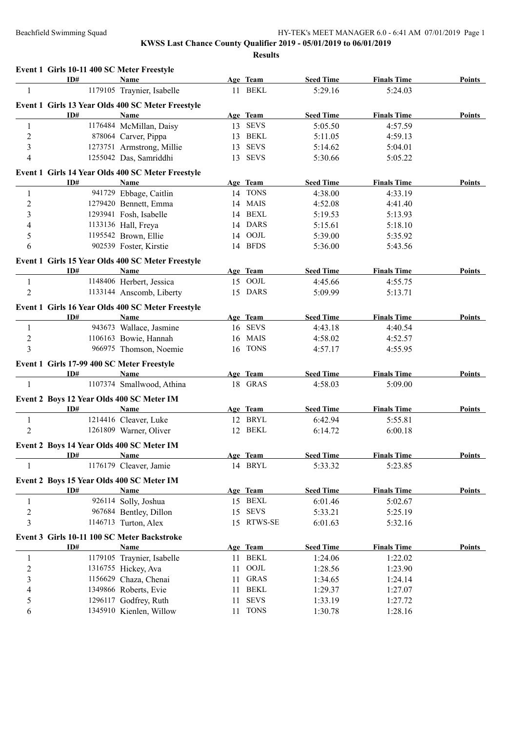# KWSS Last Chance County Qualifier 2019 - 05/01/2019 to 06/01/2019

## Results

### Event 1 Girls 10-11 400 SC Meter Freestyle

| | ID# | Name | Age | Team | Seed Time | Finals Time | Points |
|---|---|---|---|---|---|---|---|
| 1 | 1179105 | Traynier, Isabelle | 11 | BEKL | 5:29.16 | 5:24.03 | |

### Event 1 Girls 13 Year Olds 400 SC Meter Freestyle

| | ID# | Name | Age | Team | Seed Time | Finals Time | Points |
|---|---|---|---|---|---|---|---|
| 1 | 1176484 | McMillan, Daisy | 13 | SEVS | 5:05.50 | 4:57.59 | |
| 2 | 878064 | Carver, Pippa | 13 | BEKL | 5:11.05 | 4:59.13 | |
| 3 | 1273751 | Armstrong, Millie | 13 | SEVS | 5:14.62 | 5:04.01 | |
| 4 | 1255042 | Das, Samriddhi | 13 | SEVS | 5:30.66 | 5:05.22 | |

### Event 1 Girls 14 Year Olds 400 SC Meter Freestyle

| | ID# | Name | Age | Team | Seed Time | Finals Time | Points |
|---|---|---|---|---|---|---|---|
| 1 | 941729 | Ebbage, Caitlin | 14 | TONS | 4:38.00 | 4:33.19 | |
| 2 | 1279420 | Bennett, Emma | 14 | MAIS | 4:52.08 | 4:41.40 | |
| 3 | 1293941 | Fosh, Isabelle | 14 | BEXL | 5:19.53 | 5:13.93 | |
| 4 | 1133136 | Hall, Freya | 14 | DARS | 5:15.61 | 5:18.10 | |
| 5 | 1195542 | Brown, Ellie | 14 | OOJL | 5:39.00 | 5:35.92 | |
| 6 | 902539 | Foster, Kirstie | 14 | BFDS | 5:36.00 | 5:43.56 | |

### Event 1 Girls 15 Year Olds 400 SC Meter Freestyle

| | ID# | Name | Age | Team | Seed Time | Finals Time | Points |
|---|---|---|---|---|---|---|---|
| 1 | 1148406 | Herbert, Jessica | 15 | OOJL | 4:45.66 | 4:55.75 | |
| 2 | 1133144 | Anscomb, Liberty | 15 | DARS | 5:09.99 | 5:13.71 | |

### Event 1 Girls 16 Year Olds 400 SC Meter Freestyle

| | ID# | Name | Age | Team | Seed Time | Finals Time | Points |
|---|---|---|---|---|---|---|---|
| 1 | 943673 | Wallace, Jasmine | 16 | SEVS | 4:43.18 | 4:40.54 | |
| 2 | 1106163 | Bowie, Hannah | 16 | MAIS | 4:58.02 | 4:52.57 | |
| 3 | 966975 | Thomson, Noemie | 16 | TONS | 4:57.17 | 4:55.95 | |

### Event 1 Girls 17-99 400 SC Meter Freestyle

| | ID# | Name | Age | Team | Seed Time | Finals Time | Points |
|---|---|---|---|---|---|---|---|
| 1 | 1107374 | Smallwood, Athina | 18 | GRAS | 4:58.03 | 5:09.00 | |

### Event 2 Boys 12 Year Olds 400 SC Meter IM

| | ID# | Name | Age | Team | Seed Time | Finals Time | Points |
|---|---|---|---|---|---|---|---|
| 1 | 1214416 | Cleaver, Luke | 12 | BRYL | 6:42.94 | 5:55.81 | |
| 2 | 1261809 | Warner, Oliver | 12 | BEKL | 6:14.72 | 6:00.18 | |

### Event 2 Boys 14 Year Olds 400 SC Meter IM

| | ID# | Name | Age | Team | Seed Time | Finals Time | Points |
|---|---|---|---|---|---|---|---|
| 1 | 1176179 | Cleaver, Jamie | 14 | BRYL | 5:33.32 | 5:23.85 | |

### Event 2 Boys 15 Year Olds 400 SC Meter IM

| | ID# | Name | Age | Team | Seed Time | Finals Time | Points |
|---|---|---|---|---|---|---|---|
| 1 | 926114 | Solly, Joshua | 15 | BEXL | 6:01.46 | 5:02.67 | |
| 2 | 967684 | Bentley, Dillon | 15 | SEVS | 5:33.21 | 5:25.19 | |
| 3 | 1146713 | Turton, Alex | 15 | RTWS-SE | 6:01.63 | 5:32.16 | |

### Event 3 Girls 10-11 100 SC Meter Backstroke

| | ID# | Name | Age | Team | Seed Time | Finals Time | Points |
|---|---|---|---|---|---|---|---|
| 1 | 1179105 | Traynier, Isabelle | 11 | BEKL | 1:24.06 | 1:22.02 | |
| 2 | 1316755 | Hickey, Ava | 11 | OOJL | 1:28.56 | 1:23.90 | |
| 3 | 1156629 | Chaza, Chenai | 11 | GRAS | 1:34.65 | 1:24.14 | |
| 4 | 1349866 | Roberts, Evie | 11 | BEKL | 1:29.37 | 1:27.07 | |
| 5 | 1296117 | Godfrey, Ruth | 11 | SEVS | 1:33.19 | 1:27.72 | |
| 6 | 1345910 | Kienlen, Willow | 11 | TONS | 1:30.78 | 1:28.16 | |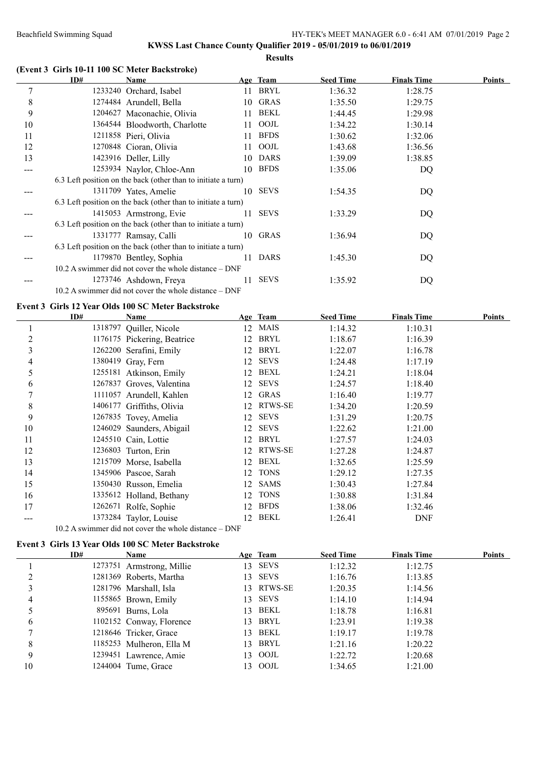## KWSS Last Chance County Qualifier 2019 - 05/01/2019 to 06/01/2019

**Results**

### (Event 3 Girls 10-11 100 SC Meter Backstroke)

| | ID# | Name | Age | Team | Seed Time | Finals Time | Points |
|---|---|---|---|---|---|---|---|
| 7 | 1233240 | Orchard, Isabel | 11 | BRYL | 1:36.32 | 1:28.75 | |
| 8 | 1274484 | Arundell, Bella | 10 | GRAS | 1:35.50 | 1:29.75 | |
| 9 | 1204627 | Maconachie, Olivia | 11 | BEKL | 1:44.45 | 1:29.98 | |
| 10 | 1364544 | Bloodworth, Charlotte | 11 | OOJL | 1:34.22 | 1:30.14 | |
| 11 | 1211858 | Pieri, Olivia | 11 | BFDS | 1:30.62 | 1:32.06 | |
| 12 | 1270848 | Cioran, Olivia | 11 | OOJL | 1:43.68 | 1:36.56 | |
| 13 | 1423916 | Deller, Lilly | 10 | DARS | 1:39.09 | 1:38.85 | |
| --- | 1253934 | Naylor, Chloe-Ann | 10 | BFDS | 1:35.06 | DQ | |
| | 6.3 Left position on the back (other than to initiate a turn) | | | | | | |
| --- | 1311709 | Yates, Amelie | 10 | SEVS | 1:54.35 | DQ | |
| | 6.3 Left position on the back (other than to initiate a turn) | | | | | | |
| --- | 1415053 | Armstrong, Evie | 11 | SEVS | 1:33.29 | DQ | |
| | 6.3 Left position on the back (other than to initiate a turn) | | | | | | |
| --- | 1331777 | Ramsay, Calli | 10 | GRAS | 1:36.94 | DQ | |
| | 6.3 Left position on the back (other than to initiate a turn) | | | | | | |
| --- | 1179870 | Bentley, Sophia | 11 | DARS | 1:45.30 | DQ | |
| | 10.2 A swimmer did not cover the whole distance – DNF | | | | | | |
| --- | 1273746 | Ashdown, Freya | 11 | SEVS | 1:35.92 | DQ | |
| | 10.2 A swimmer did not cover the whole distance – DNF | | | | | | |

### Event 3 Girls 12 Year Olds 100 SC Meter Backstroke

| | ID# | Name | Age | Team | Seed Time | Finals Time | Points |
|---|---|---|---|---|---|---|---|
| 1 | 1318797 | Quiller, Nicole | 12 | MAIS | 1:14.32 | 1:10.31 | |
| 2 | 1176175 | Pickering, Beatrice | 12 | BRYL | 1:18.67 | 1:16.39 | |
| 3 | 1262200 | Serafini, Emily | 12 | BRYL | 1:22.07 | 1:16.78 | |
| 4 | 1380419 | Gray, Fern | 12 | SEVS | 1:24.48 | 1:17.19 | |
| 5 | 1255181 | Atkinson, Emily | 12 | BEXL | 1:24.21 | 1:18.04 | |
| 6 | 1267837 | Groves, Valentina | 12 | SEVS | 1:24.57 | 1:18.40 | |
| 7 | 1111057 | Arundell, Kahlen | 12 | GRAS | 1:16.40 | 1:19.77 | |
| 8 | 1406177 | Griffiths, Olivia | 12 | RTWS-SE | 1:34.20 | 1:20.59 | |
| 9 | 1267835 | Tovey, Amelia | 12 | SEVS | 1:31.29 | 1:20.75 | |
| 10 | 1246029 | Saunders, Abigail | 12 | SEVS | 1:22.62 | 1:21.00 | |
| 11 | 1245510 | Cain, Lottie | 12 | BRYL | 1:27.57 | 1:24.03 | |
| 12 | 1236803 | Turton, Erin | 12 | RTWS-SE | 1:27.28 | 1:24.87 | |
| 13 | 1215709 | Morse, Isabella | 12 | BEXL | 1:32.65 | 1:25.59 | |
| 14 | 1345906 | Pascoe, Sarah | 12 | TONS | 1:29.12 | 1:27.35 | |
| 15 | 1350430 | Russon, Emelia | 12 | SAMS | 1:30.43 | 1:27.84 | |
| 16 | 1335612 | Holland, Bethany | 12 | TONS | 1:30.88 | 1:31.84 | |
| 17 | 1262671 | Rolfe, Sophie | 12 | BFDS | 1:38.06 | 1:32.46 | |
| --- | 1373284 | Taylor, Louise | 12 | BEKL | 1:26.41 | DNF | |
| | 10.2 A swimmer did not cover the whole distance – DNF | | | | | | |

### Event 3 Girls 13 Year Olds 100 SC Meter Backstroke

| | ID# | Name | Age | Team | Seed Time | Finals Time | Points |
|---|---|---|---|---|---|---|---|
| 1 | 1273751 | Armstrong, Millie | 13 | SEVS | 1:12.32 | 1:12.75 | |
| 2 | 1281369 | Roberts, Martha | 13 | SEVS | 1:16.76 | 1:13.85 | |
| 3 | 1281796 | Marshall, Isla | 13 | RTWS-SE | 1:20.35 | 1:14.56 | |
| 4 | 1155865 | Brown, Emily | 13 | SEVS | 1:14.10 | 1:14.94 | |
| 5 | 895691 | Burns, Lola | 13 | BEKL | 1:18.78 | 1:16.81 | |
| 6 | 1102152 | Conway, Florence | 13 | BRYL | 1:23.91 | 1:19.38 | |
| 7 | 1218646 | Tricker, Grace | 13 | BEKL | 1:19.17 | 1:19.78 | |
| 8 | 1185253 | Mulheron, Ella M | 13 | BRYL | 1:21.16 | 1:20.22 | |
| 9 | 1239451 | Lawrence, Amie | 13 | OOJL | 1:22.72 | 1:20.68 | |
| 10 | 1244004 | Tume, Grace | 13 | OOJL | 1:34.65 | 1:21.00 | |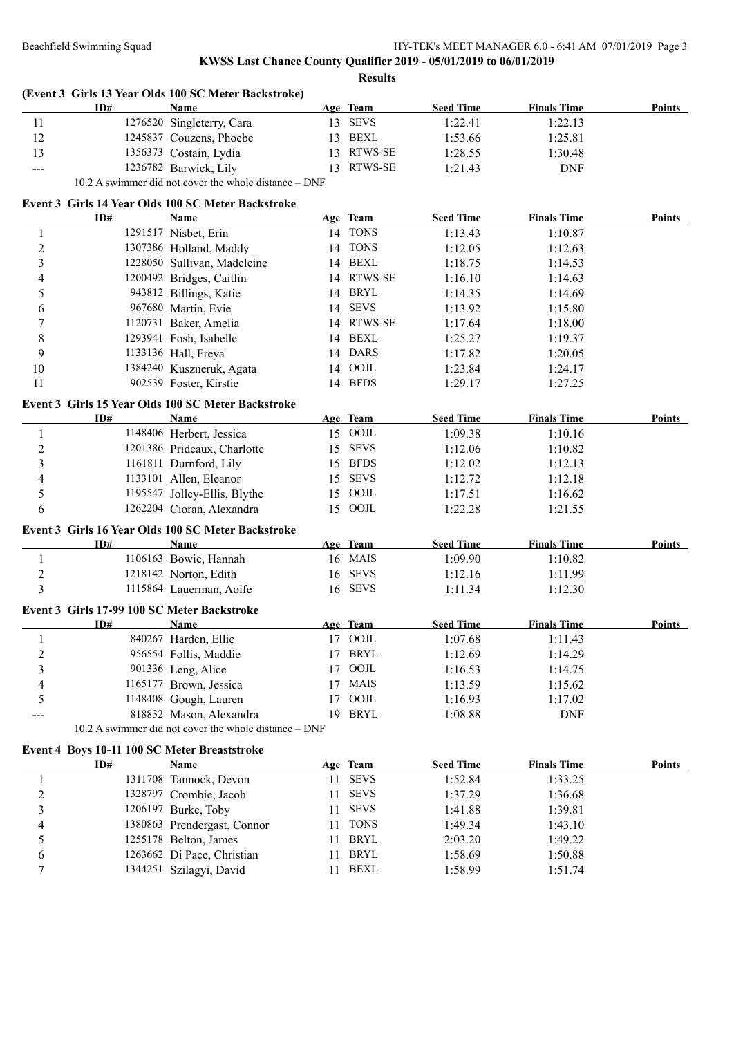**KWSS Last Chance County Qualifier 2019 - 05/01/2019 to 06/01/2019**

**Results**

### (Event 3 Girls 13 Year Olds 100 SC Meter Backstroke)

| | ID# | Name | Age | Team | Seed Time | Finals Time | Points |
|---|---|---|---|---|---|---|---|
| 11 | 1276520 | Singleterry, Cara | 13 | SEVS | 1:22.41 | 1:22.13 | |
| 12 | 1245837 | Couzens, Phoebe | 13 | BEXL | 1:53.66 | 1:25.81 | |
| 13 | 1356373 | Costain, Lydia | 13 | RTWS-SE | 1:28.55 | 1:30.48 | |
| --- | 1236782 | Barwick, Lily | 13 | RTWS-SE | 1:21.43 | DNF | |

10.2 A swimmer did not cover the whole distance – DNF

### Event 3 Girls 14 Year Olds 100 SC Meter Backstroke

| | ID# | Name | Age | Team | Seed Time | Finals Time | Points |
|---|---|---|---|---|---|---|---|
| 1 | 1291517 | Nisbet, Erin | 14 | TONS | 1:13.43 | 1:10.87 | |
| 2 | 1307386 | Holland, Maddy | 14 | TONS | 1:12.05 | 1:12.63 | |
| 3 | 1228050 | Sullivan, Madeleine | 14 | BEXL | 1:18.75 | 1:14.53 | |
| 4 | 1200492 | Bridges, Caitlin | 14 | RTWS-SE | 1:16.10 | 1:14.63 | |
| 5 | 943812 | Billings, Katie | 14 | BRYL | 1:14.35 | 1:14.69 | |
| 6 | 967680 | Martin, Evie | 14 | SEVS | 1:13.92 | 1:15.80 | |
| 7 | 1120731 | Baker, Amelia | 14 | RTWS-SE | 1:17.64 | 1:18.00 | |
| 8 | 1293941 | Fosh, Isabelle | 14 | BEXL | 1:25.27 | 1:19.37 | |
| 9 | 1133136 | Hall, Freya | 14 | DARS | 1:17.82 | 1:20.05 | |
| 10 | 1384240 | Kuszneruk, Agata | 14 | OOJL | 1:23.84 | 1:24.17 | |
| 11 | 902539 | Foster, Kirstie | 14 | BFDS | 1:29.17 | 1:27.25 | |

### Event 3 Girls 15 Year Olds 100 SC Meter Backstroke

| | ID# | Name | Age | Team | Seed Time | Finals Time | Points |
|---|---|---|---|---|---|---|---|
| 1 | 1148406 | Herbert, Jessica | 15 | OOJL | 1:09.38 | 1:10.16 | |
| 2 | 1201386 | Prideaux, Charlotte | 15 | SEVS | 1:12.06 | 1:10.82 | |
| 3 | 1161811 | Durnford, Lily | 15 | BFDS | 1:12.02 | 1:12.13 | |
| 4 | 1133101 | Allen, Eleanor | 15 | SEVS | 1:12.72 | 1:12.18 | |
| 5 | 1195547 | Jolley-Ellis, Blythe | 15 | OOJL | 1:17.51 | 1:16.62 | |
| 6 | 1262204 | Cioran, Alexandra | 15 | OOJL | 1:22.28 | 1:21.55 | |

### Event 3 Girls 16 Year Olds 100 SC Meter Backstroke

| | ID# | Name | Age | Team | Seed Time | Finals Time | Points |
|---|---|---|---|---|---|---|---|
| 1 | 1106163 | Bowie, Hannah | 16 | MAIS | 1:09.90 | 1:10.82 | |
| 2 | 1218142 | Norton, Edith | 16 | SEVS | 1:12.16 | 1:11.99 | |
| 3 | 1115864 | Lauerman, Aoife | 16 | SEVS | 1:11.34 | 1:12.30 | |

### Event 3 Girls 17-99 100 SC Meter Backstroke

| | ID# | Name | Age | Team | Seed Time | Finals Time | Points |
|---|---|---|---|---|---|---|---|
| 1 | 840267 | Harden, Ellie | 17 | OOJL | 1:07.68 | 1:11.43 | |
| 2 | 956554 | Follis, Maddie | 17 | BRYL | 1:12.69 | 1:14.29 | |
| 3 | 901336 | Leng, Alice | 17 | OOJL | 1:16.53 | 1:14.75 | |
| 4 | 1165177 | Brown, Jessica | 17 | MAIS | 1:13.59 | 1:15.62 | |
| 5 | 1148408 | Gough, Lauren | 17 | OOJL | 1:16.93 | 1:17.02 | |
| --- | 818832 | Mason, Alexandra | 19 | BRYL | 1:08.88 | DNF | |

10.2 A swimmer did not cover the whole distance – DNF

### Event 4 Boys 10-11 100 SC Meter Breaststroke

| | ID# | Name | Age | Team | Seed Time | Finals Time | Points |
|---|---|---|---|---|---|---|---|
| 1 | 1311708 | Tannock, Devon | 11 | SEVS | 1:52.84 | 1:33.25 | |
| 2 | 1328797 | Crombie, Jacob | 11 | SEVS | 1:37.29 | 1:36.68 | |
| 3 | 1206197 | Burke, Toby | 11 | SEVS | 1:41.88 | 1:39.81 | |
| 4 | 1380863 | Prendergast, Connor | 11 | TONS | 1:49.34 | 1:43.10 | |
| 5 | 1255178 | Belton, James | 11 | BRYL | 2:03.20 | 1:49.22 | |
| 6 | 1263662 | Di Pace, Christian | 11 | BRYL | 1:58.69 | 1:50.88 | |
| 7 | 1344251 | Szilagyi, David | 11 | BEXL | 1:58.99 | 1:51.74 | |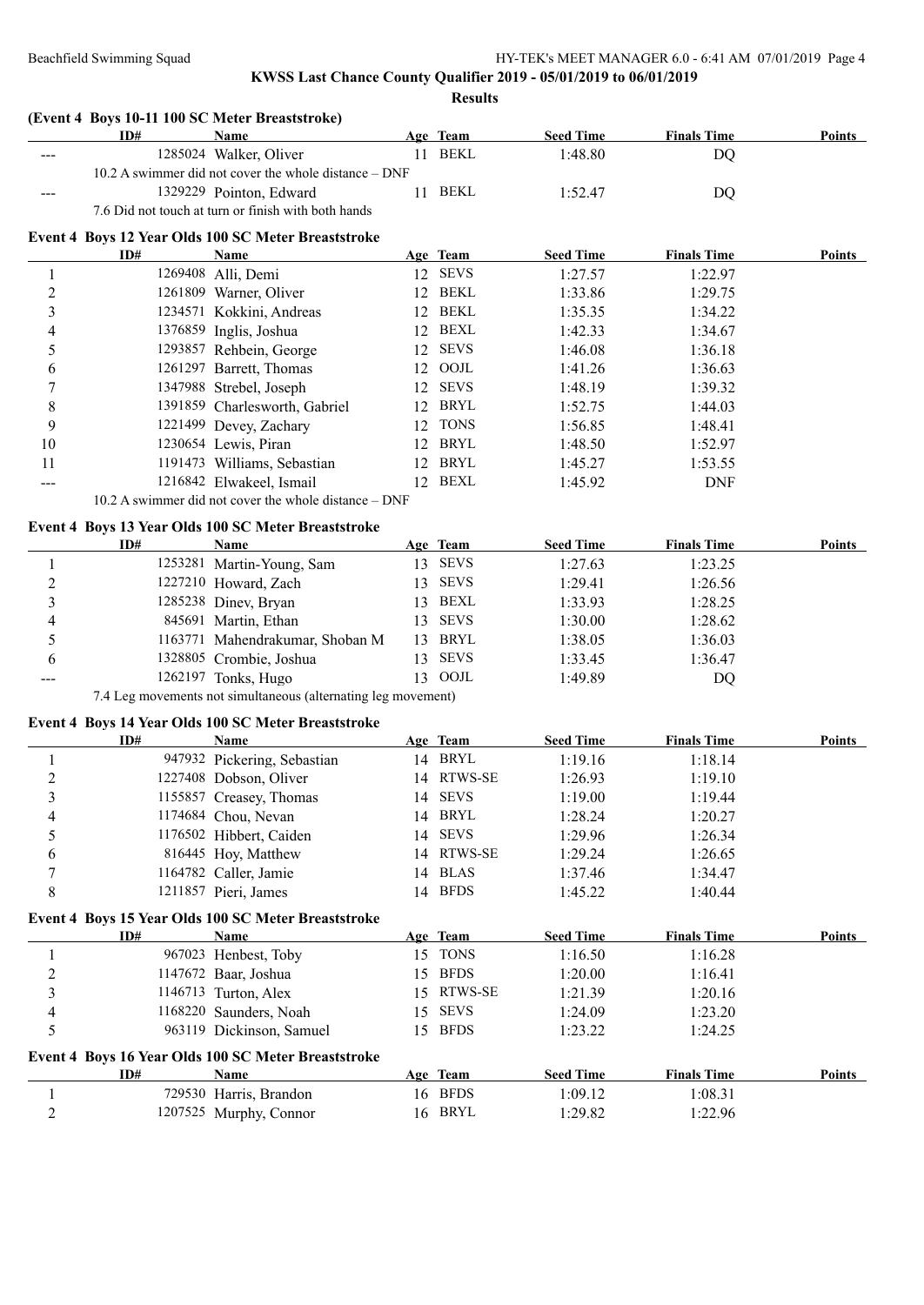**KWSS Last Chance County Qualifier 2019 - 05/01/2019 to 06/01/2019**

**Results**

### (Event 4 Boys 10-11 100 SC Meter Breaststroke)

| | ID# | Name | Age | Team | Seed Time | Finals Time | Points |
|---|---|---|---|---|---|---|---|
| --- | 1285024 | Walker, Oliver | 11 | BEKL | 1:48.80 | DQ | |
| | 10.2 A swimmer did not cover the whole distance – DNF | | | | | | |
| --- | 1329229 | Pointon, Edward | 11 | BEKL | 1:52.47 | DQ | |
| | 7.6 Did not touch at turn or finish with both hands | | | | | | |

### Event 4 Boys 12 Year Olds 100 SC Meter Breaststroke

| | ID# | Name | Age | Team | Seed Time | Finals Time | Points |
|---|---|---|---|---|---|---|---|
| 1 | 1269408 | Alli, Demi | 12 | SEVS | 1:27.57 | 1:22.97 | |
| 2 | 1261809 | Warner, Oliver | 12 | BEKL | 1:33.86 | 1:29.75 | |
| 3 | 1234571 | Kokkini, Andreas | 12 | BEKL | 1:35.35 | 1:34.22 | |
| 4 | 1376859 | Inglis, Joshua | 12 | BEXL | 1:42.33 | 1:34.67 | |
| 5 | 1293857 | Rehbein, George | 12 | SEVS | 1:46.08 | 1:36.18 | |
| 6 | 1261297 | Barrett, Thomas | 12 | OOJL | 1:41.26 | 1:36.63 | |
| 7 | 1347988 | Strebel, Joseph | 12 | SEVS | 1:48.19 | 1:39.32 | |
| 8 | 1391859 | Charlesworth, Gabriel | 12 | BRYL | 1:52.75 | 1:44.03 | |
| 9 | 1221499 | Devey, Zachary | 12 | TONS | 1:56.85 | 1:48.41 | |
| 10 | 1230654 | Lewis, Piran | 12 | BRYL | 1:48.50 | 1:52.97 | |
| 11 | 1191473 | Williams, Sebastian | 12 | BRYL | 1:45.27 | 1:53.55 | |
| --- | 1216842 | Elwakeel, Ismail | 12 | BEXL | 1:45.92 | DNF | |
| | 10.2 A swimmer did not cover the whole distance – DNF | | | | | | |

### Event 4 Boys 13 Year Olds 100 SC Meter Breaststroke

| | ID# | Name | Age | Team | Seed Time | Finals Time | Points |
|---|---|---|---|---|---|---|---|
| 1 | 1253281 | Martin-Young, Sam | 13 | SEVS | 1:27.63 | 1:23.25 | |
| 2 | 1227210 | Howard, Zach | 13 | SEVS | 1:29.41 | 1:26.56 | |
| 3 | 1285238 | Dinev, Bryan | 13 | BEXL | 1:33.93 | 1:28.25 | |
| 4 | 845691 | Martin, Ethan | 13 | SEVS | 1:30.00 | 1:28.62 | |
| 5 | 1163771 | Mahendrakumar, Shoban M | 13 | BRYL | 1:38.05 | 1:36.03 | |
| 6 | 1328805 | Crombie, Joshua | 13 | SEVS | 1:33.45 | 1:36.47 | |
| --- | 1262197 | Tonks, Hugo | 13 | OOJL | 1:49.89 | DQ | |
| | 7.4 Leg movements not simultaneous (alternating leg movement) | | | | | | |

### Event 4 Boys 14 Year Olds 100 SC Meter Breaststroke

| | ID# | Name | Age | Team | Seed Time | Finals Time | Points |
|---|---|---|---|---|---|---|---|
| 1 | 947932 | Pickering, Sebastian | 14 | BRYL | 1:19.16 | 1:18.14 | |
| 2 | 1227408 | Dobson, Oliver | 14 | RTWS-SE | 1:26.93 | 1:19.10 | |
| 3 | 1155857 | Creasey, Thomas | 14 | SEVS | 1:19.00 | 1:19.44 | |
| 4 | 1174684 | Chou, Nevan | 14 | BRYL | 1:28.24 | 1:20.27 | |
| 5 | 1176502 | Hibbert, Caiden | 14 | SEVS | 1:29.96 | 1:26.34 | |
| 6 | 816445 | Hoy, Matthew | 14 | RTWS-SE | 1:29.24 | 1:26.65 | |
| 7 | 1164782 | Caller, Jamie | 14 | BLAS | 1:37.46 | 1:34.47 | |
| 8 | 1211857 | Pieri, James | 14 | BFDS | 1:45.22 | 1:40.44 | |

### Event 4 Boys 15 Year Olds 100 SC Meter Breaststroke

| | ID# | Name | Age | Team | Seed Time | Finals Time | Points |
|---|---|---|---|---|---|---|---|
| 1 | 967023 | Henbest, Toby | 15 | TONS | 1:16.50 | 1:16.28 | |
| 2 | 1147672 | Baar, Joshua | 15 | BFDS | 1:20.00 | 1:16.41 | |
| 3 | 1146713 | Turton, Alex | 15 | RTWS-SE | 1:21.39 | 1:20.16 | |
| 4 | 1168220 | Saunders, Noah | 15 | SEVS | 1:24.09 | 1:23.20 | |
| 5 | 963119 | Dickinson, Samuel | 15 | BFDS | 1:23.22 | 1:24.25 | |

### Event 4 Boys 16 Year Olds 100 SC Meter Breaststroke

| | ID# | Name | Age | Team | Seed Time | Finals Time | Points |
|---|---|---|---|---|---|---|---|
| 1 | 729530 | Harris, Brandon | 16 | BFDS | 1:09.12 | 1:08.31 | |
| 2 | 1207525 | Murphy, Connor | 16 | BRYL | 1:29.82 | 1:22.96 | |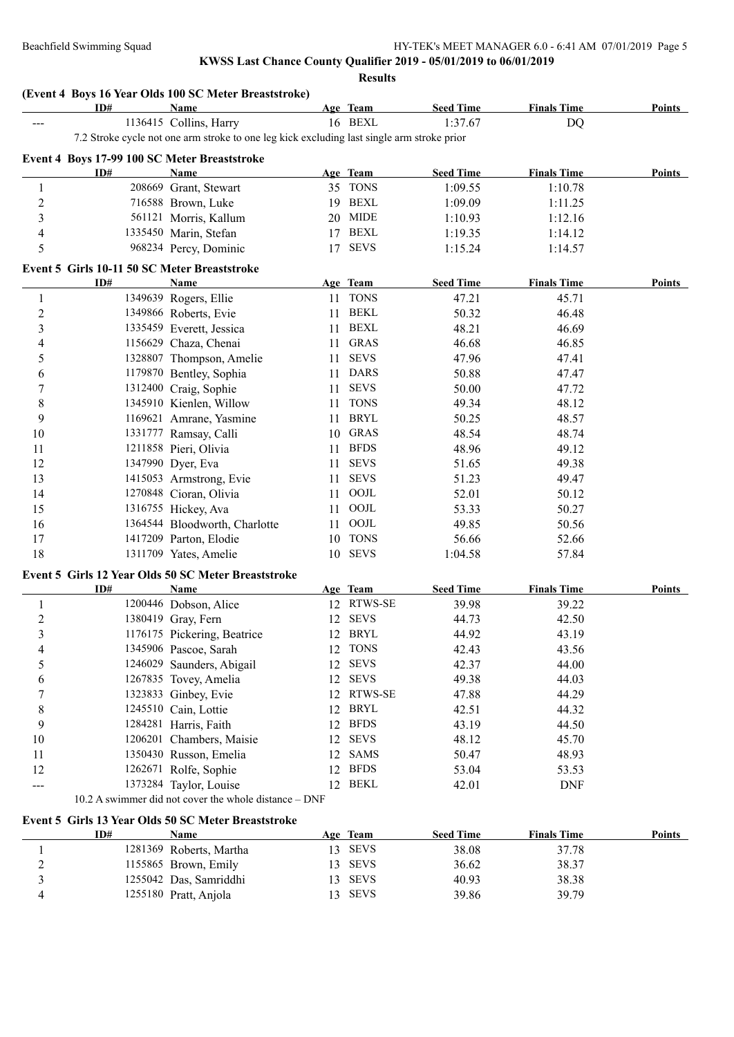## KWSS Last Chance County Qualifier 2019 - 05/01/2019 to 06/01/2019

**Results**

### (Event 4 Boys 16 Year Olds 100 SC Meter Breaststroke)

| | ID# | Name | Age | Team | Seed Time | Finals Time | Points |
|---|---|---|---|---|---|---|---|
| --- | 1136415 | Collins, Harry | 16 | BEXL | 1:37.67 | DQ | |

7.2 Stroke cycle not one arm stroke to one leg kick excluding last single arm stroke prior

### Event 4 Boys 17-99 100 SC Meter Breaststroke

| | ID# | Name | Age | Team | Seed Time | Finals Time | Points |
|---|---|---|---|---|---|---|---|
| 1 | 208669 | Grant, Stewart | 35 | TONS | 1:09.55 | 1:10.78 | |
| 2 | 716588 | Brown, Luke | 19 | BEXL | 1:09.09 | 1:11.25 | |
| 3 | 561121 | Morris, Kallum | 20 | MIDE | 1:10.93 | 1:12.16 | |
| 4 | 1335450 | Marin, Stefan | 17 | BEXL | 1:19.35 | 1:14.12 | |
| 5 | 968234 | Percy, Dominic | 17 | SEVS | 1:15.24 | 1:14.57 | |

### Event 5 Girls 10-11 50 SC Meter Breaststroke

| | ID# | Name | Age | Team | Seed Time | Finals Time | Points |
|---|---|---|---|---|---|---|---|
| 1 | 1349639 | Rogers, Ellie | 11 | TONS | 47.21 | 45.71 | |
| 2 | 1349866 | Roberts, Evie | 11 | BEKL | 50.32 | 46.48 | |
| 3 | 1335459 | Everett, Jessica | 11 | BEXL | 48.21 | 46.69 | |
| 4 | 1156629 | Chaza, Chenai | 11 | GRAS | 46.68 | 46.85 | |
| 5 | 1328807 | Thompson, Amelie | 11 | SEVS | 47.96 | 47.41 | |
| 6 | 1179870 | Bentley, Sophia | 11 | DARS | 50.88 | 47.47 | |
| 7 | 1312400 | Craig, Sophie | 11 | SEVS | 50.00 | 47.72 | |
| 8 | 1345910 | Kienlen, Willow | 11 | TONS | 49.34 | 48.12 | |
| 9 | 1169621 | Amrane, Yasmine | 11 | BRYL | 50.25 | 48.57 | |
| 10 | 1331777 | Ramsay, Calli | 10 | GRAS | 48.54 | 48.74 | |
| 11 | 1211858 | Pieri, Olivia | 11 | BFDS | 48.96 | 49.12 | |
| 12 | 1347990 | Dyer, Eva | 11 | SEVS | 51.65 | 49.38 | |
| 13 | 1415053 | Armstrong, Evie | 11 | SEVS | 51.23 | 49.47 | |
| 14 | 1270848 | Cioran, Olivia | 11 | OOJL | 52.01 | 50.12 | |
| 15 | 1316755 | Hickey, Ava | 11 | OOJL | 53.33 | 50.27 | |
| 16 | 1364544 | Bloodworth, Charlotte | 11 | OOJL | 49.85 | 50.56 | |
| 17 | 1417209 | Parton, Elodie | 10 | TONS | 56.66 | 52.66 | |
| 18 | 1311709 | Yates, Amelie | 10 | SEVS | 1:04.58 | 57.84 | |

### Event 5 Girls 12 Year Olds 50 SC Meter Breaststroke

| | ID# | Name | Age | Team | Seed Time | Finals Time | Points |
|---|---|---|---|---|---|---|---|
| 1 | 1200446 | Dobson, Alice | 12 | RTWS-SE | 39.98 | 39.22 | |
| 2 | 1380419 | Gray, Fern | 12 | SEVS | 44.73 | 42.50 | |
| 3 | 1176175 | Pickering, Beatrice | 12 | BRYL | 44.92 | 43.19 | |
| 4 | 1345906 | Pascoe, Sarah | 12 | TONS | 42.43 | 43.56 | |
| 5 | 1246029 | Saunders, Abigail | 12 | SEVS | 42.37 | 44.00 | |
| 6 | 1267835 | Tovey, Amelia | 12 | SEVS | 49.38 | 44.03 | |
| 7 | 1323833 | Ginbey, Evie | 12 | RTWS-SE | 47.88 | 44.29 | |
| 8 | 1245510 | Cain, Lottie | 12 | BRYL | 42.51 | 44.32 | |
| 9 | 1284281 | Harris, Faith | 12 | BFDS | 43.19 | 44.50 | |
| 10 | 1206201 | Chambers, Maisie | 12 | SEVS | 48.12 | 45.70 | |
| 11 | 1350430 | Russon, Emelia | 12 | SAMS | 50.47 | 48.93 | |
| 12 | 1262671 | Rolfe, Sophie | 12 | BFDS | 53.04 | 53.53 | |
| --- | 1373284 | Taylor, Louise | 12 | BEKL | 42.01 | DNF | |

10.2 A swimmer did not cover the whole distance – DNF

### Event 5 Girls 13 Year Olds 50 SC Meter Breaststroke

| | ID# | Name | Age | Team | Seed Time | Finals Time | Points |
|---|---|---|---|---|---|---|---|
| 1 | 1281369 | Roberts, Martha | 13 | SEVS | 38.08 | 37.78 | |
| 2 | 1155865 | Brown, Emily | 13 | SEVS | 36.62 | 38.37 | |
| 3 | 1255042 | Das, Samriddhi | 13 | SEVS | 40.93 | 38.38 | |
| 4 | 1255180 | Pratt, Anjola | 13 | SEVS | 39.86 | 39.79 | |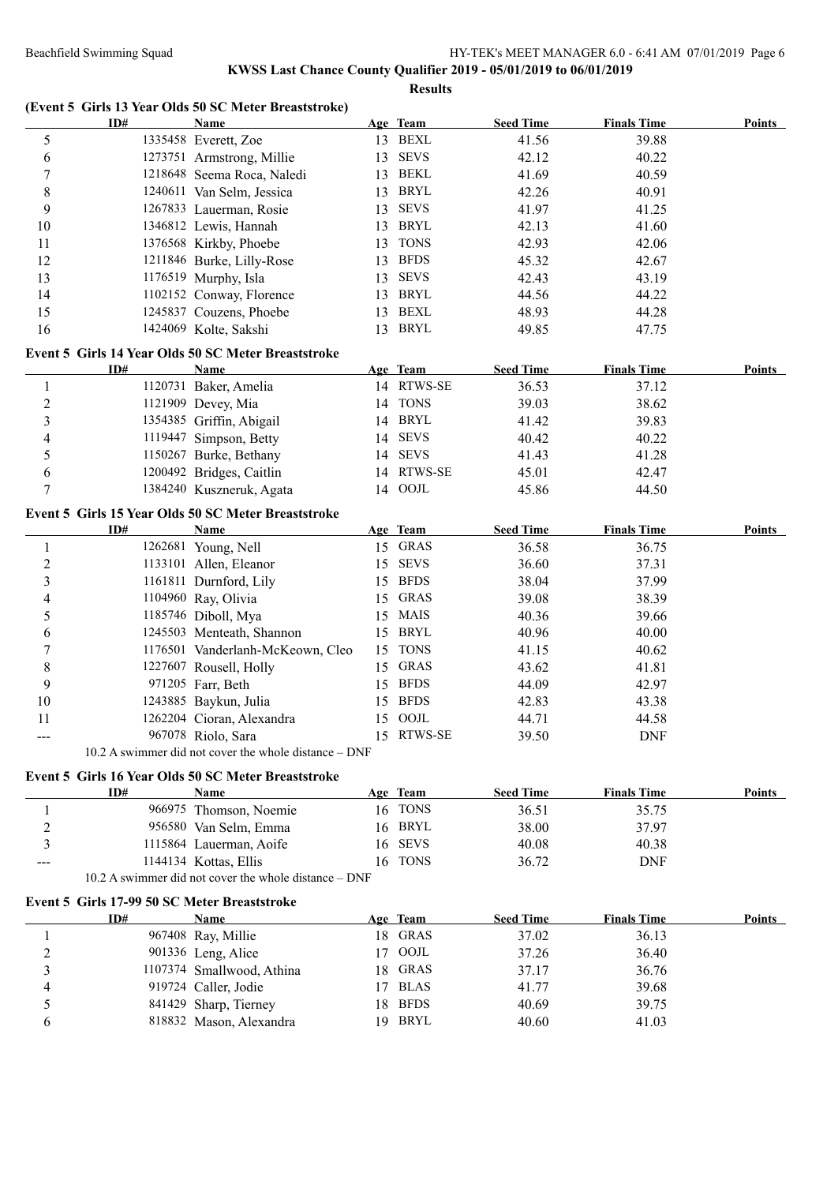## KWSS Last Chance County Qualifier 2019 - 05/01/2019 to 06/01/2019

### Results

#### (Event 5 Girls 13 Year Olds 50 SC Meter Breaststroke)

| | ID# | Name | Age | Team | Seed Time | Finals Time | Points |
|---|---|---|---|---|---|---|---|
| 5 | 1335458 | Everett, Zoe | 13 | BEXL | 41.56 | 39.88 | |
| 6 | 1273751 | Armstrong, Millie | 13 | SEVS | 42.12 | 40.22 | |
| 7 | 1218648 | Seema Roca, Naledi | 13 | BEKL | 41.69 | 40.59 | |
| 8 | 1240611 | Van Selm, Jessica | 13 | BRYL | 42.26 | 40.91 | |
| 9 | 1267833 | Lauerman, Rosie | 13 | SEVS | 41.97 | 41.25 | |
| 10 | 1346812 | Lewis, Hannah | 13 | BRYL | 42.13 | 41.60 | |
| 11 | 1376568 | Kirkby, Phoebe | 13 | TONS | 42.93 | 42.06 | |
| 12 | 1211846 | Burke, Lilly-Rose | 13 | BFDS | 45.32 | 42.67 | |
| 13 | 1176519 | Murphy, Isla | 13 | SEVS | 42.43 | 43.19 | |
| 14 | 1102152 | Conway, Florence | 13 | BRYL | 44.56 | 44.22 | |
| 15 | 1245837 | Couzens, Phoebe | 13 | BEXL | 48.93 | 44.28 | |
| 16 | 1424069 | Kolte, Sakshi | 13 | BRYL | 49.85 | 47.75 | |

#### Event 5 Girls 14 Year Olds 50 SC Meter Breaststroke

| | ID# | Name | Age | Team | Seed Time | Finals Time | Points |
|---|---|---|---|---|---|---|---|
| 1 | 1120731 | Baker, Amelia | 14 | RTWS-SE | 36.53 | 37.12 | |
| 2 | 1121909 | Devey, Mia | 14 | TONS | 39.03 | 38.62 | |
| 3 | 1354385 | Griffin, Abigail | 14 | BRYL | 41.42 | 39.83 | |
| 4 | 1119447 | Simpson, Betty | 14 | SEVS | 40.42 | 40.22 | |
| 5 | 1150267 | Burke, Bethany | 14 | SEVS | 41.43 | 41.28 | |
| 6 | 1200492 | Bridges, Caitlin | 14 | RTWS-SE | 45.01 | 42.47 | |
| 7 | 1384240 | Kuszneruk, Agata | 14 | OOJL | 45.86 | 44.50 | |

#### Event 5 Girls 15 Year Olds 50 SC Meter Breaststroke

| | ID# | Name | Age | Team | Seed Time | Finals Time | Points |
|---|---|---|---|---|---|---|---|
| 1 | 1262681 | Young, Nell | 15 | GRAS | 36.58 | 36.75 | |
| 2 | 1133101 | Allen, Eleanor | 15 | SEVS | 36.60 | 37.31 | |
| 3 | 1161811 | Durnford, Lily | 15 | BFDS | 38.04 | 37.99 | |
| 4 | 1104960 | Ray, Olivia | 15 | GRAS | 39.08 | 38.39 | |
| 5 | 1185746 | Diboll, Mya | 15 | MAIS | 40.36 | 39.66 | |
| 6 | 1245503 | Menteath, Shannon | 15 | BRYL | 40.96 | 40.00 | |
| 7 | 1176501 | Vanderlanh-McKeown, Cleo | 15 | TONS | 41.15 | 40.62 | |
| 8 | 1227607 | Rousell, Holly | 15 | GRAS | 43.62 | 41.81 | |
| 9 | 971205 | Farr, Beth | 15 | BFDS | 44.09 | 42.97 | |
| 10 | 1243885 | Baykun, Julia | 15 | BFDS | 42.83 | 43.38 | |
| 11 | 1262204 | Cioran, Alexandra | 15 | OOJL | 44.71 | 44.58 | |
| --- | 967078 | Riolo, Sara | 15 | RTWS-SE | 39.50 | DNF | |

10.2 A swimmer did not cover the whole distance – DNF

#### Event 5 Girls 16 Year Olds 50 SC Meter Breaststroke

| | ID# | Name | Age | Team | Seed Time | Finals Time | Points |
|---|---|---|---|---|---|---|---|
| 1 | 966975 | Thomson, Noemie | 16 | TONS | 36.51 | 35.75 | |
| 2 | 956580 | Van Selm, Emma | 16 | BRYL | 38.00 | 37.97 | |
| 3 | 1115864 | Lauerman, Aoife | 16 | SEVS | 40.08 | 40.38 | |
| --- | 1144134 | Kottas, Ellis | 16 | TONS | 36.72 | DNF | |

10.2 A swimmer did not cover the whole distance – DNF

#### Event 5 Girls 17-99 50 SC Meter Breaststroke

| | ID# | Name | Age | Team | Seed Time | Finals Time | Points |
|---|---|---|---|---|---|---|---|
| 1 | 967408 | Ray, Millie | 18 | GRAS | 37.02 | 36.13 | |
| 2 | 901336 | Leng, Alice | 17 | OOJL | 37.26 | 36.40 | |
| 3 | 1107374 | Smallwood, Athina | 18 | GRAS | 37.17 | 36.76 | |
| 4 | 919724 | Caller, Jodie | 17 | BLAS | 41.77 | 39.68 | |
| 5 | 841429 | Sharp, Tierney | 18 | BFDS | 40.69 | 39.75 | |
| 6 | 818832 | Mason, Alexandra | 19 | BRYL | 40.60 | 41.03 | |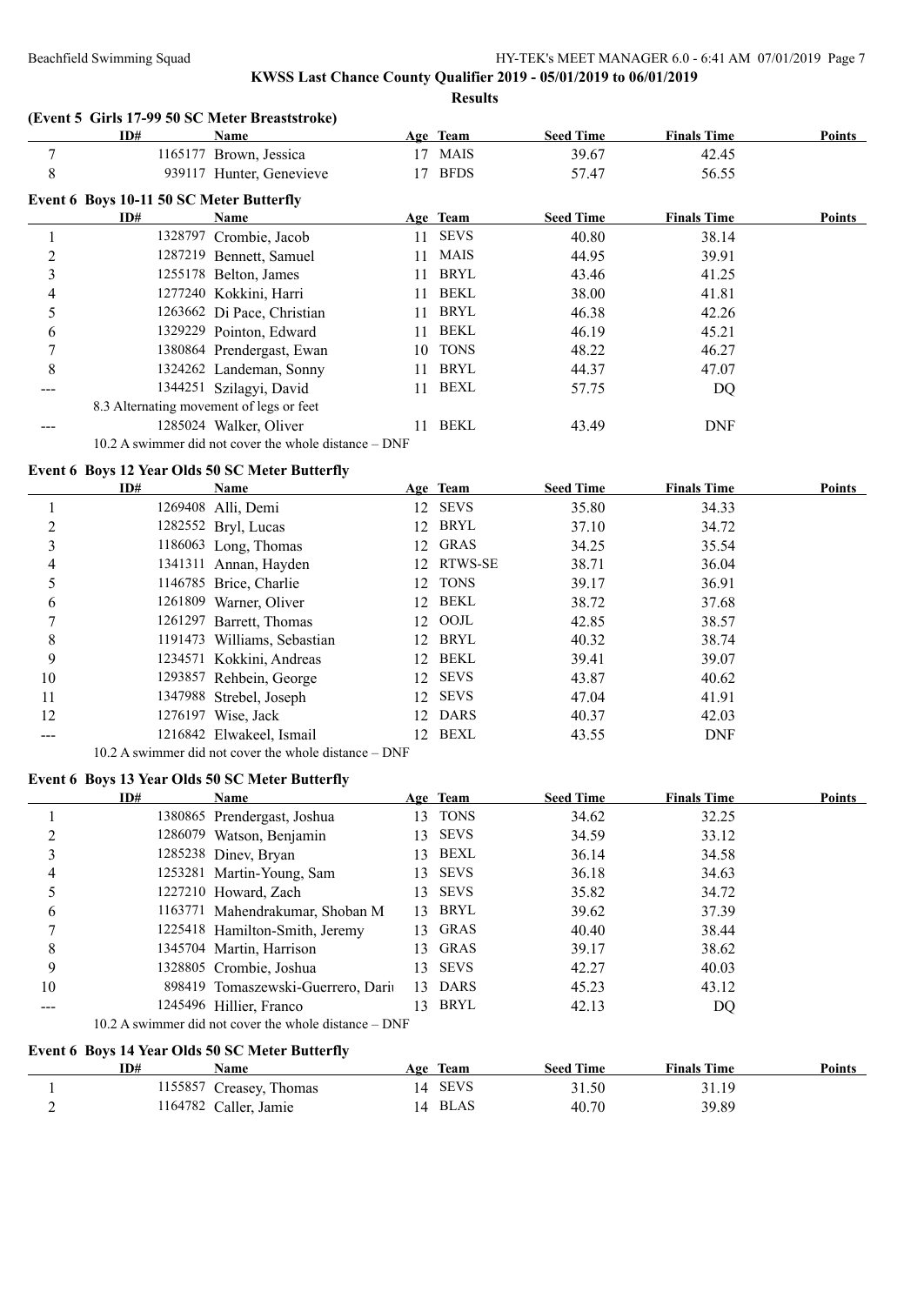**KWSS Last Chance County Qualifier 2019 - 05/01/2019 to 06/01/2019**

**Results**

### (Event 5 Girls 17-99 50 SC Meter Breaststroke)

| | ID# | Name | Age | Team | Seed Time | Finals Time | Points |
|---|---|---|---|---|---|---|---|
| 7 | 1165177 | Brown, Jessica | 17 | MAIS | 39.67 | 42.45 | |
| 8 | 939117 | Hunter, Genevieve | 17 | BFDS | 57.47 | 56.55 | |

### Event 6 Boys 10-11 50 SC Meter Butterfly

| | ID# | Name | Age | Team | Seed Time | Finals Time | Points |
|---|---|---|---|---|---|---|---|
| 1 | 1328797 | Crombie, Jacob | 11 | SEVS | 40.80 | 38.14 | |
| 2 | 1287219 | Bennett, Samuel | 11 | MAIS | 44.95 | 39.91 | |
| 3 | 1255178 | Belton, James | 11 | BRYL | 43.46 | 41.25 | |
| 4 | 1277240 | Kokkini, Harri | 11 | BEKL | 38.00 | 41.81 | |
| 5 | 1263662 | Di Pace, Christian | 11 | BRYL | 46.38 | 42.26 | |
| 6 | 1329229 | Pointon, Edward | 11 | BEKL | 46.19 | 45.21 | |
| 7 | 1380864 | Prendergast, Ewan | 10 | TONS | 48.22 | 46.27 | |
| 8 | 1324262 | Landeman, Sonny | 11 | BRYL | 44.37 | 47.07 | |
| --- | 1344251 | Szilagyi, David | 11 | BEXL | 57.75 | DQ | |
| | 8.3 Alternating movement of legs or feet | | | | | | |
| --- | 1285024 | Walker, Oliver | 11 | BEKL | 43.49 | DNF | |
| | 10.2 A swimmer did not cover the whole distance – DNF | | | | | | |

### Event 6 Boys 12 Year Olds 50 SC Meter Butterfly

| | ID# | Name | Age | Team | Seed Time | Finals Time | Points |
|---|---|---|---|---|---|---|---|
| 1 | 1269408 | Alli, Demi | 12 | SEVS | 35.80 | 34.33 | |
| 2 | 1282552 | Bryl, Lucas | 12 | BRYL | 37.10 | 34.72 | |
| 3 | 1186063 | Long, Thomas | 12 | GRAS | 34.25 | 35.54 | |
| 4 | 1341311 | Annan, Hayden | 12 | RTWS-SE | 38.71 | 36.04 | |
| 5 | 1146785 | Brice, Charlie | 12 | TONS | 39.17 | 36.91 | |
| 6 | 1261809 | Warner, Oliver | 12 | BEKL | 38.72 | 37.68 | |
| 7 | 1261297 | Barrett, Thomas | 12 | OOJL | 42.85 | 38.57 | |
| 8 | 1191473 | Williams, Sebastian | 12 | BRYL | 40.32 | 38.74 | |
| 9 | 1234571 | Kokkini, Andreas | 12 | BEKL | 39.41 | 39.07 | |
| 10 | 1293857 | Rehbein, George | 12 | SEVS | 43.87 | 40.62 | |
| 11 | 1347988 | Strebel, Joseph | 12 | SEVS | 47.04 | 41.91 | |
| 12 | 1276197 | Wise, Jack | 12 | DARS | 40.37 | 42.03 | |
| --- | 1216842 | Elwakeel, Ismail | 12 | BEXL | 43.55 | DNF | |
| | 10.2 A swimmer did not cover the whole distance – DNF | | | | | | |

### Event 6 Boys 13 Year Olds 50 SC Meter Butterfly

| | ID# | Name | Age | Team | Seed Time | Finals Time | Points |
|---|---|---|---|---|---|---|---|
| 1 | 1380865 | Prendergast, Joshua | 13 | TONS | 34.62 | 32.25 | |
| 2 | 1286079 | Watson, Benjamin | 13 | SEVS | 34.59 | 33.12 | |
| 3 | 1285238 | Dinev, Bryan | 13 | BEXL | 36.14 | 34.58 | |
| 4 | 1253281 | Martin-Young, Sam | 13 | SEVS | 36.18 | 34.63 | |
| 5 | 1227210 | Howard, Zach | 13 | SEVS | 35.82 | 34.72 | |
| 6 | 1163771 | Mahendrakumar, Shoban M | 13 | BRYL | 39.62 | 37.39 | |
| 7 | 1225418 | Hamilton-Smith, Jeremy | 13 | GRAS | 40.40 | 38.44 | |
| 8 | 1345704 | Martin, Harrison | 13 | GRAS | 39.17 | 38.62 | |
| 9 | 1328805 | Crombie, Joshua | 13 | SEVS | 42.27 | 40.03 | |
| 10 | 898419 | Tomaszewski-Guerrero, Dari | 13 | DARS | 45.23 | 43.12 | |
| --- | 1245496 | Hillier, Franco | 13 | BRYL | 42.13 | DQ | |
| | 10.2 A swimmer did not cover the whole distance – DNF | | | | | | |

### Event 6 Boys 14 Year Olds 50 SC Meter Butterfly

| | ID# | Name | Age | Team | Seed Time | Finals Time | Points |
|---|---|---|---|---|---|---|---|
| 1 | 1155857 | Creasey, Thomas | 14 | SEVS | 31.50 | 31.19 | |
| 2 | 1164782 | Caller, Jamie | 14 | BLAS | 40.70 | 39.89 | |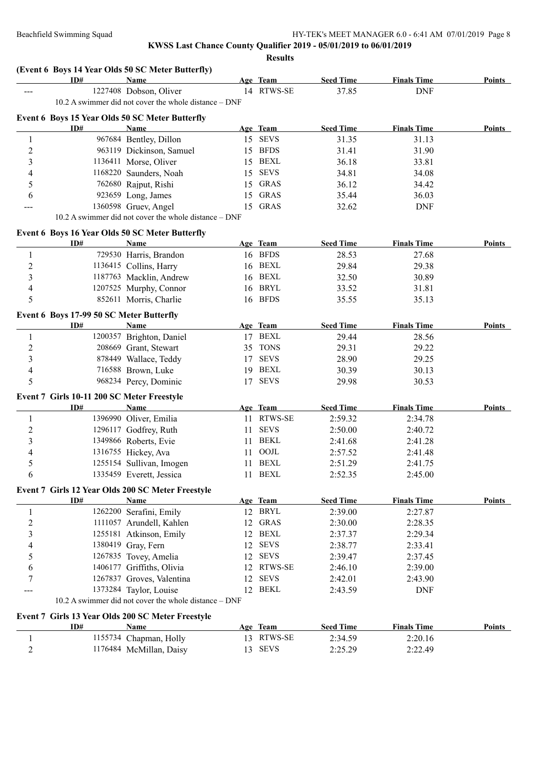**KWSS Last Chance County Qualifier 2019 - 05/01/2019 to 06/01/2019**

**Results**

### (Event 6 Boys 14 Year Olds 50 SC Meter Butterfly)

| | ID# | Name | Age | Team | Seed Time | Finals Time | Points |
|---|---|---|---|---|---|---|---|
| --- | 1227408 | Dobson, Oliver | 14 | RTWS-SE | 37.85 | DNF | |

10.2 A swimmer did not cover the whole distance – DNF

### Event 6 Boys 15 Year Olds 50 SC Meter Butterfly

| | ID# | Name | Age | Team | Seed Time | Finals Time | Points |
|---|---|---|---|---|---|---|---|
| 1 | 967684 | Bentley, Dillon | 15 | SEVS | 31.35 | 31.13 | |
| 2 | 963119 | Dickinson, Samuel | 15 | BFDS | 31.41 | 31.90 | |
| 3 | 1136411 | Morse, Oliver | 15 | BEXL | 36.18 | 33.81 | |
| 4 | 1168220 | Saunders, Noah | 15 | SEVS | 34.81 | 34.08 | |
| 5 | 762680 | Rajput, Rishi | 15 | GRAS | 36.12 | 34.42 | |
| 6 | 923659 | Long, James | 15 | GRAS | 35.44 | 36.03 | |
| --- | 1360598 | Gruev, Angel | 15 | GRAS | 32.62 | DNF | |

10.2 A swimmer did not cover the whole distance – DNF

### Event 6 Boys 16 Year Olds 50 SC Meter Butterfly

| | ID# | Name | Age | Team | Seed Time | Finals Time | Points |
|---|---|---|---|---|---|---|---|
| 1 | 729530 | Harris, Brandon | 16 | BFDS | 28.53 | 27.68 | |
| 2 | 1136415 | Collins, Harry | 16 | BEXL | 29.84 | 29.38 | |
| 3 | 1187763 | Macklin, Andrew | 16 | BEXL | 32.50 | 30.89 | |
| 4 | 1207525 | Murphy, Connor | 16 | BRYL | 33.52 | 31.81 | |
| 5 | 852611 | Morris, Charlie | 16 | BFDS | 35.55 | 35.13 | |

### Event 6 Boys 17-99 50 SC Meter Butterfly

| | ID# | Name | Age | Team | Seed Time | Finals Time | Points |
|---|---|---|---|---|---|---|---|
| 1 | 1200357 | Brighton, Daniel | 17 | BEXL | 29.44 | 28.56 | |
| 2 | 208669 | Grant, Stewart | 35 | TONS | 29.31 | 29.22 | |
| 3 | 878449 | Wallace, Teddy | 17 | SEVS | 28.90 | 29.25 | |
| 4 | 716588 | Brown, Luke | 19 | BEXL | 30.39 | 30.13 | |
| 5 | 968234 | Percy, Dominic | 17 | SEVS | 29.98 | 30.53 | |

### Event 7 Girls 10-11 200 SC Meter Freestyle

| | ID# | Name | Age | Team | Seed Time | Finals Time | Points |
|---|---|---|---|---|---|---|---|
| 1 | 1396990 | Oliver, Emilia | 11 | RTWS-SE | 2:59.32 | 2:34.78 | |
| 2 | 1296117 | Godfrey, Ruth | 11 | SEVS | 2:50.00 | 2:40.72 | |
| 3 | 1349866 | Roberts, Evie | 11 | BEKL | 2:41.68 | 2:41.28 | |
| 4 | 1316755 | Hickey, Ava | 11 | OOJL | 2:57.52 | 2:41.48 | |
| 5 | 1255154 | Sullivan, Imogen | 11 | BEXL | 2:51.29 | 2:41.75 | |
| 6 | 1335459 | Everett, Jessica | 11 | BEXL | 2:52.35 | 2:45.00 | |

### Event 7 Girls 12 Year Olds 200 SC Meter Freestyle

| | ID# | Name | Age | Team | Seed Time | Finals Time | Points |
|---|---|---|---|---|---|---|---|
| 1 | 1262200 | Serafini, Emily | 12 | BRYL | 2:39.00 | 2:27.87 | |
| 2 | 1111057 | Arundell, Kahlen | 12 | GRAS | 2:30.00 | 2:28.35 | |
| 3 | 1255181 | Atkinson, Emily | 12 | BEXL | 2:37.37 | 2:29.34 | |
| 4 | 1380419 | Gray, Fern | 12 | SEVS | 2:38.77 | 2:33.41 | |
| 5 | 1267835 | Tovey, Amelia | 12 | SEVS | 2:39.47 | 2:37.45 | |
| 6 | 1406177 | Griffiths, Olivia | 12 | RTWS-SE | 2:46.10 | 2:39.00 | |
| 7 | 1267837 | Groves, Valentina | 12 | SEVS | 2:42.01 | 2:43.90 | |
| --- | 1373284 | Taylor, Louise | 12 | BEKL | 2:43.59 | DNF | |

10.2 A swimmer did not cover the whole distance – DNF

### Event 7 Girls 13 Year Olds 200 SC Meter Freestyle

| | ID# | Name | Age | Team | Seed Time | Finals Time | Points |
|---|---|---|---|---|---|---|---|
| 1 | 1155734 | Chapman, Holly | 13 | RTWS-SE | 2:34.59 | 2:20.16 | |
| 2 | 1176484 | McMillan, Daisy | 13 | SEVS | 2:25.29 | 2:22.49 | |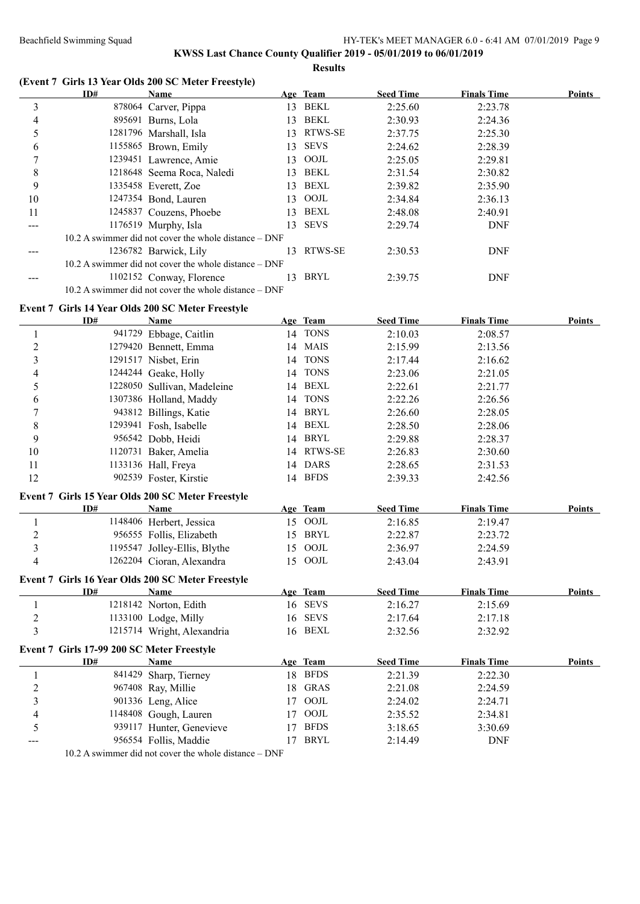**KWSS Last Chance County Qualifier 2019 - 05/01/2019 to 06/01/2019**

**Results**

### (Event 7 Girls 13 Year Olds 200 SC Meter Freestyle)

| | ID# | Name | Age | Team | Seed Time | Finals Time | Points |
|---|---|---|---|---|---|---|---|
| 3 | 878064 | Carver, Pippa | 13 | BEKL | 2:25.60 | 2:23.78 | |
| 4 | 895691 | Burns, Lola | 13 | BEKL | 2:30.93 | 2:24.36 | |
| 5 | 1281796 | Marshall, Isla | 13 | RTWS-SE | 2:37.75 | 2:25.30 | |
| 6 | 1155865 | Brown, Emily | 13 | SEVS | 2:24.62 | 2:28.39 | |
| 7 | 1239451 | Lawrence, Amie | 13 | OOJL | 2:25.05 | 2:29.81 | |
| 8 | 1218648 | Seema Roca, Naledi | 13 | BEKL | 2:31.54 | 2:30.82 | |
| 9 | 1335458 | Everett, Zoe | 13 | BEXL | 2:39.82 | 2:35.90 | |
| 10 | 1247354 | Bond, Lauren | 13 | OOJL | 2:34.84 | 2:36.13 | |
| 11 | 1245837 | Couzens, Phoebe | 13 | BEXL | 2:48.08 | 2:40.91 | |
| --- | 1176519 | Murphy, Isla | 13 | SEVS | 2:29.74 | DNF | |
| | 10.2 A swimmer did not cover the whole distance – DNF | | | | | | |
| --- | 1236782 | Barwick, Lily | 13 | RTWS-SE | 2:30.53 | DNF | |
| | 10.2 A swimmer did not cover the whole distance – DNF | | | | | | |
| --- | 1102152 | Conway, Florence | 13 | BRYL | 2:39.75 | DNF | |
| | 10.2 A swimmer did not cover the whole distance – DNF | | | | | | |

### Event 7 Girls 14 Year Olds 200 SC Meter Freestyle

| | ID# | Name | Age | Team | Seed Time | Finals Time | Points |
|---|---|---|---|---|---|---|---|
| 1 | 941729 | Ebbage, Caitlin | 14 | TONS | 2:10.03 | 2:08.57 | |
| 2 | 1279420 | Bennett, Emma | 14 | MAIS | 2:15.99 | 2:13.56 | |
| 3 | 1291517 | Nisbet, Erin | 14 | TONS | 2:17.44 | 2:16.62 | |
| 4 | 1244244 | Geake, Holly | 14 | TONS | 2:23.06 | 2:21.05 | |
| 5 | 1228050 | Sullivan, Madeleine | 14 | BEXL | 2:22.61 | 2:21.77 | |
| 6 | 1307386 | Holland, Maddy | 14 | TONS | 2:22.26 | 2:26.56 | |
| 7 | 943812 | Billings, Katie | 14 | BRYL | 2:26.60 | 2:28.05 | |
| 8 | 1293941 | Fosh, Isabelle | 14 | BEXL | 2:28.50 | 2:28.06 | |
| 9 | 956542 | Dobb, Heidi | 14 | BRYL | 2:29.88 | 2:28.37 | |
| 10 | 1120731 | Baker, Amelia | 14 | RTWS-SE | 2:26.83 | 2:30.60 | |
| 11 | 1133136 | Hall, Freya | 14 | DARS | 2:28.65 | 2:31.53 | |
| 12 | 902539 | Foster, Kirstie | 14 | BFDS | 2:39.33 | 2:42.56 | |

### Event 7 Girls 15 Year Olds 200 SC Meter Freestyle

| | ID# | Name | Age | Team | Seed Time | Finals Time | Points |
|---|---|---|---|---|---|---|---|
| 1 | 1148406 | Herbert, Jessica | 15 | OOJL | 2:16.85 | 2:19.47 | |
| 2 | 956555 | Follis, Elizabeth | 15 | BRYL | 2:22.87 | 2:23.72 | |
| 3 | 1195547 | Jolley-Ellis, Blythe | 15 | OOJL | 2:36.97 | 2:24.59 | |
| 4 | 1262204 | Cioran, Alexandra | 15 | OOJL | 2:43.04 | 2:43.91 | |

### Event 7 Girls 16 Year Olds 200 SC Meter Freestyle

| | ID# | Name | Age | Team | Seed Time | Finals Time | Points |
|---|---|---|---|---|---|---|---|
| 1 | 1218142 | Norton, Edith | 16 | SEVS | 2:16.27 | 2:15.69 | |
| 2 | 1133100 | Lodge, Milly | 16 | SEVS | 2:17.64 | 2:17.18 | |
| 3 | 1215714 | Wright, Alexandria | 16 | BEXL | 2:32.56 | 2:32.92 | |

### Event 7 Girls 17-99 200 SC Meter Freestyle

| | ID# | Name | Age | Team | Seed Time | Finals Time | Points |
|---|---|---|---|---|---|---|---|
| 1 | 841429 | Sharp, Tierney | 18 | BFDS | 2:21.39 | 2:22.30 | |
| 2 | 967408 | Ray, Millie | 18 | GRAS | 2:21.08 | 2:24.59 | |
| 3 | 901336 | Leng, Alice | 17 | OOJL | 2:24.02 | 2:24.71 | |
| 4 | 1148408 | Gough, Lauren | 17 | OOJL | 2:35.52 | 2:34.81 | |
| 5 | 939117 | Hunter, Genevieve | 17 | BFDS | 3:18.65 | 3:30.69 | |
| --- | 956554 | Follis, Maddie | 17 | BRYL | 2:14.49 | DNF | |
| | 10.2 A swimmer did not cover the whole distance – DNF | | | | | | |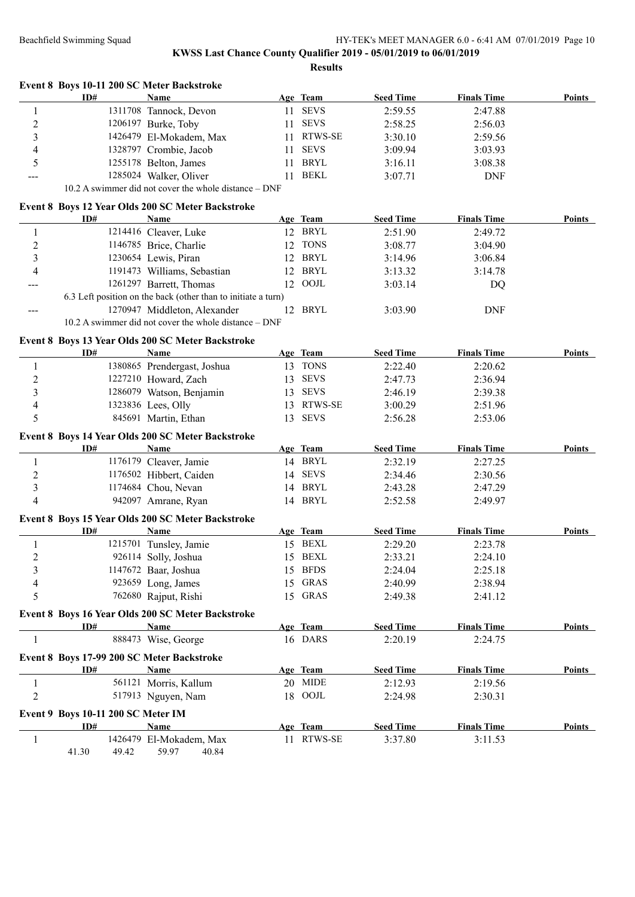## KWSS Last Chance County Qualifier 2019 - 05/01/2019 to 06/01/2019

### Results

#### Event 8 Boys 10-11 200 SC Meter Backstroke

| | ID# | Name | Age | Team | Seed Time | Finals Time | Points |
|---|---|---|---|---|---|---|---|
| 1 | 1311708 | Tannock, Devon | 11 | SEVS | 2:59.55 | 2:47.88 | |
| 2 | 1206197 | Burke, Toby | 11 | SEVS | 2:58.25 | 2:56.03 | |
| 3 | 1426479 | El-Mokadem, Max | 11 | RTWS-SE | 3:30.10 | 2:59.56 | |
| 4 | 1328797 | Crombie, Jacob | 11 | SEVS | 3:09.94 | 3:03.93 | |
| 5 | 1255178 | Belton, James | 11 | BRYL | 3:16.11 | 3:08.38 | |
| --- | 1285024 | Walker, Oliver | 11 | BEKL | 3:07.71 | DNF | |

10.2 A swimmer did not cover the whole distance – DNF

#### Event 8 Boys 12 Year Olds 200 SC Meter Backstroke

| | ID# | Name | Age | Team | Seed Time | Finals Time | Points |
|---|---|---|---|---|---|---|---|
| 1 | 1214416 | Cleaver, Luke | 12 | BRYL | 2:51.90 | 2:49.72 | |
| 2 | 1146785 | Brice, Charlie | 12 | TONS | 3:08.77 | 3:04.90 | |
| 3 | 1230654 | Lewis, Piran | 12 | BRYL | 3:14.96 | 3:06.84 | |
| 4 | 1191473 | Williams, Sebastian | 12 | BRYL | 3:13.32 | 3:14.78 | |
| --- | 1261297 | Barrett, Thomas | 12 | OOJL | 3:03.14 | DQ | |
| | | 6.3 Left position on the back (other than to initiate a turn) | | | | | |
| --- | 1270947 | Middleton, Alexander | 12 | BRYL | 3:03.90 | DNF | |

10.2 A swimmer did not cover the whole distance – DNF

#### Event 8 Boys 13 Year Olds 200 SC Meter Backstroke

| | ID# | Name | Age | Team | Seed Time | Finals Time | Points |
|---|---|---|---|---|---|---|---|
| 1 | 1380865 | Prendergast, Joshua | 13 | TONS | 2:22.40 | 2:20.62 | |
| 2 | 1227210 | Howard, Zach | 13 | SEVS | 2:47.73 | 2:36.94 | |
| 3 | 1286079 | Watson, Benjamin | 13 | SEVS | 2:46.19 | 2:39.38 | |
| 4 | 1323836 | Lees, Olly | 13 | RTWS-SE | 3:00.29 | 2:51.96 | |
| 5 | 845691 | Martin, Ethan | 13 | SEVS | 2:56.28 | 2:53.06 | |

#### Event 8 Boys 14 Year Olds 200 SC Meter Backstroke

| | ID# | Name | Age | Team | Seed Time | Finals Time | Points |
|---|---|---|---|---|---|---|---|
| 1 | 1176179 | Cleaver, Jamie | 14 | BRYL | 2:32.19 | 2:27.25 | |
| 2 | 1176502 | Hibbert, Caiden | 14 | SEVS | 2:34.46 | 2:30.56 | |
| 3 | 1174684 | Chou, Nevan | 14 | BRYL | 2:43.28 | 2:47.29 | |
| 4 | 942097 | Amrane, Ryan | 14 | BRYL | 2:52.58 | 2:49.97 | |

#### Event 8 Boys 15 Year Olds 200 SC Meter Backstroke

| | ID# | Name | Age | Team | Seed Time | Finals Time | Points |
|---|---|---|---|---|---|---|---|
| 1 | 1215701 | Tunsley, Jamie | 15 | BEXL | 2:29.20 | 2:23.78 | |
| 2 | 926114 | Solly, Joshua | 15 | BEXL | 2:33.21 | 2:24.10 | |
| 3 | 1147672 | Baar, Joshua | 15 | BFDS | 2:24.04 | 2:25.18 | |
| 4 | 923659 | Long, James | 15 | GRAS | 2:40.99 | 2:38.94 | |
| 5 | 762680 | Rajput, Rishi | 15 | GRAS | 2:49.38 | 2:41.12 | |

#### Event 8 Boys 16 Year Olds 200 SC Meter Backstroke

| | ID# | Name | Age | Team | Seed Time | Finals Time | Points |
|---|---|---|---|---|---|---|---|
| 1 | 888473 | Wise, George | 16 | DARS | 2:20.19 | 2:24.75 | |

#### Event 8 Boys 17-99 200 SC Meter Backstroke

| | ID# | Name | Age | Team | Seed Time | Finals Time | Points |
|---|---|---|---|---|---|---|---|
| 1 | 561121 | Morris, Kallum | 20 | MIDE | 2:12.93 | 2:19.56 | |
| 2 | 517913 | Nguyen, Nam | 18 | OOJL | 2:24.98 | 2:30.31 | |

#### Event 9 Boys 10-11 200 SC Meter IM

| | ID# | Name | Age | Team | Seed Time | Finals Time | Points |
|---|---|---|---|---|---|---|---|
| 1 | 1426479 | El-Mokadem, Max | 11 | RTWS-SE | 3:37.80 | 3:11.53 | |

41.30 49.42 59.97 40.84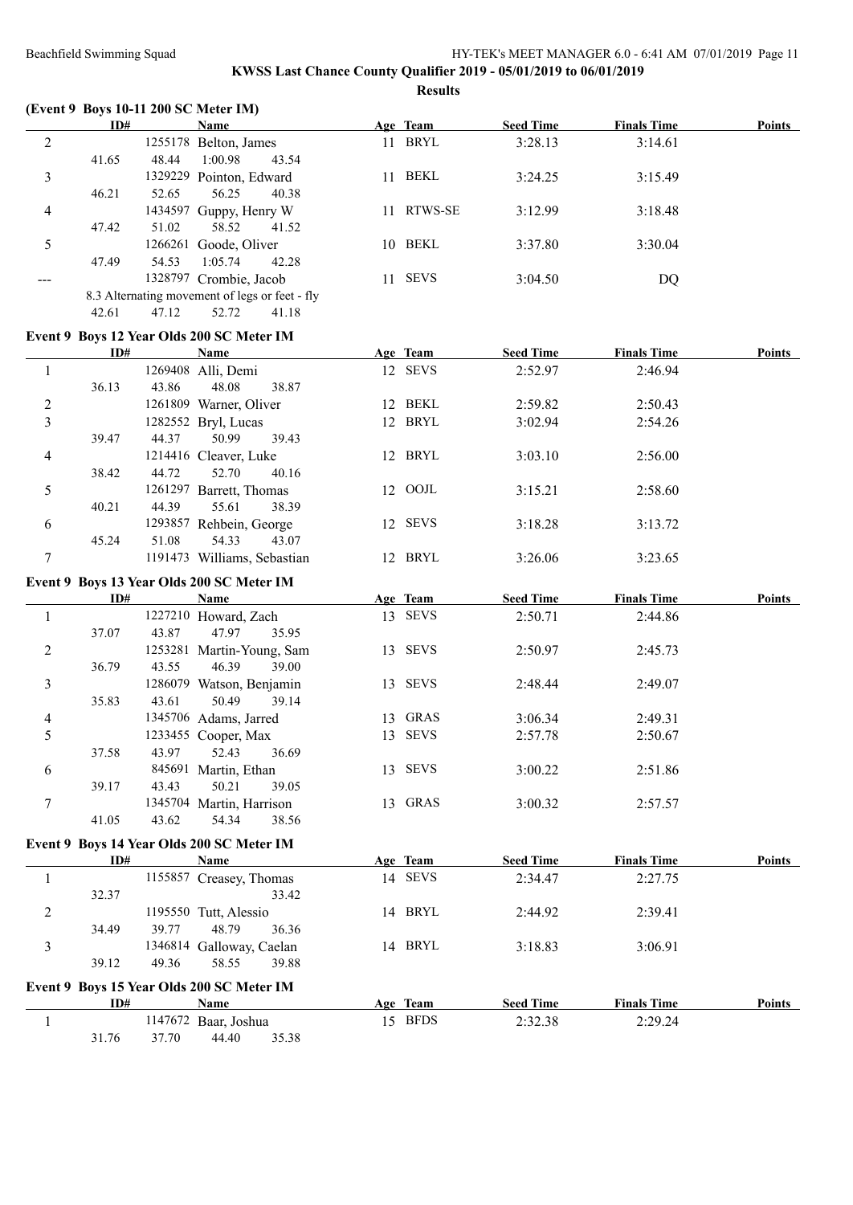**KWSS Last Chance County Qualifier 2019 - 05/01/2019 to 06/01/2019**

**Results**

### (Event 9 Boys 10-11 200 SC Meter IM)

| | ID# | Name | Age | Team | Seed Time | Finals Time | Points |
|---|---|---|---|---|---|---|---|
| 2 | 1255178 | Belton, James | 11 | BRYL | 3:28.13 | 3:14.61 | |
| | 41.65 48.44 1:00.98 43.54 | | | | | | |
| 3 | 1329229 | Pointon, Edward | 11 | BEKL | 3:24.25 | 3:15.49 | |
| | 46.21 52.65 56.25 40.38 | | | | | | |
| 4 | 1434597 | Guppy, Henry W | 11 | RTWS-SE | 3:12.99 | 3:18.48 | |
| | 47.42 51.02 58.52 41.52 | | | | | | |
| 5 | 1266261 | Goode, Oliver | 10 | BEKL | 3:37.80 | 3:30.04 | |
| | 47.49 54.53 1:05.74 42.28 | | | | | | |
| --- | 1328797 | Crombie, Jacob | 11 | SEVS | 3:04.50 | DQ | |
| | 8.3 Alternating movement of legs or feet - fly | | | | | | |
| | 42.61 47.12 52.72 41.18 | | | | | | |

### Event 9 Boys 12 Year Olds 200 SC Meter IM

| | ID# | Name | Age | Team | Seed Time | Finals Time | Points |
|---|---|---|---|---|---|---|---|
| 1 | 1269408 | Alli, Demi | 12 | SEVS | 2:52.97 | 2:46.94 | |
| | 36.13 43.86 48.08 38.87 | | | | | | |
| 2 | 1261809 | Warner, Oliver | 12 | BEKL | 2:59.82 | 2:50.43 | |
| 3 | 1282552 | Bryl, Lucas | 12 | BRYL | 3:02.94 | 2:54.26 | |
| | 39.47 44.37 50.99 39.43 | | | | | | |
| 4 | 1214416 | Cleaver, Luke | 12 | BRYL | 3:03.10 | 2:56.00 | |
| | 38.42 44.72 52.70 40.16 | | | | | | |
| 5 | 1261297 | Barrett, Thomas | 12 | OOJL | 3:15.21 | 2:58.60 | |
| | 40.21 44.39 55.61 38.39 | | | | | | |
| 6 | 1293857 | Rehbein, George | 12 | SEVS | 3:18.28 | 3:13.72 | |
| | 45.24 51.08 54.33 43.07 | | | | | | |
| 7 | 1191473 | Williams, Sebastian | 12 | BRYL | 3:26.06 | 3:23.65 | |

### Event 9 Boys 13 Year Olds 200 SC Meter IM

| | ID# | Name | Age | Team | Seed Time | Finals Time | Points |
|---|---|---|---|---|---|---|---|
| 1 | 1227210 | Howard, Zach | 13 | SEVS | 2:50.71 | 2:44.86 | |
| | 37.07 43.87 47.97 35.95 | | | | | | |
| 2 | 1253281 | Martin-Young, Sam | 13 | SEVS | 2:50.97 | 2:45.73 | |
| | 36.79 43.55 46.39 39.00 | | | | | | |
| 3 | 1286079 | Watson, Benjamin | 13 | SEVS | 2:48.44 | 2:49.07 | |
| | 35.83 43.61 50.49 39.14 | | | | | | |
| 4 | 1345706 | Adams, Jarred | 13 | GRAS | 3:06.34 | 2:49.31 | |
| 5 | 1233455 | Cooper, Max | 13 | SEVS | 2:57.78 | 2:50.67 | |
| | 37.58 43.97 52.43 36.69 | | | | | | |
| 6 | 845691 | Martin, Ethan | 13 | SEVS | 3:00.22 | 2:51.86 | |
| | 39.17 43.43 50.21 39.05 | | | | | | |
| 7 | 1345704 | Martin, Harrison | 13 | GRAS | 3:00.32 | 2:57.57 | |
| | 41.05 43.62 54.34 38.56 | | | | | | |

### Event 9 Boys 14 Year Olds 200 SC Meter IM

| | ID# | Name | Age | Team | Seed Time | Finals Time | Points |
|---|---|---|---|---|---|---|---|
| 1 | 1155857 | Creasey, Thomas | 14 | SEVS | 2:34.47 | 2:27.75 | |
| | 32.37 33.42 | | | | | | |
| 2 | 1195550 | Tutt, Alessio | 14 | BRYL | 2:44.92 | 2:39.41 | |
| | 34.49 39.77 48.79 36.36 | | | | | | |
| 3 | 1346814 | Galloway, Caelan | 14 | BRYL | 3:18.83 | 3:06.91 | |
| | 39.12 49.36 58.55 39.88 | | | | | | |

### Event 9 Boys 15 Year Olds 200 SC Meter IM

| | ID# | Name | Age | Team | Seed Time | Finals Time | Points |
|---|---|---|---|---|---|---|---|
| 1 | 1147672 | Baar, Joshua | 15 | BFDS | 2:32.38 | 2:29.24 | |
| | 31.76 37.70 44.40 35.38 | | | | | | |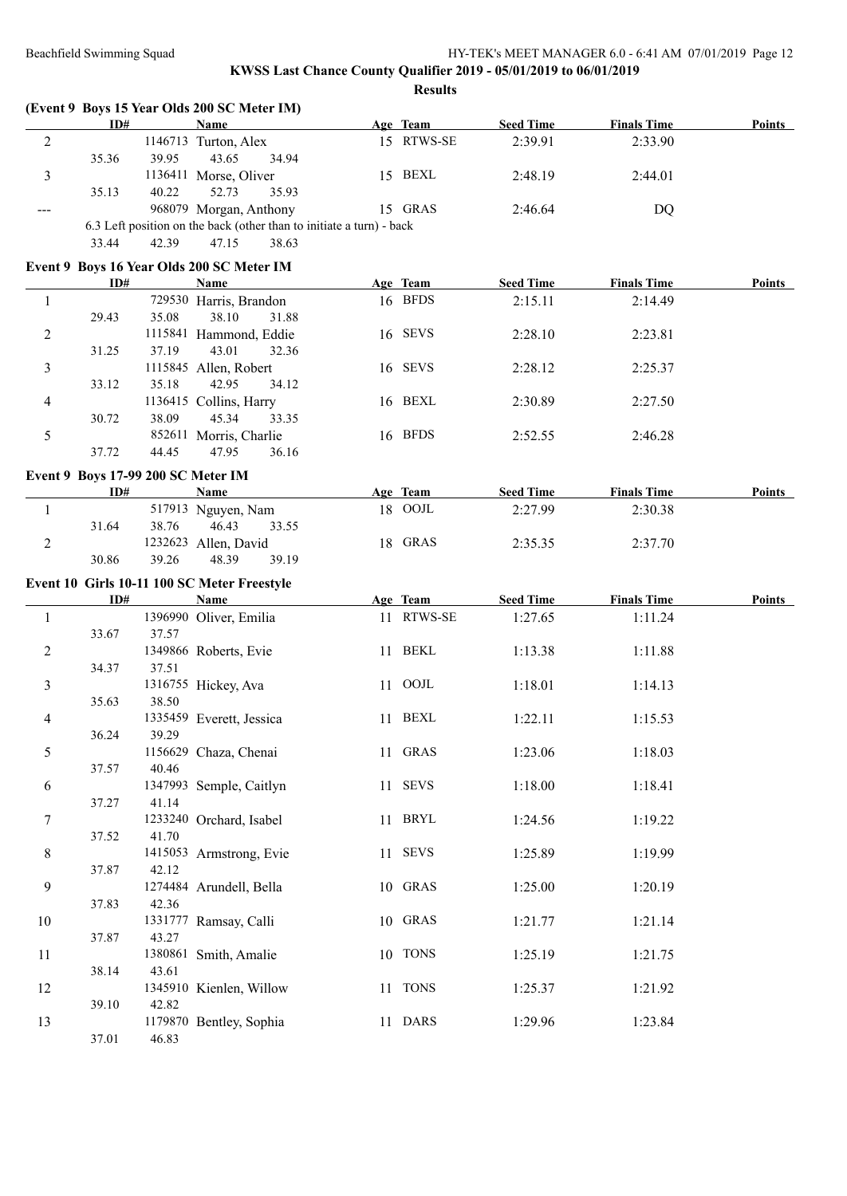**KWSS Last Chance County Qualifier 2019 - 05/01/2019 to 06/01/2019**

**Results**

### (Event 9 Boys 15 Year Olds 200 SC Meter IM)

| | ID# | Name | Age | Team | Seed Time | Finals Time | Points |
|---|---|---|---|---|---|---|---|
| 2 | 1146713 | Turton, Alex | 15 | RTWS-SE | 2:39.91 | 2:33.90 | |
| | | 35.36 39.95 43.65 34.94 | | | | | |
| 3 | 1136411 | Morse, Oliver | 15 | BEXL | 2:48.19 | 2:44.01 | |
| | | 35.13 40.22 52.73 35.93 | | | | | |
| --- | 968079 | Morgan, Anthony | 15 | GRAS | 2:46.64 | DQ | |
| | | 6.3 Left position on the back (other than to initiate a turn) - back | | | | | |
| | | 33.44 42.39 47.15 38.63 | | | | | |

### Event 9 Boys 16 Year Olds 200 SC Meter IM

| | ID# | Name | Age | Team | Seed Time | Finals Time | Points |
|---|---|---|---|---|---|---|---|
| 1 | 729530 | Harris, Brandon | 16 | BFDS | 2:15.11 | 2:14.49 | |
| | | 29.43 35.08 38.10 31.88 | | | | | |
| 2 | 1115841 | Hammond, Eddie | 16 | SEVS | 2:28.10 | 2:23.81 | |
| | | 31.25 37.19 43.01 32.36 | | | | | |
| 3 | 1115845 | Allen, Robert | 16 | SEVS | 2:28.12 | 2:25.37 | |
| | | 33.12 35.18 42.95 34.12 | | | | | |
| 4 | 1136415 | Collins, Harry | 16 | BEXL | 2:30.89 | 2:27.50 | |
| | | 30.72 38.09 45.34 33.35 | | | | | |
| 5 | 852611 | Morris, Charlie | 16 | BFDS | 2:52.55 | 2:46.28 | |
| | | 37.72 44.45 47.95 36.16 | | | | | |

### Event 9 Boys 17-99 200 SC Meter IM

| | ID# | Name | Age | Team | Seed Time | Finals Time | Points |
|---|---|---|---|---|---|---|---|
| 1 | 517913 | Nguyen, Nam | 18 | OOJL | 2:27.99 | 2:30.38 | |
| | | 31.64 38.76 46.43 33.55 | | | | | |
| 2 | 1232623 | Allen, David | 18 | GRAS | 2:35.35 | 2:37.70 | |
| | | 30.86 39.26 48.39 39.19 | | | | | |

### Event 10 Girls 10-11 100 SC Meter Freestyle

| | ID# | Name | Age | Team | Seed Time | Finals Time | Points |
|---|---|---|---|---|---|---|---|
| 1 | 1396990 | Oliver, Emilia | 11 | RTWS-SE | 1:27.65 | 1:11.24 | |
| | | 33.67 37.57 | | | | | |
| 2 | 1349866 | Roberts, Evie | 11 | BEKL | 1:13.38 | 1:11.88 | |
| | | 34.37 37.51 | | | | | |
| 3 | 1316755 | Hickey, Ava | 11 | OOJL | 1:18.01 | 1:14.13 | |
| | | 35.63 38.50 | | | | | |
| 4 | 1335459 | Everett, Jessica | 11 | BEXL | 1:22.11 | 1:15.53 | |
| | | 36.24 39.29 | | | | | |
| 5 | 1156629 | Chaza, Chenai | 11 | GRAS | 1:23.06 | 1:18.03 | |
| | | 37.57 40.46 | | | | | |
| 6 | 1347993 | Semple, Caitlyn | 11 | SEVS | 1:18.00 | 1:18.41 | |
| | | 37.27 41.14 | | | | | |
| 7 | 1233240 | Orchard, Isabel | 11 | BRYL | 1:24.56 | 1:19.22 | |
| | | 37.52 41.70 | | | | | |
| 8 | 1415053 | Armstrong, Evie | 11 | SEVS | 1:25.89 | 1:19.99 | |
| | | 37.87 42.12 | | | | | |
| 9 | 1274484 | Arundell, Bella | 10 | GRAS | 1:25.00 | 1:20.19 | |
| | | 37.83 42.36 | | | | | |
| 10 | 1331777 | Ramsay, Calli | 10 | GRAS | 1:21.77 | 1:21.14 | |
| | | 37.87 43.27 | | | | | |
| 11 | 1380861 | Smith, Amalie | 10 | TONS | 1:25.19 | 1:21.75 | |
| | | 38.14 43.61 | | | | | |
| 12 | 1345910 | Kienlen, Willow | 11 | TONS | 1:25.37 | 1:21.92 | |
| | | 39.10 42.82 | | | | | |
| 13 | 1179870 | Bentley, Sophia | 11 | DARS | 1:29.96 | 1:23.84 | |
| | | 37.01 46.83 | | | | | |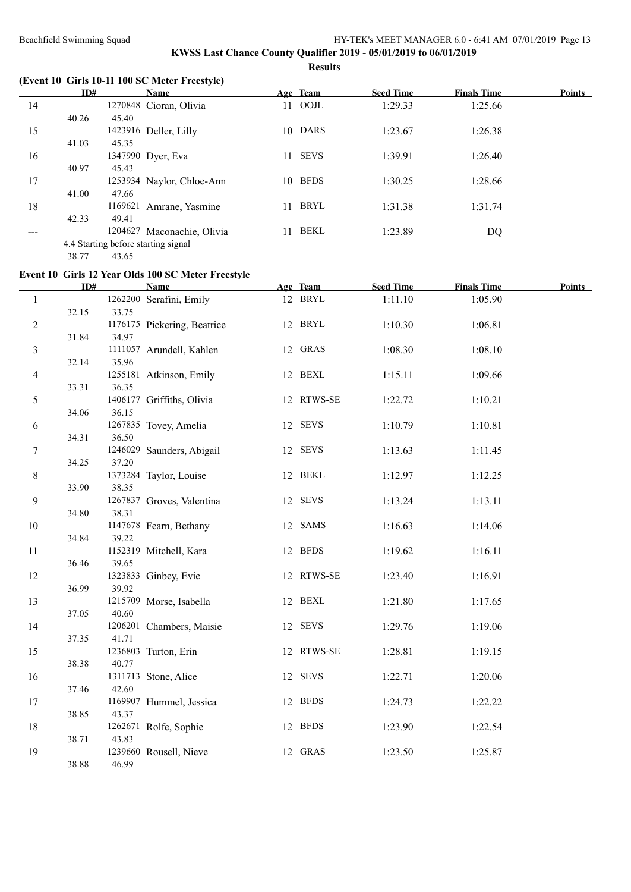**KWSS Last Chance County Qualifier 2019 - 05/01/2019 to 06/01/2019**

**Results**

### (Event 10 Girls 10-11 100 SC Meter Freestyle)

| | ID# | Name | Age | Team | Seed Time | Finals Time | Points |
|---|---|---|---|---|---|---|---|
| 14 | 1270848 | Cioran, Olivia | 11 | OOJL | 1:29.33 | 1:25.66 | |
| | 40.26 | 45.40 | | | | | |
| 15 | 1423916 | Deller, Lilly | 10 | DARS | 1:23.67 | 1:26.38 | |
| | 41.03 | 45.35 | | | | | |
| 16 | 1347990 | Dyer, Eva | 11 | SEVS | 1:39.91 | 1:26.40 | |
| | 40.97 | 45.43 | | | | | |
| 17 | 1253934 | Naylor, Chloe-Ann | 10 | BFDS | 1:30.25 | 1:28.66 | |
| | 41.00 | 47.66 | | | | | |
| 18 | 1169621 | Amrane, Yasmine | 11 | BRYL | 1:31.38 | 1:31.74 | |
| | 42.33 | 49.41 | | | | | |
| --- | 1204627 | Maconachie, Olivia | 11 | BEKL | 1:23.89 | DQ | |
| | 4.4 Starting before starting signal | | | | | | |
| | 38.77 | 43.65 | | | | | |

### Event 10 Girls 12 Year Olds 100 SC Meter Freestyle

| | ID# | Name | Age | Team | Seed Time | Finals Time | Points |
|---|---|---|---|---|---|---|---|
| 1 | 1262200 | Serafini, Emily | 12 | BRYL | 1:11.10 | 1:05.90 | |
| | 32.15 | 33.75 | | | | | |
| 2 | 1176175 | Pickering, Beatrice | 12 | BRYL | 1:10.30 | 1:06.81 | |
| | 31.84 | 34.97 | | | | | |
| 3 | 1111057 | Arundell, Kahlen | 12 | GRAS | 1:08.30 | 1:08.10 | |
| | 32.14 | 35.96 | | | | | |
| 4 | 1255181 | Atkinson, Emily | 12 | BEXL | 1:15.11 | 1:09.66 | |
| | 33.31 | 36.35 | | | | | |
| 5 | 1406177 | Griffiths, Olivia | 12 | RTWS-SE | 1:22.72 | 1:10.21 | |
| | 34.06 | 36.15 | | | | | |
| 6 | 1267835 | Tovey, Amelia | 12 | SEVS | 1:10.79 | 1:10.81 | |
| | 34.31 | 36.50 | | | | | |
| 7 | 1246029 | Saunders, Abigail | 12 | SEVS | 1:13.63 | 1:11.45 | |
| | 34.25 | 37.20 | | | | | |
| 8 | 1373284 | Taylor, Louise | 12 | BEKL | 1:12.97 | 1:12.25 | |
| | 33.90 | 38.35 | | | | | |
| 9 | 1267837 | Groves, Valentina | 12 | SEVS | 1:13.24 | 1:13.11 | |
| | 34.80 | 38.31 | | | | | |
| 10 | 1147678 | Fearn, Bethany | 12 | SAMS | 1:16.63 | 1:14.06 | |
| | 34.84 | 39.22 | | | | | |
| 11 | 1152319 | Mitchell, Kara | 12 | BFDS | 1:19.62 | 1:16.11 | |
| | 36.46 | 39.65 | | | | | |
| 12 | 1323833 | Ginbey, Evie | 12 | RTWS-SE | 1:23.40 | 1:16.91 | |
| | 36.99 | 39.92 | | | | | |
| 13 | 1215709 | Morse, Isabella | 12 | BEXL | 1:21.80 | 1:17.65 | |
| | 37.05 | 40.60 | | | | | |
| 14 | 1206201 | Chambers, Maisie | 12 | SEVS | 1:29.76 | 1:19.06 | |
| | 37.35 | 41.71 | | | | | |
| 15 | 1236803 | Turton, Erin | 12 | RTWS-SE | 1:28.81 | 1:19.15 | |
| | 38.38 | 40.77 | | | | | |
| 16 | 1311713 | Stone, Alice | 12 | SEVS | 1:22.71 | 1:20.06 | |
| | 37.46 | 42.60 | | | | | |
| 17 | 1169907 | Hummel, Jessica | 12 | BFDS | 1:24.73 | 1:22.22 | |
| | 38.85 | 43.37 | | | | | |
| 18 | 1262671 | Rolfe, Sophie | 12 | BFDS | 1:23.90 | 1:22.54 | |
| | 38.71 | 43.83 | | | | | |
| 19 | 1239660 | Rousell, Nieve | 12 | GRAS | 1:23.50 | 1:25.87 | |
| | 38.88 | 46.99 | | | | | |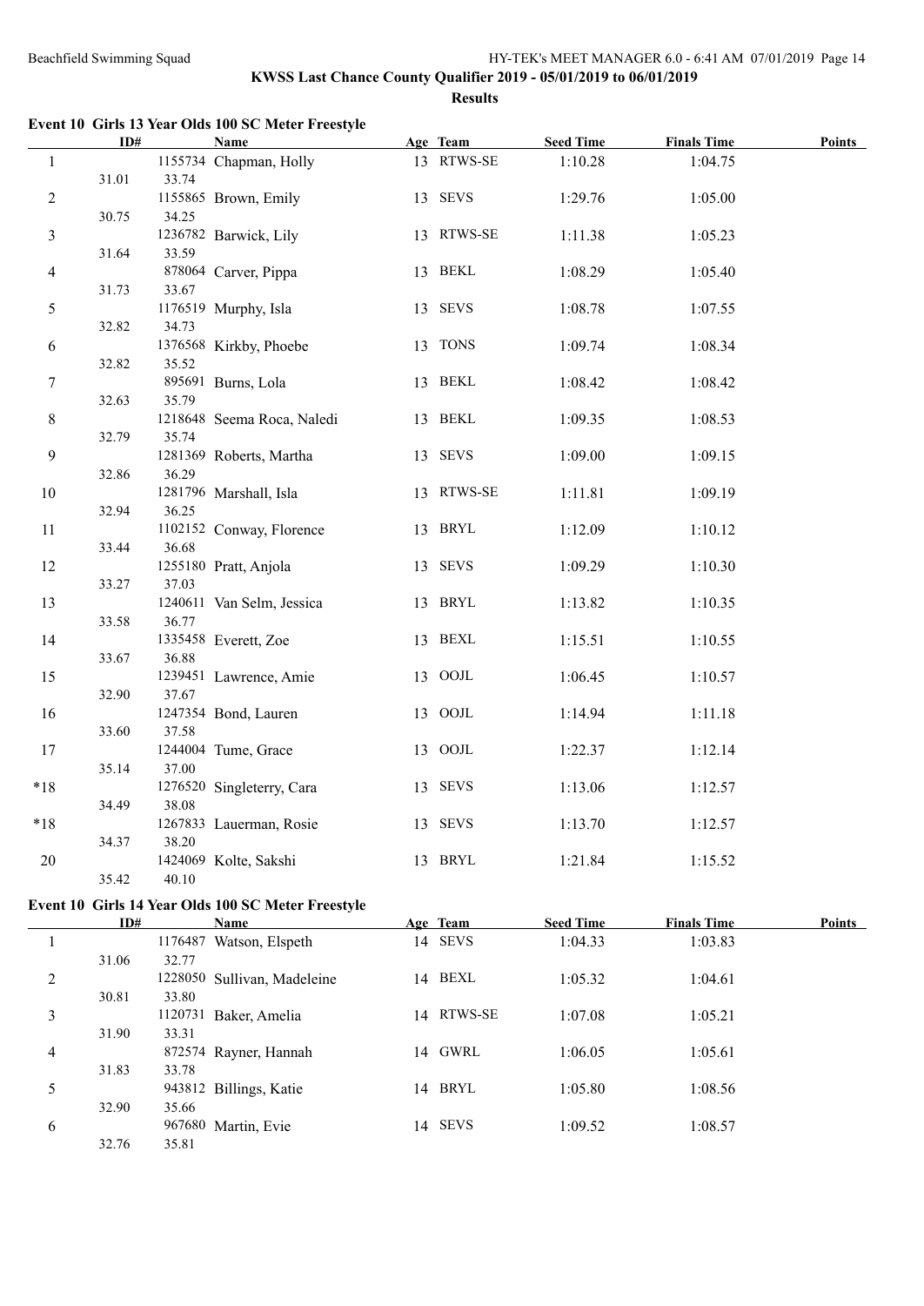**KWSS Last Chance County Qualifier 2019 - 05/01/2019 to 06/01/2019**

**Results**

### Event 10 Girls 13 Year Olds 100 SC Meter Freestyle

| | ID# | Name | Age | Team | Seed Time | Finals Time | Points |
|---|---|---|---|---|---|---|---|
| 1 | 1155734 | Chapman, Holly | 13 | RTWS-SE | 1:10.28 | 1:04.75 | |
| | 31.01 | 33.74 | | | | | |
| 2 | 1155865 | Brown, Emily | 13 | SEVS | 1:29.76 | 1:05.00 | |
| | 30.75 | 34.25 | | | | | |
| 3 | 1236782 | Barwick, Lily | 13 | RTWS-SE | 1:11.38 | 1:05.23 | |
| | 31.64 | 33.59 | | | | | |
| 4 | 878064 | Carver, Pippa | 13 | BEKL | 1:08.29 | 1:05.40 | |
| | 31.73 | 33.67 | | | | | |
| 5 | 1176519 | Murphy, Isla | 13 | SEVS | 1:08.78 | 1:07.55 | |
| | 32.82 | 34.73 | | | | | |
| 6 | 1376568 | Kirkby, Phoebe | 13 | TONS | 1:09.74 | 1:08.34 | |
| | 32.82 | 35.52 | | | | | |
| 7 | 895691 | Burns, Lola | 13 | BEKL | 1:08.42 | 1:08.42 | |
| | 32.63 | 35.79 | | | | | |
| 8 | 1218648 | Seema Roca, Naledi | 13 | BEKL | 1:09.35 | 1:08.53 | |
| | 32.79 | 35.74 | | | | | |
| 9 | 1281369 | Roberts, Martha | 13 | SEVS | 1:09.00 | 1:09.15 | |
| | 32.86 | 36.29 | | | | | |
| 10 | 1281796 | Marshall, Isla | 13 | RTWS-SE | 1:11.81 | 1:09.19 | |
| | 32.94 | 36.25 | | | | | |
| 11 | 1102152 | Conway, Florence | 13 | BRYL | 1:12.09 | 1:10.12 | |
| | 33.44 | 36.68 | | | | | |
| 12 | 1255180 | Pratt, Anjola | 13 | SEVS | 1:09.29 | 1:10.30 | |
| | 33.27 | 37.03 | | | | | |
| 13 | 1240611 | Van Selm, Jessica | 13 | BRYL | 1:13.82 | 1:10.35 | |
| | 33.58 | 36.77 | | | | | |
| 14 | 1335458 | Everett, Zoe | 13 | BEXL | 1:15.51 | 1:10.55 | |
| | 33.67 | 36.88 | | | | | |
| 15 | 1239451 | Lawrence, Amie | 13 | OOJL | 1:06.45 | 1:10.57 | |
| | 32.90 | 37.67 | | | | | |
| 16 | 1247354 | Bond, Lauren | 13 | OOJL | 1:14.94 | 1:11.18 | |
| | 33.60 | 37.58 | | | | | |
| 17 | 1244004 | Tume, Grace | 13 | OOJL | 1:22.37 | 1:12.14 | |
| | 35.14 | 37.00 | | | | | |
| *18 | 1276520 | Singleterry, Cara | 13 | SEVS | 1:13.06 | 1:12.57 | |
| | 34.49 | 38.08 | | | | | |
| *18 | 1267833 | Lauerman, Rosie | 13 | SEVS | 1:13.70 | 1:12.57 | |
| | 34.37 | 38.20 | | | | | |
| 20 | 1424069 | Kolte, Sakshi | 13 | BRYL | 1:21.84 | 1:15.52 | |
| | 35.42 | 40.10 | | | | | |

### Event 10 Girls 14 Year Olds 100 SC Meter Freestyle

| | ID# | Name | Age | Team | Seed Time | Finals Time | Points |
|---|---|---|---|---|---|---|---|
| 1 | 1176487 | Watson, Elspeth | 14 | SEVS | 1:04.33 | 1:03.83 | |
| | 31.06 | 32.77 | | | | | |
| 2 | 1228050 | Sullivan, Madeleine | 14 | BEXL | 1:05.32 | 1:04.61 | |
| | 30.81 | 33.80 | | | | | |
| 3 | 1120731 | Baker, Amelia | 14 | RTWS-SE | 1:07.08 | 1:05.21 | |
| | 31.90 | 33.31 | | | | | |
| 4 | 872574 | Rayner, Hannah | 14 | GWRL | 1:06.05 | 1:05.61 | |
| | 31.83 | 33.78 | | | | | |
| 5 | 943812 | Billings, Katie | 14 | BRYL | 1:05.80 | 1:08.56 | |
| | 32.90 | 35.66 | | | | | |
| 6 | 967680 | Martin, Evie | 14 | SEVS | 1:09.52 | 1:08.57 | |
| | 32.76 | 35.81 | | | | | |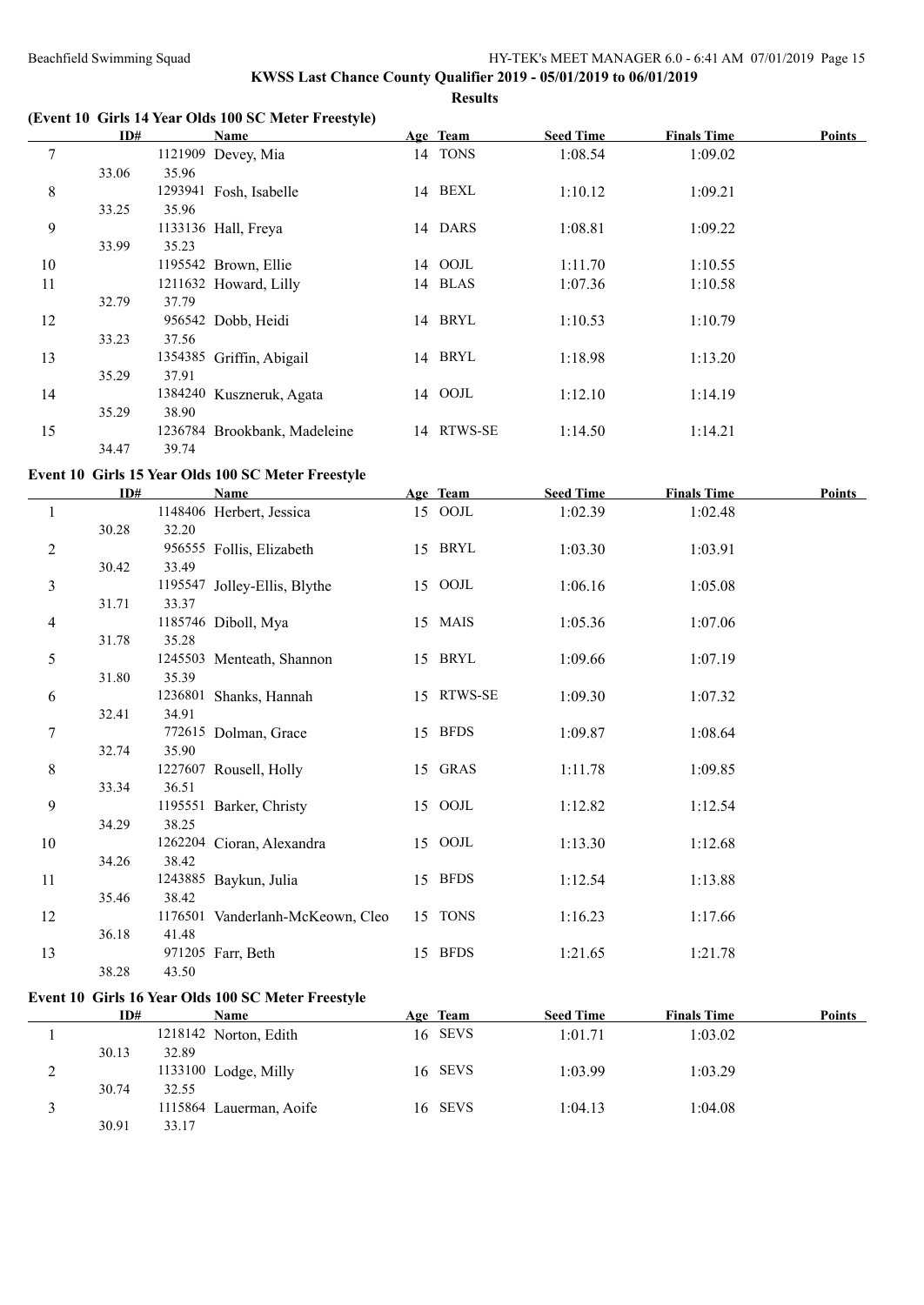## KWSS Last Chance County Qualifier 2019 - 05/01/2019 to 06/01/2019

### Results

### (Event 10 Girls 14 Year Olds 100 SC Meter Freestyle)

| | ID# | Name | Age | Team | Seed Time | Finals Time | Points |
|---|---|---|---|---|---|---|---|
| 7 | 1121909 | Devey, Mia | 14 | TONS | 1:08.54 | 1:09.02 | |
| | 33.06 | 35.96 | | | | | |
| 8 | 1293941 | Fosh, Isabelle | 14 | BEXL | 1:10.12 | 1:09.21 | |
| | 33.25 | 35.96 | | | | | |
| 9 | 1133136 | Hall, Freya | 14 | DARS | 1:08.81 | 1:09.22 | |
| | 33.99 | 35.23 | | | | | |
| 10 | 1195542 | Brown, Ellie | 14 | OOJL | 1:11.70 | 1:10.55 | |
| 11 | 1211632 | Howard, Lilly | 14 | BLAS | 1:07.36 | 1:10.58 | |
| | 32.79 | 37.79 | | | | | |
| 12 | 956542 | Dobb, Heidi | 14 | BRYL | 1:10.53 | 1:10.79 | |
| | 33.23 | 37.56 | | | | | |
| 13 | 1354385 | Griffin, Abigail | 14 | BRYL | 1:18.98 | 1:13.20 | |
| | 35.29 | 37.91 | | | | | |
| 14 | 1384240 | Kuszneruk, Agata | 14 | OOJL | 1:12.10 | 1:14.19 | |
| | 35.29 | 38.90 | | | | | |
| 15 | 1236784 | Brookbank, Madeleine | 14 | RTWS-SE | 1:14.50 | 1:14.21 | |
| | 34.47 | 39.74 | | | | | |

### Event 10 Girls 15 Year Olds 100 SC Meter Freestyle

| | ID# | Name | Age | Team | Seed Time | Finals Time | Points |
|---|---|---|---|---|---|---|---|
| 1 | 1148406 | Herbert, Jessica | 15 | OOJL | 1:02.39 | 1:02.48 | |
| | 30.28 | 32.20 | | | | | |
| 2 | 956555 | Follis, Elizabeth | 15 | BRYL | 1:03.30 | 1:03.91 | |
| | 30.42 | 33.49 | | | | | |
| 3 | 1195547 | Jolley-Ellis, Blythe | 15 | OOJL | 1:06.16 | 1:05.08 | |
| | 31.71 | 33.37 | | | | | |
| 4 | 1185746 | Diboll, Mya | 15 | MAIS | 1:05.36 | 1:07.06 | |
| | 31.78 | 35.28 | | | | | |
| 5 | 1245503 | Menteath, Shannon | 15 | BRYL | 1:09.66 | 1:07.19 | |
| | 31.80 | 35.39 | | | | | |
| 6 | 1236801 | Shanks, Hannah | 15 | RTWS-SE | 1:09.30 | 1:07.32 | |
| | 32.41 | 34.91 | | | | | |
| 7 | 772615 | Dolman, Grace | 15 | BFDS | 1:09.87 | 1:08.64 | |
| | 32.74 | 35.90 | | | | | |
| 8 | 1227607 | Rousell, Holly | 15 | GRAS | 1:11.78 | 1:09.85 | |
| | 33.34 | 36.51 | | | | | |
| 9 | 1195551 | Barker, Christy | 15 | OOJL | 1:12.82 | 1:12.54 | |
| | 34.29 | 38.25 | | | | | |
| 10 | 1262204 | Cioran, Alexandra | 15 | OOJL | 1:13.30 | 1:12.68 | |
| | 34.26 | 38.42 | | | | | |
| 11 | 1243885 | Baykun, Julia | 15 | BFDS | 1:12.54 | 1:13.88 | |
| | 35.46 | 38.42 | | | | | |
| 12 | 1176501 | Vanderlanh-McKeown, Cleo | 15 | TONS | 1:16.23 | 1:17.66 | |
| | 36.18 | 41.48 | | | | | |
| 13 | 971205 | Farr, Beth | 15 | BFDS | 1:21.65 | 1:21.78 | |
| | 38.28 | 43.50 | | | | | |

### Event 10 Girls 16 Year Olds 100 SC Meter Freestyle

| | ID# | Name | Age | Team | Seed Time | Finals Time | Points |
|---|---|---|---|---|---|---|---|
| 1 | 1218142 | Norton, Edith | 16 | SEVS | 1:01.71 | 1:03.02 | |
| | 30.13 | 32.89 | | | | | |
| 2 | 1133100 | Lodge, Milly | 16 | SEVS | 1:03.99 | 1:03.29 | |
| | 30.74 | 32.55 | | | | | |
| 3 | 1115864 | Lauerman, Aoife | 16 | SEVS | 1:04.13 | 1:04.08 | |
| | 30.91 | 33.17 | | | | | |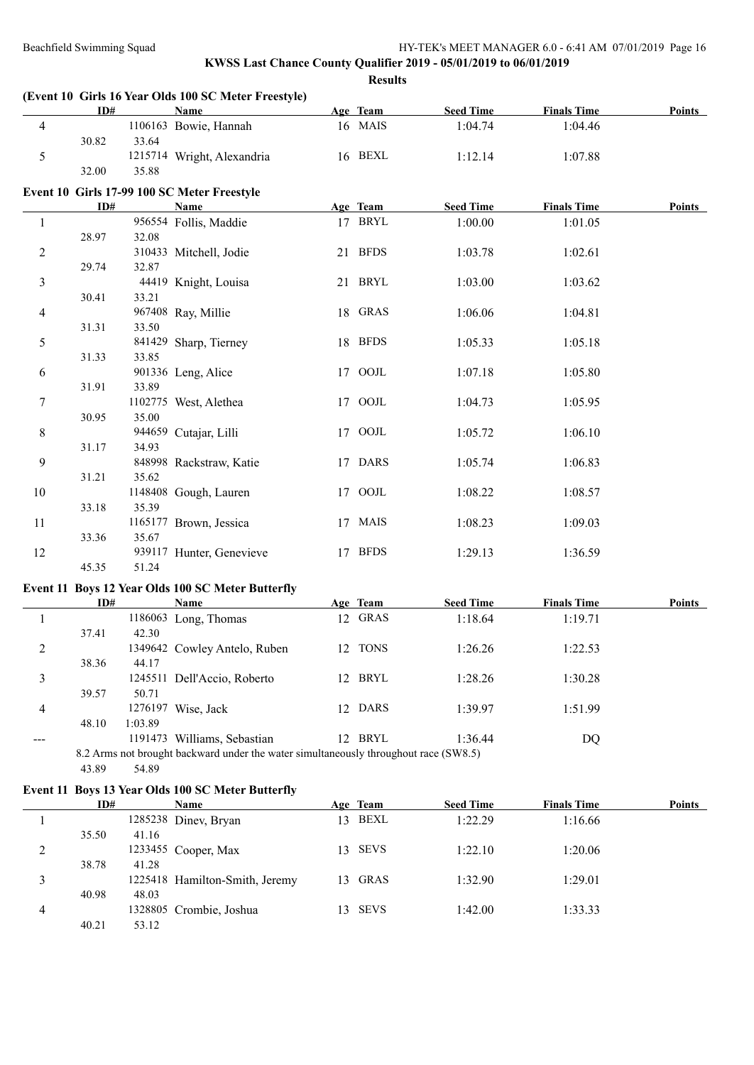**KWSS Last Chance County Qualifier 2019 - 05/01/2019 to 06/01/2019**

**Results**

### (Event 10 Girls 16 Year Olds 100 SC Meter Freestyle)

| | ID# | Name | Age | Team | Seed Time | Finals Time | Points |
|---|---|---|---|---|---|---|---|
| 4 | 1106163 | Bowie, Hannah | 16 | MAIS | 1:04.74 | 1:04.46 | |
| | 30.82 33.64 | | | | | | |
| 5 | 1215714 | Wright, Alexandria | 16 | BEXL | 1:12.14 | 1:07.88 | |
| | 32.00 35.88 | | | | | | |

### Event 10 Girls 17-99 100 SC Meter Freestyle

| | ID# | Name | Age | Team | Seed Time | Finals Time | Points |
|---|---|---|---|---|---|---|---|
| 1 | 956554 | Follis, Maddie | 17 | BRYL | 1:00.00 | 1:01.05 | |
| | 28.97 32.08 | | | | | | |
| 2 | 310433 | Mitchell, Jodie | 21 | BFDS | 1:03.78 | 1:02.61 | |
| | 29.74 32.87 | | | | | | |
| 3 | 44419 | Knight, Louisa | 21 | BRYL | 1:03.00 | 1:03.62 | |
| | 30.41 33.21 | | | | | | |
| 4 | 967408 | Ray, Millie | 18 | GRAS | 1:06.06 | 1:04.81 | |
| | 31.31 33.50 | | | | | | |
| 5 | 841429 | Sharp, Tierney | 18 | BFDS | 1:05.33 | 1:05.18 | |
| | 31.33 33.85 | | | | | | |
| 6 | 901336 | Leng, Alice | 17 | OOJL | 1:07.18 | 1:05.80 | |
| | 31.91 33.89 | | | | | | |
| 7 | 1102775 | West, Alethea | 17 | OOJL | 1:04.73 | 1:05.95 | |
| | 30.95 35.00 | | | | | | |
| 8 | 944659 | Cutajar, Lilli | 17 | OOJL | 1:05.72 | 1:06.10 | |
| | 31.17 34.93 | | | | | | |
| 9 | 848998 | Rackstraw, Katie | 17 | DARS | 1:05.74 | 1:06.83 | |
| | 31.21 35.62 | | | | | | |
| 10 | 1148408 | Gough, Lauren | 17 | OOJL | 1:08.22 | 1:08.57 | |
| | 33.18 35.39 | | | | | | |
| 11 | 1165177 | Brown, Jessica | 17 | MAIS | 1:08.23 | 1:09.03 | |
| | 33.36 35.67 | | | | | | |
| 12 | 939117 | Hunter, Genevieve | 17 | BFDS | 1:29.13 | 1:36.59 | |
| | 45.35 51.24 | | | | | | |

### Event 11 Boys 12 Year Olds 100 SC Meter Butterfly

| | ID# | Name | Age | Team | Seed Time | Finals Time | Points |
|---|---|---|---|---|---|---|---|
| 1 | 1186063 | Long, Thomas | 12 | GRAS | 1:18.64 | 1:19.71 | |
| | 37.41 42.30 | | | | | | |
| 2 | 1349642 | Cowley Antelo, Ruben | 12 | TONS | 1:26.26 | 1:22.53 | |
| | 38.36 44.17 | | | | | | |
| 3 | 1245511 | Dell'Accio, Roberto | 12 | BRYL | 1:28.26 | 1:30.28 | |
| | 39.57 50.71 | | | | | | |
| 4 | 1276197 | Wise, Jack | 12 | DARS | 1:39.97 | 1:51.99 | |
| | 48.10 1:03.89 | | | | | | |
| --- | 1191473 | Williams, Sebastian | 12 | BRYL | 1:36.44 | DQ | |
| | 8.2 Arms not brought backward under the water simultaneously throughout race (SW8.5) | | | | | | |
| | 43.89 54.89 | | | | | | |

### Event 11 Boys 13 Year Olds 100 SC Meter Butterfly

| | ID# | Name | Age | Team | Seed Time | Finals Time | Points |
|---|---|---|---|---|---|---|---|
| 1 | 1285238 | Dinev, Bryan | 13 | BEXL | 1:22.29 | 1:16.66 | |
| | 35.50 41.16 | | | | | | |
| 2 | 1233455 | Cooper, Max | 13 | SEVS | 1:22.10 | 1:20.06 | |
| | 38.78 41.28 | | | | | | |
| 3 | 1225418 | Hamilton-Smith, Jeremy | 13 | GRAS | 1:32.90 | 1:29.01 | |
| | 40.98 48.03 | | | | | | |
| 4 | 1328805 | Crombie, Joshua | 13 | SEVS | 1:42.00 | 1:33.33 | |
| | 40.21 53.12 | | | | | | |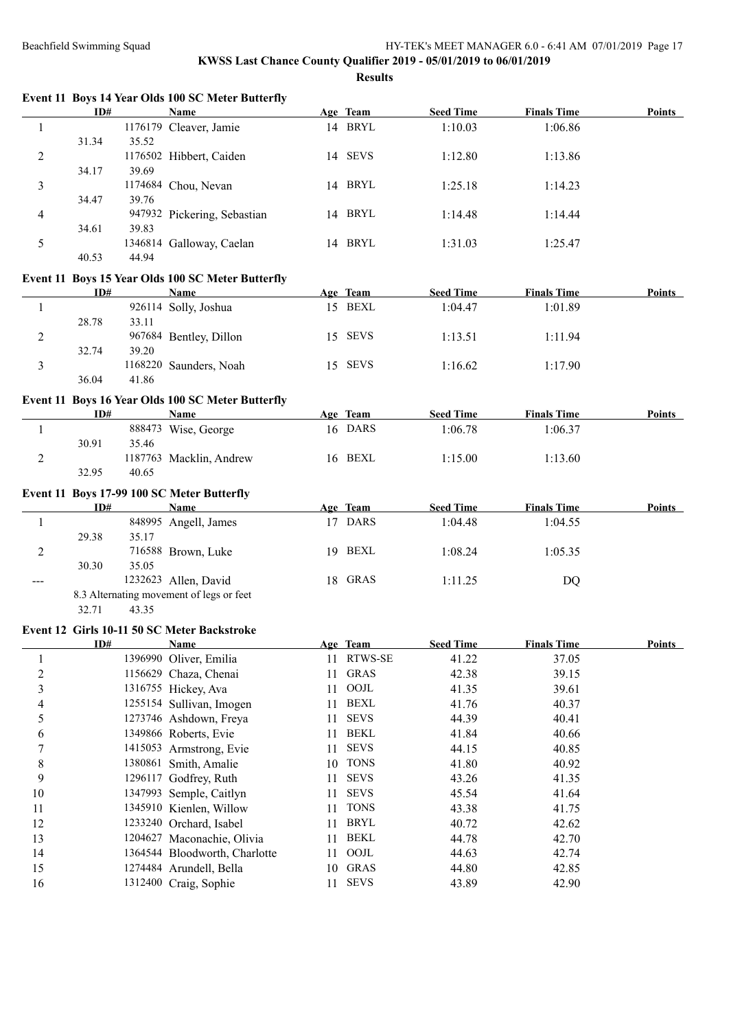**KWSS Last Chance County Qualifier 2019 - 05/01/2019 to 06/01/2019**

**Results**

### Event 11 Boys 14 Year Olds 100 SC Meter Butterfly

| | ID# | Name | Age | Team | Seed Time | Finals Time | Points |
|---|---|---|---|---|---|---|---|
| 1 | 1176179 | Cleaver, Jamie | 14 | BRYL | 1:10.03 | 1:06.86 | |
| | 31.34 35.52 | | | | | | |
| 2 | 1176502 | Hibbert, Caiden | 14 | SEVS | 1:12.80 | 1:13.86 | |
| | 34.17 39.69 | | | | | | |
| 3 | 1174684 | Chou, Nevan | 14 | BRYL | 1:25.18 | 1:14.23 | |
| | 34.47 39.76 | | | | | | |
| 4 | 947932 | Pickering, Sebastian | 14 | BRYL | 1:14.48 | 1:14.44 | |
| | 34.61 39.83 | | | | | | |
| 5 | 1346814 | Galloway, Caelan | 14 | BRYL | 1:31.03 | 1:25.47 | |
| | 40.53 44.94 | | | | | | |

### Event 11 Boys 15 Year Olds 100 SC Meter Butterfly

| | ID# | Name | Age | Team | Seed Time | Finals Time | Points |
|---|---|---|---|---|---|---|---|
| 1 | 926114 | Solly, Joshua | 15 | BEXL | 1:04.47 | 1:01.89 | |
| | 28.78 33.11 | | | | | | |
| 2 | 967684 | Bentley, Dillon | 15 | SEVS | 1:13.51 | 1:11.94 | |
| | 32.74 39.20 | | | | | | |
| 3 | 1168220 | Saunders, Noah | 15 | SEVS | 1:16.62 | 1:17.90 | |
| | 36.04 41.86 | | | | | | |

### Event 11 Boys 16 Year Olds 100 SC Meter Butterfly

| | ID# | Name | Age | Team | Seed Time | Finals Time | Points |
|---|---|---|---|---|---|---|---|
| 1 | 888473 | Wise, George | 16 | DARS | 1:06.78 | 1:06.37 | |
| | 30.91 35.46 | | | | | | |
| 2 | 1187763 | Macklin, Andrew | 16 | BEXL | 1:15.00 | 1:13.60 | |
| | 32.95 40.65 | | | | | | |

### Event 11 Boys 17-99 100 SC Meter Butterfly

| | ID# | Name | Age | Team | Seed Time | Finals Time | Points |
|---|---|---|---|---|---|---|---|
| 1 | 848995 | Angell, James | 17 | DARS | 1:04.48 | 1:04.55 | |
| | 29.38 35.17 | | | | | | |
| 2 | 716588 | Brown, Luke | 19 | BEXL | 1:08.24 | 1:05.35 | |
| | 30.30 35.05 | | | | | | |
| --- | 1232623 | Allen, David | 18 | GRAS | 1:11.25 | DQ | |
| | 8.3 Alternating movement of legs or feet | | | | | | |
| | 32.71 43.35 | | | | | | |

### Event 12 Girls 10-11 50 SC Meter Backstroke

| | ID# | Name | Age | Team | Seed Time | Finals Time | Points |
|---|---|---|---|---|---|---|---|
| 1 | 1396990 | Oliver, Emilia | 11 | RTWS-SE | 41.22 | 37.05 | |
| 2 | 1156629 | Chaza, Chenai | 11 | GRAS | 42.38 | 39.15 | |
| 3 | 1316755 | Hickey, Ava | 11 | OOJL | 41.35 | 39.61 | |
| 4 | 1255154 | Sullivan, Imogen | 11 | BEXL | 41.76 | 40.37 | |
| 5 | 1273746 | Ashdown, Freya | 11 | SEVS | 44.39 | 40.41 | |
| 6 | 1349866 | Roberts, Evie | 11 | BEKL | 41.84 | 40.66 | |
| 7 | 1415053 | Armstrong, Evie | 11 | SEVS | 44.15 | 40.85 | |
| 8 | 1380861 | Smith, Amalie | 10 | TONS | 41.80 | 40.92 | |
| 9 | 1296117 | Godfrey, Ruth | 11 | SEVS | 43.26 | 41.35 | |
| 10 | 1347993 | Semple, Caitlyn | 11 | SEVS | 45.54 | 41.64 | |
| 11 | 1345910 | Kienlen, Willow | 11 | TONS | 43.38 | 41.75 | |
| 12 | 1233240 | Orchard, Isabel | 11 | BRYL | 40.72 | 42.62 | |
| 13 | 1204627 | Maconachie, Olivia | 11 | BEKL | 44.78 | 42.70 | |
| 14 | 1364544 | Bloodworth, Charlotte | 11 | OOJL | 44.63 | 42.74 | |
| 15 | 1274484 | Arundell, Bella | 10 | GRAS | 44.80 | 42.85 | |
| 16 | 1312400 | Craig, Sophie | 11 | SEVS | 43.89 | 42.90 | |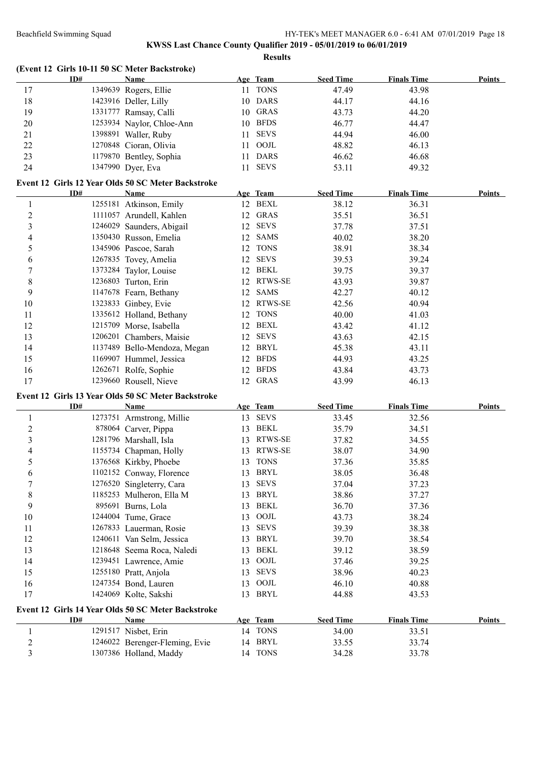**KWSS Last Chance County Qualifier 2019 - 05/01/2019 to 06/01/2019**

**Results**

### (Event 12 Girls 10-11 50 SC Meter Backstroke)

| | ID# | Name | Age | Team | Seed Time | Finals Time | Points |
|---|---|---|---|---|---|---|---|
| 17 | 1349639 | Rogers, Ellie | 11 | TONS | 47.49 | 43.98 | |
| 18 | 1423916 | Deller, Lilly | 10 | DARS | 44.17 | 44.16 | |
| 19 | 1331777 | Ramsay, Calli | 10 | GRAS | 43.73 | 44.20 | |
| 20 | 1253934 | Naylor, Chloe-Ann | 10 | BFDS | 46.77 | 44.47 | |
| 21 | 1398891 | Waller, Ruby | 11 | SEVS | 44.94 | 46.00 | |
| 22 | 1270848 | Cioran, Olivia | 11 | OOJL | 48.82 | 46.13 | |
| 23 | 1179870 | Bentley, Sophia | 11 | DARS | 46.62 | 46.68 | |
| 24 | 1347990 | Dyer, Eva | 11 | SEVS | 53.11 | 49.32 | |

### Event 12 Girls 12 Year Olds 50 SC Meter Backstroke

| | ID# | Name | Age | Team | Seed Time | Finals Time | Points |
|---|---|---|---|---|---|---|---|
| 1 | 1255181 | Atkinson, Emily | 12 | BEXL | 38.12 | 36.31 | |
| 2 | 1111057 | Arundell, Kahlen | 12 | GRAS | 35.51 | 36.51 | |
| 3 | 1246029 | Saunders, Abigail | 12 | SEVS | 37.78 | 37.51 | |
| 4 | 1350430 | Russon, Emelia | 12 | SAMS | 40.02 | 38.20 | |
| 5 | 1345906 | Pascoe, Sarah | 12 | TONS | 38.91 | 38.34 | |
| 6 | 1267835 | Tovey, Amelia | 12 | SEVS | 39.53 | 39.24 | |
| 7 | 1373284 | Taylor, Louise | 12 | BEKL | 39.75 | 39.37 | |
| 8 | 1236803 | Turton, Erin | 12 | RTWS-SE | 43.93 | 39.87 | |
| 9 | 1147678 | Fearn, Bethany | 12 | SAMS | 42.27 | 40.12 | |
| 10 | 1323833 | Ginbey, Evie | 12 | RTWS-SE | 42.56 | 40.94 | |
| 11 | 1335612 | Holland, Bethany | 12 | TONS | 40.00 | 41.03 | |
| 12 | 1215709 | Morse, Isabella | 12 | BEXL | 43.42 | 41.12 | |
| 13 | 1206201 | Chambers, Maisie | 12 | SEVS | 43.63 | 42.15 | |
| 14 | 1137489 | Bello-Mendoza, Megan | 12 | BRYL | 45.38 | 43.11 | |
| 15 | 1169907 | Hummel, Jessica | 12 | BFDS | 44.93 | 43.25 | |
| 16 | 1262671 | Rolfe, Sophie | 12 | BFDS | 43.84 | 43.73 | |
| 17 | 1239660 | Rousell, Nieve | 12 | GRAS | 43.99 | 46.13 | |

### Event 12 Girls 13 Year Olds 50 SC Meter Backstroke

| | ID# | Name | Age | Team | Seed Time | Finals Time | Points |
|---|---|---|---|---|---|---|---|
| 1 | 1273751 | Armstrong, Millie | 13 | SEVS | 33.45 | 32.56 | |
| 2 | 878064 | Carver, Pippa | 13 | BEKL | 35.79 | 34.51 | |
| 3 | 1281796 | Marshall, Isla | 13 | RTWS-SE | 37.82 | 34.55 | |
| 4 | 1155734 | Chapman, Holly | 13 | RTWS-SE | 38.07 | 34.90 | |
| 5 | 1376568 | Kirkby, Phoebe | 13 | TONS | 37.36 | 35.85 | |
| 6 | 1102152 | Conway, Florence | 13 | BRYL | 38.05 | 36.48 | |
| 7 | 1276520 | Singleterry, Cara | 13 | SEVS | 37.04 | 37.23 | |
| 8 | 1185253 | Mulheron, Ella M | 13 | BRYL | 38.86 | 37.27 | |
| 9 | 895691 | Burns, Lola | 13 | BEKL | 36.70 | 37.36 | |
| 10 | 1244004 | Tume, Grace | 13 | OOJL | 43.73 | 38.24 | |
| 11 | 1267833 | Lauerman, Rosie | 13 | SEVS | 39.39 | 38.38 | |
| 12 | 1240611 | Van Selm, Jessica | 13 | BRYL | 39.70 | 38.54 | |
| 13 | 1218648 | Seema Roca, Naledi | 13 | BEKL | 39.12 | 38.59 | |
| 14 | 1239451 | Lawrence, Amie | 13 | OOJL | 37.46 | 39.25 | |
| 15 | 1255180 | Pratt, Anjola | 13 | SEVS | 38.96 | 40.23 | |
| 16 | 1247354 | Bond, Lauren | 13 | OOJL | 46.10 | 40.88 | |
| 17 | 1424069 | Kolte, Sakshi | 13 | BRYL | 44.88 | 43.53 | |

### Event 12 Girls 14 Year Olds 50 SC Meter Backstroke

| | ID# | Name | Age | Team | Seed Time | Finals Time | Points |
|---|---|---|---|---|---|---|---|
| 1 | 1291517 | Nisbet, Erin | 14 | TONS | 34.00 | 33.51 | |
| 2 | 1246022 | Berenger-Fleming, Evie | 14 | BRYL | 33.55 | 33.74 | |
| 3 | 1307386 | Holland, Maddy | 14 | TONS | 34.28 | 33.78 | |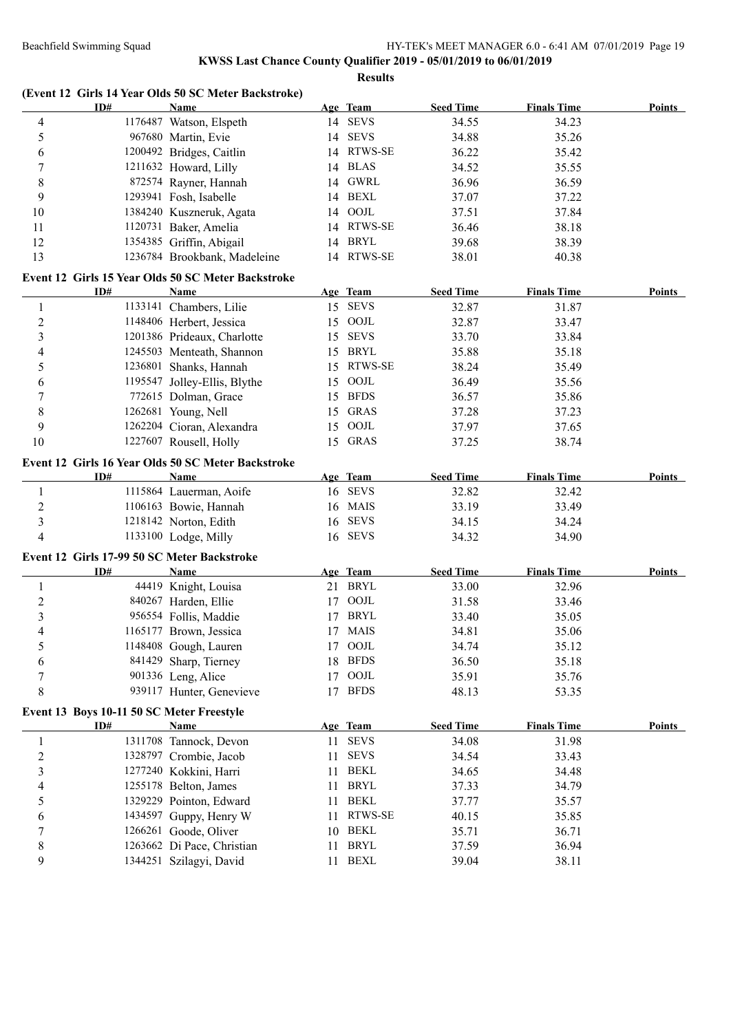## KWSS Last Chance County Qualifier 2019 - 05/01/2019 to 06/01/2019

### Results

**(Event 12 Girls 14 Year Olds 50 SC Meter Backstroke)**

| | ID# | Name | Age | Team | Seed Time | Finals Time | Points |
|---|---|---|---|---|---|---|---|
| 4 | 1176487 | Watson, Elspeth | 14 | SEVS | 34.55 | 34.23 | |
| 5 | 967680 | Martin, Evie | 14 | SEVS | 34.88 | 35.26 | |
| 6 | 1200492 | Bridges, Caitlin | 14 | RTWS-SE | 36.22 | 35.42 | |
| 7 | 1211632 | Howard, Lilly | 14 | BLAS | 34.52 | 35.55 | |
| 8 | 872574 | Rayner, Hannah | 14 | GWRL | 36.96 | 36.59 | |
| 9 | 1293941 | Fosh, Isabelle | 14 | BEXL | 37.07 | 37.22 | |
| 10 | 1384240 | Kuszneruk, Agata | 14 | OOJL | 37.51 | 37.84 | |
| 11 | 1120731 | Baker, Amelia | 14 | RTWS-SE | 36.46 | 38.18 | |
| 12 | 1354385 | Griffin, Abigail | 14 | BRYL | 39.68 | 38.39 | |
| 13 | 1236784 | Brookbank, Madeleine | 14 | RTWS-SE | 38.01 | 40.38 | |

**Event 12 Girls 15 Year Olds 50 SC Meter Backstroke**

| | ID# | Name | Age | Team | Seed Time | Finals Time | Points |
|---|---|---|---|---|---|---|---|
| 1 | 1133141 | Chambers, Lilie | 15 | SEVS | 32.87 | 31.87 | |
| 2 | 1148406 | Herbert, Jessica | 15 | OOJL | 32.87 | 33.47 | |
| 3 | 1201386 | Prideaux, Charlotte | 15 | SEVS | 33.70 | 33.84 | |
| 4 | 1245503 | Menteath, Shannon | 15 | BRYL | 35.88 | 35.18 | |
| 5 | 1236801 | Shanks, Hannah | 15 | RTWS-SE | 38.24 | 35.49 | |
| 6 | 1195547 | Jolley-Ellis, Blythe | 15 | OOJL | 36.49 | 35.56 | |
| 7 | 772615 | Dolman, Grace | 15 | BFDS | 36.57 | 35.86 | |
| 8 | 1262681 | Young, Nell | 15 | GRAS | 37.28 | 37.23 | |
| 9 | 1262204 | Cioran, Alexandra | 15 | OOJL | 37.97 | 37.65 | |
| 10 | 1227607 | Rousell, Holly | 15 | GRAS | 37.25 | 38.74 | |

**Event 12 Girls 16 Year Olds 50 SC Meter Backstroke**

| | ID# | Name | Age | Team | Seed Time | Finals Time | Points |
|---|---|---|---|---|---|---|---|
| 1 | 1115864 | Lauerman, Aoife | 16 | SEVS | 32.82 | 32.42 | |
| 2 | 1106163 | Bowie, Hannah | 16 | MAIS | 33.19 | 33.49 | |
| 3 | 1218142 | Norton, Edith | 16 | SEVS | 34.15 | 34.24 | |
| 4 | 1133100 | Lodge, Milly | 16 | SEVS | 34.32 | 34.90 | |

**Event 12 Girls 17-99 50 SC Meter Backstroke**

| | ID# | Name | Age | Team | Seed Time | Finals Time | Points |
|---|---|---|---|---|---|---|---|
| 1 | 44419 | Knight, Louisa | 21 | BRYL | 33.00 | 32.96 | |
| 2 | 840267 | Harden, Ellie | 17 | OOJL | 31.58 | 33.46 | |
| 3 | 956554 | Follis, Maddie | 17 | BRYL | 33.40 | 35.05 | |
| 4 | 1165177 | Brown, Jessica | 17 | MAIS | 34.81 | 35.06 | |
| 5 | 1148408 | Gough, Lauren | 17 | OOJL | 34.74 | 35.12 | |
| 6 | 841429 | Sharp, Tierney | 18 | BFDS | 36.50 | 35.18 | |
| 7 | 901336 | Leng, Alice | 17 | OOJL | 35.91 | 35.76 | |
| 8 | 939117 | Hunter, Genevieve | 17 | BFDS | 48.13 | 53.35 | |

**Event 13 Boys 10-11 50 SC Meter Freestyle**

| | ID# | Name | Age | Team | Seed Time | Finals Time | Points |
|---|---|---|---|---|---|---|---|
| 1 | 1311708 | Tannock, Devon | 11 | SEVS | 34.08 | 31.98 | |
| 2 | 1328797 | Crombie, Jacob | 11 | SEVS | 34.54 | 33.43 | |
| 3 | 1277240 | Kokkini, Harri | 11 | BEKL | 34.65 | 34.48 | |
| 4 | 1255178 | Belton, James | 11 | BRYL | 37.33 | 34.79 | |
| 5 | 1329229 | Pointon, Edward | 11 | BEKL | 37.77 | 35.57 | |
| 6 | 1434597 | Guppy, Henry W | 11 | RTWS-SE | 40.15 | 35.85 | |
| 7 | 1266261 | Goode, Oliver | 10 | BEKL | 35.71 | 36.71 | |
| 8 | 1263662 | Di Pace, Christian | 11 | BRYL | 37.59 | 36.94 | |
| 9 | 1344251 | Szilagyi, David | 11 | BEXL | 39.04 | 38.11 | |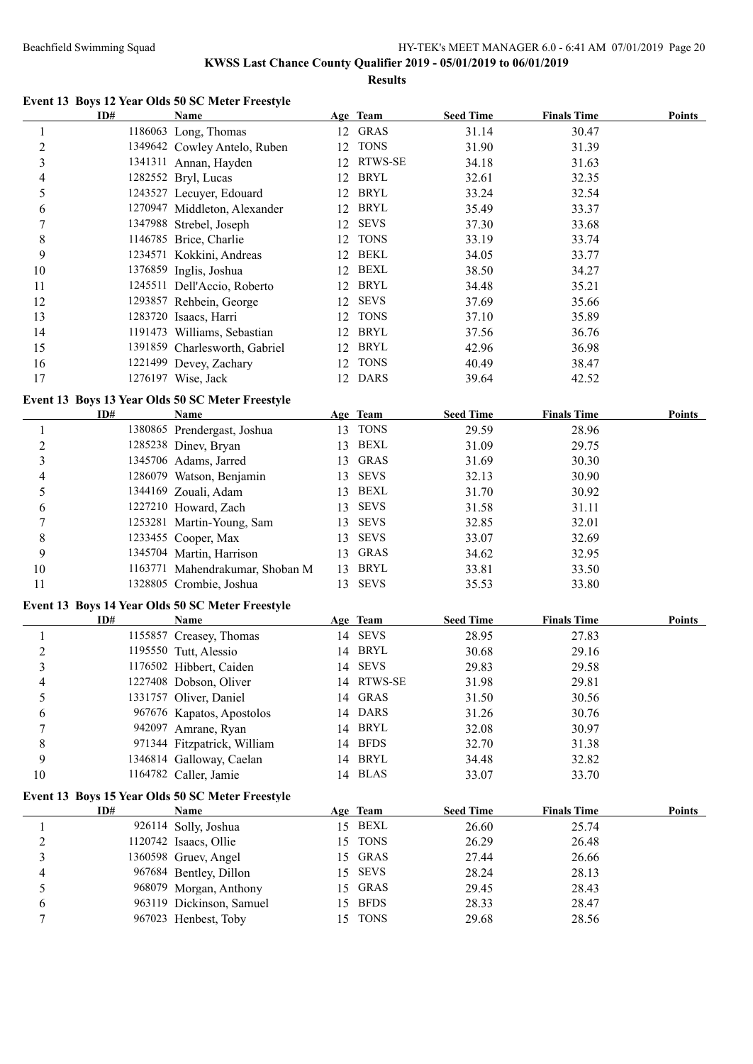# KWSS Last Chance County Qualifier 2019 - 05/01/2019 to 06/01/2019

## Results

### Event 13 Boys 12 Year Olds 50 SC Meter Freestyle

| | ID# | Name | Age | Team | Seed Time | Finals Time | Points |
|---|---|---|---|---|---|---|---|
| 1 | 1186063 | Long, Thomas | 12 | GRAS | 31.14 | 30.47 | |
| 2 | 1349642 | Cowley Antelo, Ruben | 12 | TONS | 31.90 | 31.39 | |
| 3 | 1341311 | Annan, Hayden | 12 | RTWS-SE | 34.18 | 31.63 | |
| 4 | 1282552 | Bryl, Lucas | 12 | BRYL | 32.61 | 32.35 | |
| 5 | 1243527 | Lecuyer, Edouard | 12 | BRYL | 33.24 | 32.54 | |
| 6 | 1270947 | Middleton, Alexander | 12 | BRYL | 35.49 | 33.37 | |
| 7 | 1347988 | Strebel, Joseph | 12 | SEVS | 37.30 | 33.68 | |
| 8 | 1146785 | Brice, Charlie | 12 | TONS | 33.19 | 33.74 | |
| 9 | 1234571 | Kokkini, Andreas | 12 | BEKL | 34.05 | 33.77 | |
| 10 | 1376859 | Inglis, Joshua | 12 | BEXL | 38.50 | 34.27 | |
| 11 | 1245511 | Dell'Accio, Roberto | 12 | BRYL | 34.48 | 35.21 | |
| 12 | 1293857 | Rehbein, George | 12 | SEVS | 37.69 | 35.66 | |
| 13 | 1283720 | Isaacs, Harri | 12 | TONS | 37.10 | 35.89 | |
| 14 | 1191473 | Williams, Sebastian | 12 | BRYL | 37.56 | 36.76 | |
| 15 | 1391859 | Charlesworth, Gabriel | 12 | BRYL | 42.96 | 36.98 | |
| 16 | 1221499 | Devey, Zachary | 12 | TONS | 40.49 | 38.47 | |
| 17 | 1276197 | Wise, Jack | 12 | DARS | 39.64 | 42.52 | |

### Event 13 Boys 13 Year Olds 50 SC Meter Freestyle

| | ID# | Name | Age | Team | Seed Time | Finals Time | Points |
|---|---|---|---|---|---|---|---|
| 1 | 1380865 | Prendergast, Joshua | 13 | TONS | 29.59 | 28.96 | |
| 2 | 1285238 | Dinev, Bryan | 13 | BEXL | 31.09 | 29.75 | |
| 3 | 1345706 | Adams, Jarred | 13 | GRAS | 31.69 | 30.30 | |
| 4 | 1286079 | Watson, Benjamin | 13 | SEVS | 32.13 | 30.90 | |
| 5 | 1344169 | Zouali, Adam | 13 | BEXL | 31.70 | 30.92 | |
| 6 | 1227210 | Howard, Zach | 13 | SEVS | 31.58 | 31.11 | |
| 7 | 1253281 | Martin-Young, Sam | 13 | SEVS | 32.85 | 32.01 | |
| 8 | 1233455 | Cooper, Max | 13 | SEVS | 33.07 | 32.69 | |
| 9 | 1345704 | Martin, Harrison | 13 | GRAS | 34.62 | 32.95 | |
| 10 | 1163771 | Mahendrakumar, Shoban M | 13 | BRYL | 33.81 | 33.50 | |
| 11 | 1328805 | Crombie, Joshua | 13 | SEVS | 35.53 | 33.80 | |

### Event 13 Boys 14 Year Olds 50 SC Meter Freestyle

| | ID# | Name | Age | Team | Seed Time | Finals Time | Points |
|---|---|---|---|---|---|---|---|
| 1 | 1155857 | Creasey, Thomas | 14 | SEVS | 28.95 | 27.83 | |
| 2 | 1195550 | Tutt, Alessio | 14 | BRYL | 30.68 | 29.16 | |
| 3 | 1176502 | Hibbert, Caiden | 14 | SEVS | 29.83 | 29.58 | |
| 4 | 1227408 | Dobson, Oliver | 14 | RTWS-SE | 31.98 | 29.81 | |
| 5 | 1331757 | Oliver, Daniel | 14 | GRAS | 31.50 | 30.56 | |
| 6 | 967676 | Kapatos, Apostolos | 14 | DARS | 31.26 | 30.76 | |
| 7 | 942097 | Amrane, Ryan | 14 | BRYL | 32.08 | 30.97 | |
| 8 | 971344 | Fitzpatrick, William | 14 | BFDS | 32.70 | 31.38 | |
| 9 | 1346814 | Galloway, Caelan | 14 | BRYL | 34.48 | 32.82 | |
| 10 | 1164782 | Caller, Jamie | 14 | BLAS | 33.07 | 33.70 | |

### Event 13 Boys 15 Year Olds 50 SC Meter Freestyle

| | ID# | Name | Age | Team | Seed Time | Finals Time | Points |
|---|---|---|---|---|---|---|---|
| 1 | 926114 | Solly, Joshua | 15 | BEXL | 26.60 | 25.74 | |
| 2 | 1120742 | Isaacs, Ollie | 15 | TONS | 26.29 | 26.48 | |
| 3 | 1360598 | Gruev, Angel | 15 | GRAS | 27.44 | 26.66 | |
| 4 | 967684 | Bentley, Dillon | 15 | SEVS | 28.24 | 28.13 | |
| 5 | 968079 | Morgan, Anthony | 15 | GRAS | 29.45 | 28.43 | |
| 6 | 963119 | Dickinson, Samuel | 15 | BFDS | 28.33 | 28.47 | |
| 7 | 967023 | Henbest, Toby | 15 | TONS | 29.68 | 28.56 | |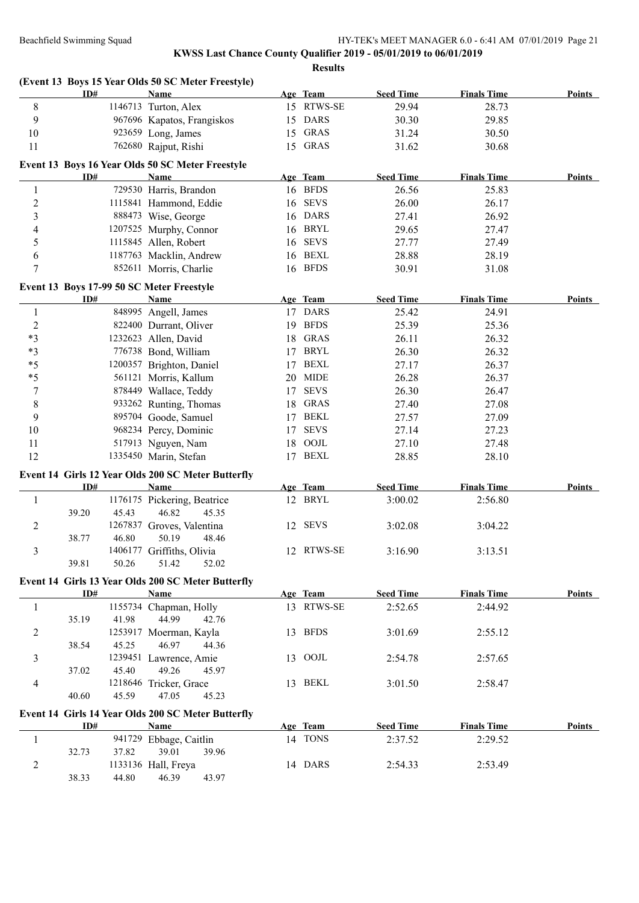## KWSS Last Chance County Qualifier 2019 - 05/01/2019 to 06/01/2019

### Results

#### (Event 13 Boys 15 Year Olds 50 SC Meter Freestyle)

| | ID# | Name | Age | Team | Seed Time | Finals Time | Points |
|---|---|---|---|---|---|---|---|
| 8 | 1146713 | Turton, Alex | 15 | RTWS-SE | 29.94 | 28.73 | |
| 9 | 967696 | Kapatos, Frangiskos | 15 | DARS | 30.30 | 29.85 | |
| 10 | 923659 | Long, James | 15 | GRAS | 31.24 | 30.50 | |
| 11 | 762680 | Rajput, Rishi | 15 | GRAS | 31.62 | 30.68 | |

#### Event 13 Boys 16 Year Olds 50 SC Meter Freestyle

| | ID# | Name | Age | Team | Seed Time | Finals Time | Points |
|---|---|---|---|---|---|---|---|
| 1 | 729530 | Harris, Brandon | 16 | BFDS | 26.56 | 25.83 | |
| 2 | 1115841 | Hammond, Eddie | 16 | SEVS | 26.00 | 26.17 | |
| 3 | 888473 | Wise, George | 16 | DARS | 27.41 | 26.92 | |
| 4 | 1207525 | Murphy, Connor | 16 | BRYL | 29.65 | 27.47 | |
| 5 | 1115845 | Allen, Robert | 16 | SEVS | 27.77 | 27.49 | |
| 6 | 1187763 | Macklin, Andrew | 16 | BEXL | 28.88 | 28.19 | |
| 7 | 852611 | Morris, Charlie | 16 | BFDS | 30.91 | 31.08 | |

#### Event 13 Boys 17-99 50 SC Meter Freestyle

| | ID# | Name | Age | Team | Seed Time | Finals Time | Points |
|---|---|---|---|---|---|---|---|
| 1 | 848995 | Angell, James | 17 | DARS | 25.42 | 24.91 | |
| 2 | 822400 | Durrant, Oliver | 19 | BFDS | 25.39 | 25.36 | |
| *3 | 1232623 | Allen, David | 18 | GRAS | 26.11 | 26.32 | |
| *3 | 776738 | Bond, William | 17 | BRYL | 26.30 | 26.32 | |
| *5 | 1200357 | Brighton, Daniel | 17 | BEXL | 27.17 | 26.37 | |
| *5 | 561121 | Morris, Kallum | 20 | MIDE | 26.28 | 26.37 | |
| 7 | 878449 | Wallace, Teddy | 17 | SEVS | 26.30 | 26.47 | |
| 8 | 933262 | Runting, Thomas | 18 | GRAS | 27.40 | 27.08 | |
| 9 | 895704 | Goode, Samuel | 17 | BEKL | 27.57 | 27.09 | |
| 10 | 968234 | Percy, Dominic | 17 | SEVS | 27.14 | 27.23 | |
| 11 | 517913 | Nguyen, Nam | 18 | OOJL | 27.10 | 27.48 | |
| 12 | 1335450 | Marin, Stefan | 17 | BEXL | 28.85 | 28.10 | |

#### Event 14 Girls 12 Year Olds 200 SC Meter Butterfly

| | ID# | Name | Age | Team | Seed Time | Finals Time | Points |
|---|---|---|---|---|---|---|---|
| 1 | 1176175 | Pickering, Beatrice | 12 | BRYL | 3:00.02 | 2:56.80 | |
| | 39.20 45.43 46.82 45.35 | | | | | | |
| 2 | 1267837 | Groves, Valentina | 12 | SEVS | 3:02.08 | 3:04.22 | |
| | 38.77 46.80 50.19 48.46 | | | | | | |
| 3 | 1406177 | Griffiths, Olivia | 12 | RTWS-SE | 3:16.90 | 3:13.51 | |
| | 39.81 50.26 51.42 52.02 | | | | | | |

#### Event 14 Girls 13 Year Olds 200 SC Meter Butterfly

| | ID# | Name | Age | Team | Seed Time | Finals Time | Points |
|---|---|---|---|---|---|---|---|
| 1 | 1155734 | Chapman, Holly | 13 | RTWS-SE | 2:52.65 | 2:44.92 | |
| | 35.19 41.98 44.99 42.76 | | | | | | |
| 2 | 1253917 | Moerman, Kayla | 13 | BFDS | 3:01.69 | 2:55.12 | |
| | 38.54 45.25 46.97 44.36 | | | | | | |
| 3 | 1239451 | Lawrence, Amie | 13 | OOJL | 2:54.78 | 2:57.65 | |
| | 37.02 45.40 49.26 45.97 | | | | | | |
| 4 | 1218646 | Tricker, Grace | 13 | BEKL | 3:01.50 | 2:58.47 | |
| | 40.60 45.59 47.05 45.23 | | | | | | |

#### Event 14 Girls 14 Year Olds 200 SC Meter Butterfly

| | ID# | Name | Age | Team | Seed Time | Finals Time | Points |
|---|---|---|---|---|---|---|---|
| 1 | 941729 | Ebbage, Caitlin | 14 | TONS | 2:37.52 | 2:29.52 | |
| | 32.73 37.82 39.01 39.96 | | | | | | |
| 2 | 1133136 | Hall, Freya | 14 | DARS | 2:54.33 | 2:53.49 | |
| | 38.33 44.80 46.39 43.97 | | | | | | |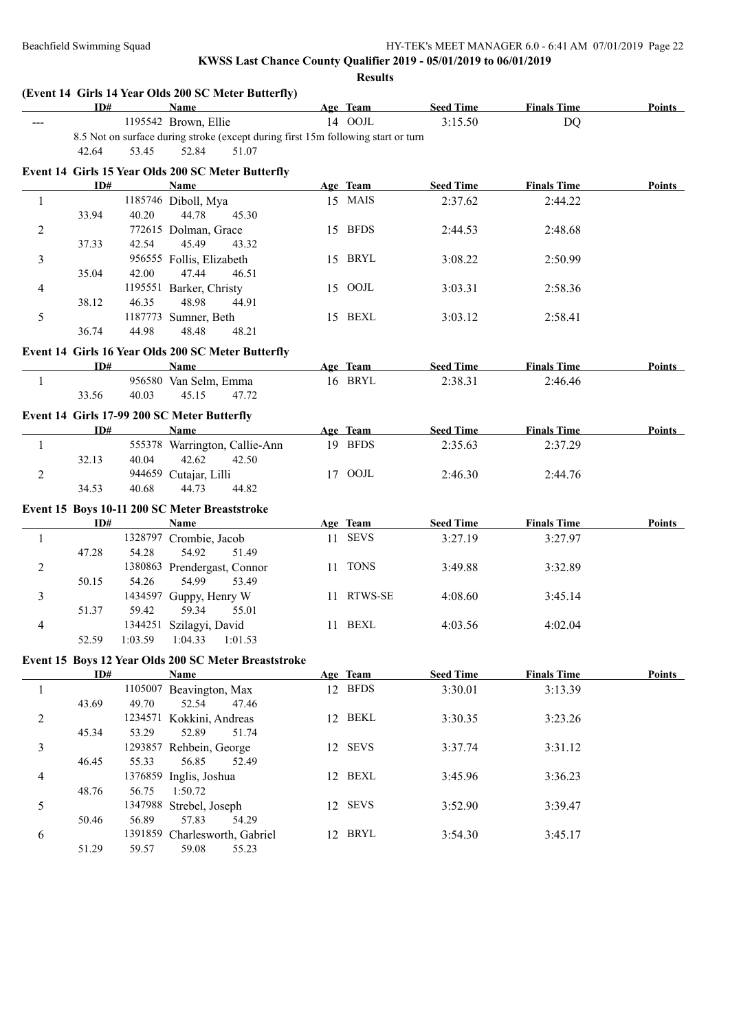## KWSS Last Chance County Qualifier 2019 - 05/01/2019 to 06/01/2019

### Results

### (Event 14 Girls 14 Year Olds 200 SC Meter Butterfly)

| | ID# | Name | Age | Team | Seed Time | Finals Time | Points |
|---|---|---|---|---|---|---|---|
| --- | 1195542 | Brown, Ellie | 14 | OOJL | 3:15.50 | DQ | |

8.5 Not on surface during stroke (except during first 15m following start or turn
42.64 53.45 52.84 51.07

### Event 14 Girls 15 Year Olds 200 SC Meter Butterfly

| | ID# | Name | Age | Team | Seed Time | Finals Time | Points |
|---|---|---|---|---|---|---|---|
| 1 | 1185746 | Diboll, Mya | 15 | MAIS | 2:37.62 | 2:44.22 | |
| | 33.94 40.20 44.78 45.30 | | | | | | |
| 2 | 772615 | Dolman, Grace | 15 | BFDS | 2:44.53 | 2:48.68 | |
| | 37.33 42.54 45.49 43.32 | | | | | | |
| 3 | 956555 | Follis, Elizabeth | 15 | BRYL | 3:08.22 | 2:50.99 | |
| | 35.04 42.00 47.44 46.51 | | | | | | |
| 4 | 1195551 | Barker, Christy | 15 | OOJL | 3:03.31 | 2:58.36 | |
| | 38.12 46.35 48.98 44.91 | | | | | | |
| 5 | 1187773 | Sumner, Beth | 15 | BEXL | 3:03.12 | 2:58.41 | |
| | 36.74 44.98 48.48 48.21 | | | | | | |

### Event 14 Girls 16 Year Olds 200 SC Meter Butterfly

| | ID# | Name | Age | Team | Seed Time | Finals Time | Points |
|---|---|---|---|---|---|---|---|
| 1 | 956580 | Van Selm, Emma | 16 | BRYL | 2:38.31 | 2:46.46 | |
| | 33.56 40.03 45.15 47.72 | | | | | | |

### Event 14 Girls 17-99 200 SC Meter Butterfly

| | ID# | Name | Age | Team | Seed Time | Finals Time | Points |
|---|---|---|---|---|---|---|---|
| 1 | 555378 | Warrington, Callie-Ann | 19 | BFDS | 2:35.63 | 2:37.29 | |
| | 32.13 40.04 42.62 42.50 | | | | | | |
| 2 | 944659 | Cutajar, Lilli | 17 | OOJL | 2:46.30 | 2:44.76 | |
| | 34.53 40.68 44.73 44.82 | | | | | | |

### Event 15 Boys 10-11 200 SC Meter Breaststroke

| | ID# | Name | Age | Team | Seed Time | Finals Time | Points |
|---|---|---|---|---|---|---|---|
| 1 | 1328797 | Crombie, Jacob | 11 | SEVS | 3:27.19 | 3:27.97 | |
| | 47.28 54.28 54.92 51.49 | | | | | | |
| 2 | 1380863 | Prendergast, Connor | 11 | TONS | 3:49.88 | 3:32.89 | |
| | 50.15 54.26 54.99 53.49 | | | | | | |
| 3 | 1434597 | Guppy, Henry W | 11 | RTWS-SE | 4:08.60 | 3:45.14 | |
| | 51.37 59.42 59.34 55.01 | | | | | | |
| 4 | 1344251 | Szilagyi, David | 11 | BEXL | 4:03.56 | 4:02.04 | |
| | 52.59 1:03.59 1:04.33 1:01.53 | | | | | | |

### Event 15 Boys 12 Year Olds 200 SC Meter Breaststroke

| | ID# | Name | Age | Team | Seed Time | Finals Time | Points |
|---|---|---|---|---|---|---|---|
| 1 | 1105007 | Beavington, Max | 12 | BFDS | 3:30.01 | 3:13.39 | |
| | 43.69 49.70 52.54 47.46 | | | | | | |
| 2 | 1234571 | Kokkini, Andreas | 12 | BEKL | 3:30.35 | 3:23.26 | |
| | 45.34 53.29 52.89 51.74 | | | | | | |
| 3 | 1293857 | Rehbein, George | 12 | SEVS | 3:37.74 | 3:31.12 | |
| | 46.45 55.33 56.85 52.49 | | | | | | |
| 4 | 1376859 | Inglis, Joshua | 12 | BEXL | 3:45.96 | 3:36.23 | |
| | 48.76 56.75 1:50.72 | | | | | | |
| 5 | 1347988 | Strebel, Joseph | 12 | SEVS | 3:52.90 | 3:39.47 | |
| | 50.46 56.89 57.83 54.29 | | | | | | |
| 6 | 1391859 | Charlesworth, Gabriel | 12 | BRYL | 3:54.30 | 3:45.17 | |
| | 51.29 59.57 59.08 55.23 | | | | | | |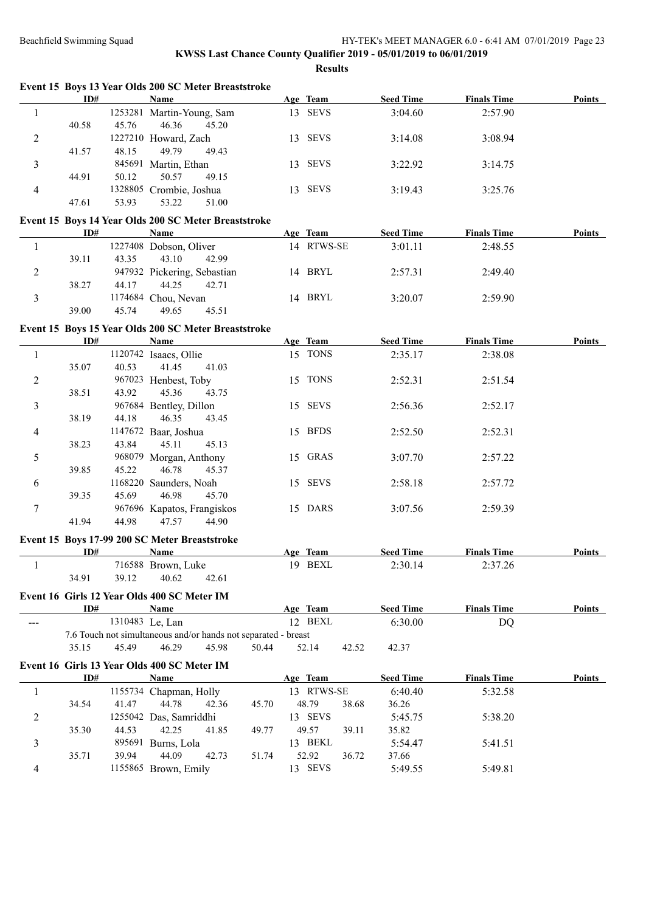**KWSS Last Chance County Qualifier 2019 - 05/01/2019 to 06/01/2019**

**Results**

### Event 15 Boys 13 Year Olds 200 SC Meter Breaststroke

| | ID# | Name | Age | Team | Seed Time | Finals Time | Points |
|---|---|---|---|---|---|---|---|
| 1 | 1253281 | Martin-Young, Sam | 13 | SEVS | 3:04.60 | 2:57.90 | |
| | 40.58 45.76 46.36 45.20 | | | | | | |
| 2 | 1227210 | Howard, Zach | 13 | SEVS | 3:14.08 | 3:08.94 | |
| | 41.57 48.15 49.79 49.43 | | | | | | |
| 3 | 845691 | Martin, Ethan | 13 | SEVS | 3:22.92 | 3:14.75 | |
| | 44.91 50.12 50.57 49.15 | | | | | | |
| 4 | 1328805 | Crombie, Joshua | 13 | SEVS | 3:19.43 | 3:25.76 | |
| | 47.61 53.93 53.22 51.00 | | | | | | |

### Event 15 Boys 14 Year Olds 200 SC Meter Breaststroke

| | ID# | Name | Age | Team | Seed Time | Finals Time | Points |
|---|---|---|---|---|---|---|---|
| 1 | 1227408 | Dobson, Oliver | 14 | RTWS-SE | 3:01.11 | 2:48.55 | |
| | 39.11 43.35 43.10 42.99 | | | | | | |
| 2 | 947932 | Pickering, Sebastian | 14 | BRYL | 2:57.31 | 2:49.40 | |
| | 38.27 44.17 44.25 42.71 | | | | | | |
| 3 | 1174684 | Chou, Nevan | 14 | BRYL | 3:20.07 | 2:59.90 | |
| | 39.00 45.74 49.65 45.51 | | | | | | |

### Event 15 Boys 15 Year Olds 200 SC Meter Breaststroke

| | ID# | Name | Age | Team | Seed Time | Finals Time | Points |
|---|---|---|---|---|---|---|---|
| 1 | 1120742 | Isaacs, Ollie | 15 | TONS | 2:35.17 | 2:38.08 | |
| | 35.07 40.53 41.45 41.03 | | | | | | |
| 2 | 967023 | Henbest, Toby | 15 | TONS | 2:52.31 | 2:51.54 | |
| | 38.51 43.92 45.36 43.75 | | | | | | |
| 3 | 967684 | Bentley, Dillon | 15 | SEVS | 2:56.36 | 2:52.17 | |
| | 38.19 44.18 46.35 43.45 | | | | | | |
| 4 | 1147672 | Baar, Joshua | 15 | BFDS | 2:52.50 | 2:52.31 | |
| | 38.23 43.84 45.11 45.13 | | | | | | |
| 5 | 968079 | Morgan, Anthony | 15 | GRAS | 3:07.70 | 2:57.22 | |
| | 39.85 45.22 46.78 45.37 | | | | | | |
| 6 | 1168220 | Saunders, Noah | 15 | SEVS | 2:58.18 | 2:57.72 | |
| | 39.35 45.69 46.98 45.70 | | | | | | |
| 7 | 967696 | Kapatos, Frangiskos | 15 | DARS | 3:07.56 | 2:59.39 | |
| | 41.94 44.98 47.57 44.90 | | | | | | |

### Event 15 Boys 17-99 200 SC Meter Breaststroke

| | ID# | Name | Age | Team | Seed Time | Finals Time | Points |
|---|---|---|---|---|---|---|---|
| 1 | 716588 | Brown, Luke | 19 | BEXL | 2:30.14 | 2:37.26 | |
| | 34.91 39.12 40.62 42.61 | | | | | | |

### Event 16 Girls 12 Year Olds 400 SC Meter IM

| | ID# | Name | Age | Team | Seed Time | Finals Time | Points |
|---|---|---|---|---|---|---|---|
| --- | 1310483 | Le, Lan | 12 | BEXL | 6:30.00 | DQ | |
| | 7.6 Touch not simultaneous and/or hands not separated - breast | | | | | | |
| | 35.15 45.49 46.29 45.98 50.44 52.14 42.52 42.37 | | | | | | |

### Event 16 Girls 13 Year Olds 400 SC Meter IM

| | ID# | Name | Age | Team | Seed Time | Finals Time | Points |
|---|---|---|---|---|---|---|---|
| 1 | 1155734 | Chapman, Holly | 13 | RTWS-SE | 6:40.40 | 5:32.58 | |
| | 34.54 41.47 44.78 42.36 45.70 48.79 38.68 36.26 | | | | | | |
| 2 | 1255042 | Das, Samriddhi | 13 | SEVS | 5:45.75 | 5:38.20 | |
| | 35.30 44.53 42.25 41.85 49.77 49.57 39.11 35.82 | | | | | | |
| 3 | 895691 | Burns, Lola | 13 | BEKL | 5:54.47 | 5:41.51 | |
| | 35.71 39.94 44.09 42.73 51.74 52.92 36.72 37.66 | | | | | | |
| 4 | 1155865 | Brown, Emily | 13 | SEVS | 5:49.55 | 5:49.81 | |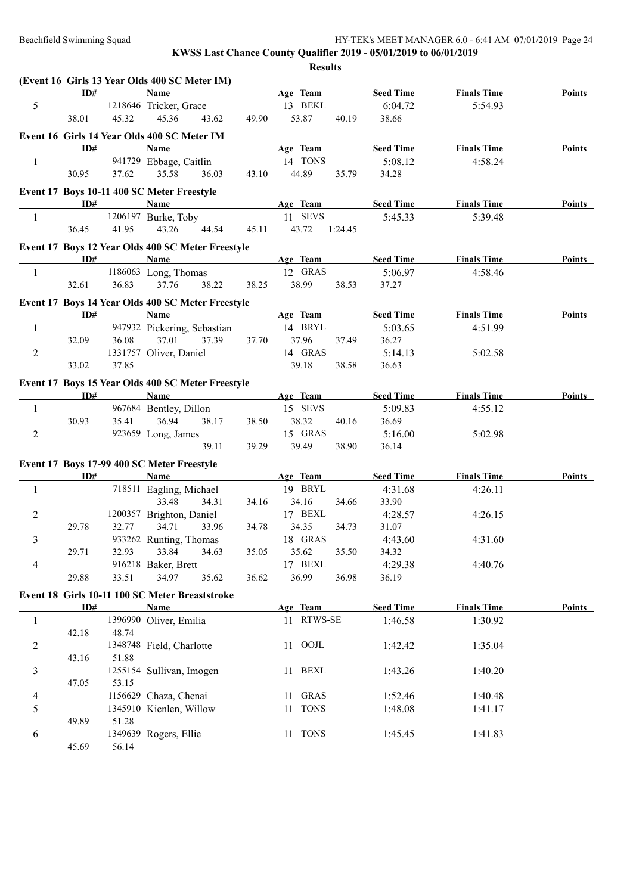**KWSS Last Chance County Qualifier 2019 - 05/01/2019 to 06/01/2019**

**Results**

### (Event 16 Girls 13 Year Olds 400 SC Meter IM)

| | ID# | Name | Age | Team | Seed Time | Finals Time | Points |
|---|---|---|---|---|---|---|---|
| 5 | 1218646 | Tricker, Grace | 13 | BEKL | 6:04.72 | 5:54.93 | |
| | 38.01 45.32 45.36 43.62 49.90 53.87 40.19 38.66 | | | | | | |

### Event 16 Girls 14 Year Olds 400 SC Meter IM

| | ID# | Name | Age | Team | Seed Time | Finals Time | Points |
|---|---|---|---|---|---|---|---|
| 1 | 941729 | Ebbage, Caitlin | 14 | TONS | 5:08.12 | 4:58.24 | |
| | 30.95 37.62 35.58 36.03 43.10 44.89 35.79 34.28 | | | | | | |

### Event 17 Boys 10-11 400 SC Meter Freestyle

| | ID# | Name | Age | Team | Seed Time | Finals Time | Points |
|---|---|---|---|---|---|---|---|
| 1 | 1206197 | Burke, Toby | 11 | SEVS | 5:45.33 | 5:39.48 | |
| | 36.45 41.95 43.26 44.54 45.11 43.72 1:24.45 | | | | | | |

### Event 17 Boys 12 Year Olds 400 SC Meter Freestyle

| | ID# | Name | Age | Team | Seed Time | Finals Time | Points |
|---|---|---|---|---|---|---|---|
| 1 | 1186063 | Long, Thomas | 12 | GRAS | 5:06.97 | 4:58.46 | |
| | 32.61 36.83 37.76 38.22 38.25 38.99 38.53 37.27 | | | | | | |

### Event 17 Boys 14 Year Olds 400 SC Meter Freestyle

| | ID# | Name | Age | Team | Seed Time | Finals Time | Points |
|---|---|---|---|---|---|---|---|
| 1 | 947932 | Pickering, Sebastian | 14 | BRYL | 5:03.65 | 4:51.99 | |
| | 32.09 36.08 37.01 37.39 37.70 37.96 37.49 36.27 | | | | | | |
| 2 | 1331757 | Oliver, Daniel | 14 | GRAS | 5:14.13 | 5:02.58 | |
| | 33.02 37.85 39.18 38.58 36.63 | | | | | | |

### Event 17 Boys 15 Year Olds 400 SC Meter Freestyle

| | ID# | Name | Age | Team | Seed Time | Finals Time | Points |
|---|---|---|---|---|---|---|---|
| 1 | 967684 | Bentley, Dillon | 15 | SEVS | 5:09.83 | 4:55.12 | |
| | 30.93 35.41 36.94 38.17 38.50 38.32 40.16 36.69 | | | | | | |
| 2 | 923659 | Long, James | 15 | GRAS | 5:16.00 | 5:02.98 | |
| | 39.11 39.29 39.49 38.90 36.14 | | | | | | |

### Event 17 Boys 17-99 400 SC Meter Freestyle

| | ID# | Name | Age | Team | Seed Time | Finals Time | Points |
|---|---|---|---|---|---|---|---|
| 1 | 718511 | Eagling, Michael | 19 | BRYL | 4:31.68 | 4:26.11 | |
| | 33.48 34.31 34.16 34.16 34.66 33.90 | | | | | | |
| 2 | 1200357 | Brighton, Daniel | 17 | BEXL | 4:28.57 | 4:26.15 | |
| | 29.78 32.77 34.71 33.96 34.78 34.35 34.73 31.07 | | | | | | |
| 3 | 933262 | Runting, Thomas | 18 | GRAS | 4:43.60 | 4:31.60 | |
| | 29.71 32.93 33.84 34.63 35.05 35.62 35.50 34.32 | | | | | | |
| 4 | 916218 | Baker, Brett | 17 | BEXL | 4:29.38 | 4:40.76 | |
| | 29.88 33.51 34.97 35.62 36.62 36.99 36.98 36.19 | | | | | | |

### Event 18 Girls 10-11 100 SC Meter Breaststroke

| | ID# | Name | Age | Team | Seed Time | Finals Time | Points |
|---|---|---|---|---|---|---|---|
| 1 | 1396990 | Oliver, Emilia | 11 | RTWS-SE | 1:46.58 | 1:30.92 | |
| | 42.18 48.74 | | | | | | |
| 2 | 1348748 | Field, Charlotte | 11 | OOJL | 1:42.42 | 1:35.04 | |
| | 43.16 51.88 | | | | | | |
| 3 | 1255154 | Sullivan, Imogen | 11 | BEXL | 1:43.26 | 1:40.20 | |
| | 47.05 53.15 | | | | | | |
| 4 | 1156629 | Chaza, Chenai | 11 | GRAS | 1:52.46 | 1:40.48 | |
| 5 | 1345910 | Kienlen, Willow | 11 | TONS | 1:48.08 | 1:41.17 | |
| | 49.89 51.28 | | | | | | |
| 6 | 1349639 | Rogers, Ellie | 11 | TONS | 1:45.45 | 1:41.83 | |
| | 45.69 56.14 | | | | | | |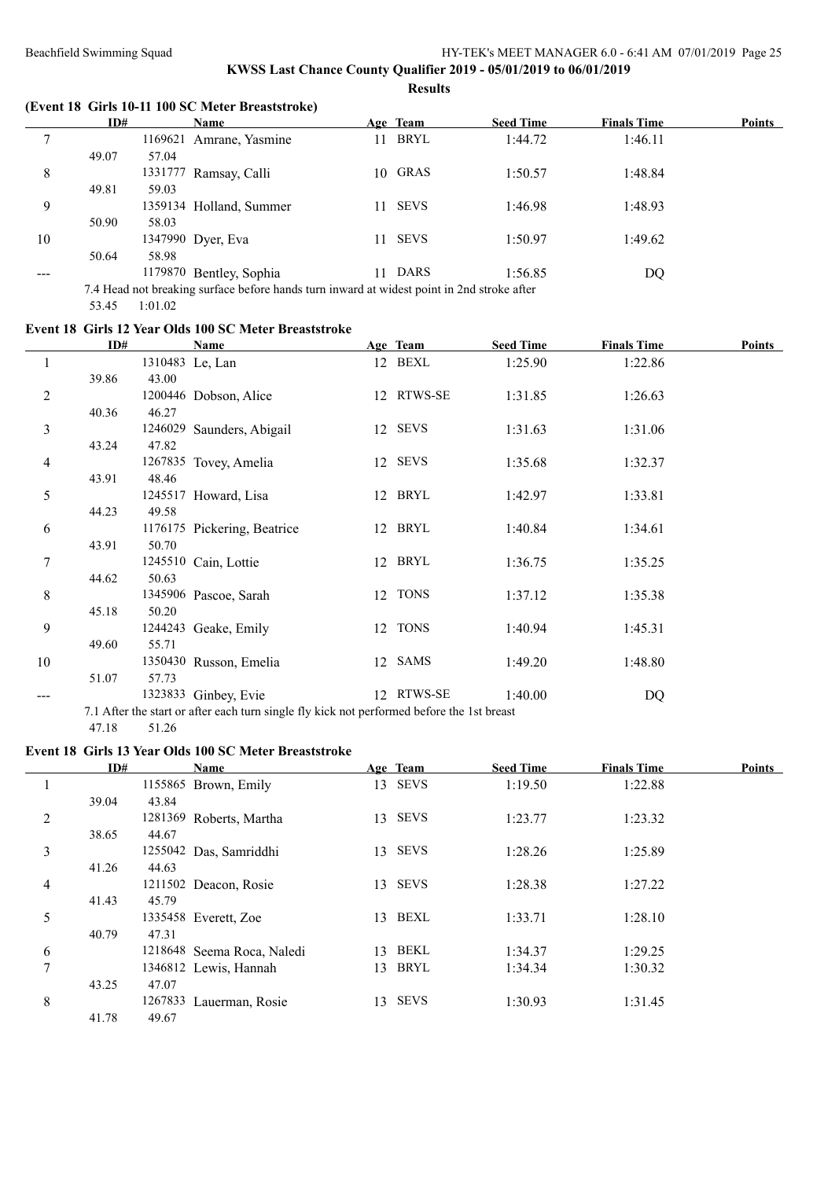**KWSS Last Chance County Qualifier 2019 - 05/01/2019 to 06/01/2019**

**Results**

### (Event 18 Girls 10-11 100 SC Meter Breaststroke)

| | ID# | Name | Age | Team | Seed Time | Finals Time | Points |
|---|---|---|---|---|---|---|---|
| 7 | 1169621 | Amrane, Yasmine | 11 | BRYL | 1:44.72 | 1:46.11 | |
| | 49.07 | 57.04 | | | | | |
| 8 | 1331777 | Ramsay, Calli | 10 | GRAS | 1:50.57 | 1:48.84 | |
| | 49.81 | 59.03 | | | | | |
| 9 | 1359134 | Holland, Summer | 11 | SEVS | 1:46.98 | 1:48.93 | |
| | 50.90 | 58.03 | | | | | |
| 10 | 1347990 | Dyer, Eva | 11 | SEVS | 1:50.97 | 1:49.62 | |
| | 50.64 | 58.98 | | | | | |
| --- | 1179870 | Bentley, Sophia | 11 | DARS | 1:56.85 | DQ | |

7.4 Head not breaking surface before hands turn inward at widest point in 2nd stroke after

53.45 1:01.02

### Event 18 Girls 12 Year Olds 100 SC Meter Breaststroke

| | ID# | Name | Age | Team | Seed Time | Finals Time | Points |
|---|---|---|---|---|---|---|---|
| 1 | 1310483 | Le, Lan | 12 | BEXL | 1:25.90 | 1:22.86 | |
| | 39.86 | 43.00 | | | | | |
| 2 | 1200446 | Dobson, Alice | 12 | RTWS-SE | 1:31.85 | 1:26.63 | |
| | 40.36 | 46.27 | | | | | |
| 3 | 1246029 | Saunders, Abigail | 12 | SEVS | 1:31.63 | 1:31.06 | |
| | 43.24 | 47.82 | | | | | |
| 4 | 1267835 | Tovey, Amelia | 12 | SEVS | 1:35.68 | 1:32.37 | |
| | 43.91 | 48.46 | | | | | |
| 5 | 1245517 | Howard, Lisa | 12 | BRYL | 1:42.97 | 1:33.81 | |
| | 44.23 | 49.58 | | | | | |
| 6 | 1176175 | Pickering, Beatrice | 12 | BRYL | 1:40.84 | 1:34.61 | |
| | 43.91 | 50.70 | | | | | |
| 7 | 1245510 | Cain, Lottie | 12 | BRYL | 1:36.75 | 1:35.25 | |
| | 44.62 | 50.63 | | | | | |
| 8 | 1345906 | Pascoe, Sarah | 12 | TONS | 1:37.12 | 1:35.38 | |
| | 45.18 | 50.20 | | | | | |
| 9 | 1244243 | Geake, Emily | 12 | TONS | 1:40.94 | 1:45.31 | |
| | 49.60 | 55.71 | | | | | |
| 10 | 1350430 | Russon, Emelia | 12 | SAMS | 1:49.20 | 1:48.80 | |
| | 51.07 | 57.73 | | | | | |
| --- | 1323833 | Ginbey, Evie | 12 | RTWS-SE | 1:40.00 | DQ | |

7.1 After the start or after each turn single fly kick not performed before the 1st breast

47.18 51.26

### Event 18 Girls 13 Year Olds 100 SC Meter Breaststroke

| | ID# | Name | Age | Team | Seed Time | Finals Time | Points |
|---|---|---|---|---|---|---|---|
| 1 | 1155865 | Brown, Emily | 13 | SEVS | 1:19.50 | 1:22.88 | |
| | 39.04 | 43.84 | | | | | |
| 2 | 1281369 | Roberts, Martha | 13 | SEVS | 1:23.77 | 1:23.32 | |
| | 38.65 | 44.67 | | | | | |
| 3 | 1255042 | Das, Samriddhi | 13 | SEVS | 1:28.26 | 1:25.89 | |
| | 41.26 | 44.63 | | | | | |
| 4 | 1211502 | Deacon, Rosie | 13 | SEVS | 1:28.38 | 1:27.22 | |
| | 41.43 | 45.79 | | | | | |
| 5 | 1335458 | Everett, Zoe | 13 | BEXL | 1:33.71 | 1:28.10 | |
| | 40.79 | 47.31 | | | | | |
| 6 | 1218648 | Seema Roca, Naledi | 13 | BEKL | 1:34.37 | 1:29.25 | |
| 7 | 1346812 | Lewis, Hannah | 13 | BRYL | 1:34.34 | 1:30.32 | |
| | 43.25 | 47.07 | | | | | |
| 8 | 1267833 | Lauerman, Rosie | 13 | SEVS | 1:30.93 | 1:31.45 | |
| | 41.78 | 49.67 | | | | | |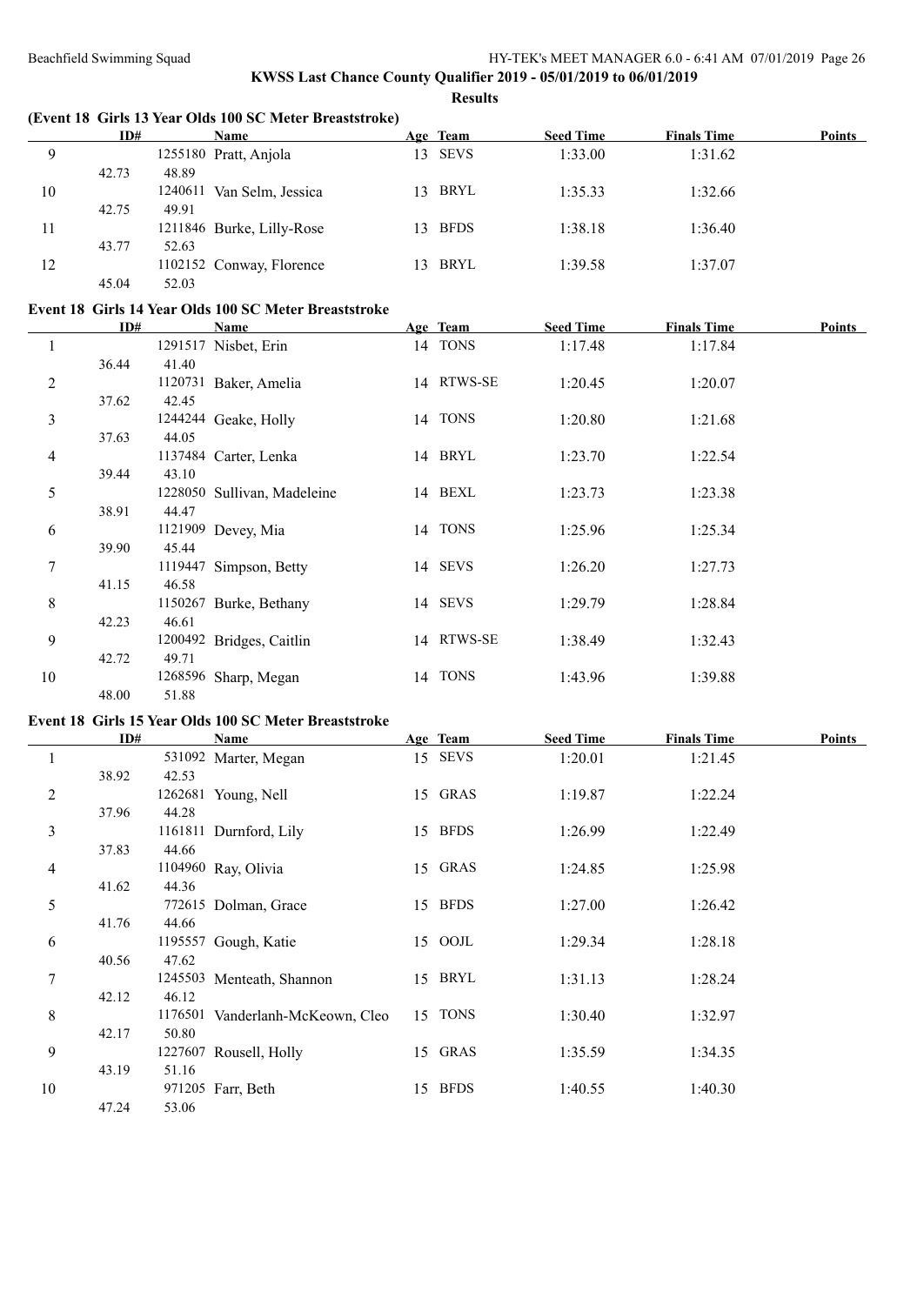**KWSS Last Chance County Qualifier 2019 - 05/01/2019 to 06/01/2019**

**Results**

**(Event 18 Girls 13 Year Olds 100 SC Meter Breaststroke)**

| | ID# | Name | Age | Team | Seed Time | Finals Time | Points |
|---|---|---|---|---|---|---|---|
| 9 | 1255180 | Pratt, Anjola | 13 | SEVS | 1:33.00 | 1:31.62 | |
| | 42.73 | 48.89 | | | | | |
| 10 | 1240611 | Van Selm, Jessica | 13 | BRYL | 1:35.33 | 1:32.66 | |
| | 42.75 | 49.91 | | | | | |
| 11 | 1211846 | Burke, Lilly-Rose | 13 | BFDS | 1:38.18 | 1:36.40 | |
| | 43.77 | 52.63 | | | | | |
| 12 | 1102152 | Conway, Florence | 13 | BRYL | 1:39.58 | 1:37.07 | |
| | 45.04 | 52.03 | | | | | |

**Event 18 Girls 14 Year Olds 100 SC Meter Breaststroke**

| | ID# | Name | Age | Team | Seed Time | Finals Time | Points |
|---|---|---|---|---|---|---|---|
| 1 | 1291517 | Nisbet, Erin | 14 | TONS | 1:17.48 | 1:17.84 | |
| | 36.44 | 41.40 | | | | | |
| 2 | 1120731 | Baker, Amelia | 14 | RTWS-SE | 1:20.45 | 1:20.07 | |
| | 37.62 | 42.45 | | | | | |
| 3 | 1244244 | Geake, Holly | 14 | TONS | 1:20.80 | 1:21.68 | |
| | 37.63 | 44.05 | | | | | |
| 4 | 1137484 | Carter, Lenka | 14 | BRYL | 1:23.70 | 1:22.54 | |
| | 39.44 | 43.10 | | | | | |
| 5 | 1228050 | Sullivan, Madeleine | 14 | BEXL | 1:23.73 | 1:23.38 | |
| | 38.91 | 44.47 | | | | | |
| 6 | 1121909 | Devey, Mia | 14 | TONS | 1:25.96 | 1:25.34 | |
| | 39.90 | 45.44 | | | | | |
| 7 | 1119447 | Simpson, Betty | 14 | SEVS | 1:26.20 | 1:27.73 | |
| | 41.15 | 46.58 | | | | | |
| 8 | 1150267 | Burke, Bethany | 14 | SEVS | 1:29.79 | 1:28.84 | |
| | 42.23 | 46.61 | | | | | |
| 9 | 1200492 | Bridges, Caitlin | 14 | RTWS-SE | 1:38.49 | 1:32.43 | |
| | 42.72 | 49.71 | | | | | |
| 10 | 1268596 | Sharp, Megan | 14 | TONS | 1:43.96 | 1:39.88 | |
| | 48.00 | 51.88 | | | | | |

**Event 18 Girls 15 Year Olds 100 SC Meter Breaststroke**

| | ID# | Name | Age | Team | Seed Time | Finals Time | Points |
|---|---|---|---|---|---|---|---|
| 1 | 531092 | Marter, Megan | 15 | SEVS | 1:20.01 | 1:21.45 | |
| | 38.92 | 42.53 | | | | | |
| 2 | 1262681 | Young, Nell | 15 | GRAS | 1:19.87 | 1:22.24 | |
| | 37.96 | 44.28 | | | | | |
| 3 | 1161811 | Durnford, Lily | 15 | BFDS | 1:26.99 | 1:22.49 | |
| | 37.83 | 44.66 | | | | | |
| 4 | 1104960 | Ray, Olivia | 15 | GRAS | 1:24.85 | 1:25.98 | |
| | 41.62 | 44.36 | | | | | |
| 5 | 772615 | Dolman, Grace | 15 | BFDS | 1:27.00 | 1:26.42 | |
| | 41.76 | 44.66 | | | | | |
| 6 | 1195557 | Gough, Katie | 15 | OOJL | 1:29.34 | 1:28.18 | |
| | 40.56 | 47.62 | | | | | |
| 7 | 1245503 | Menteath, Shannon | 15 | BRYL | 1:31.13 | 1:28.24 | |
| | 42.12 | 46.12 | | | | | |
| 8 | 1176501 | Vanderlanh-McKeown, Cleo | 15 | TONS | 1:30.40 | 1:32.97 | |
| | 42.17 | 50.80 | | | | | |
| 9 | 1227607 | Rousell, Holly | 15 | GRAS | 1:35.59 | 1:34.35 | |
| | 43.19 | 51.16 | | | | | |
| 10 | 971205 | Farr, Beth | 15 | BFDS | 1:40.55 | 1:40.30 | |
| | 47.24 | 53.06 | | | | | |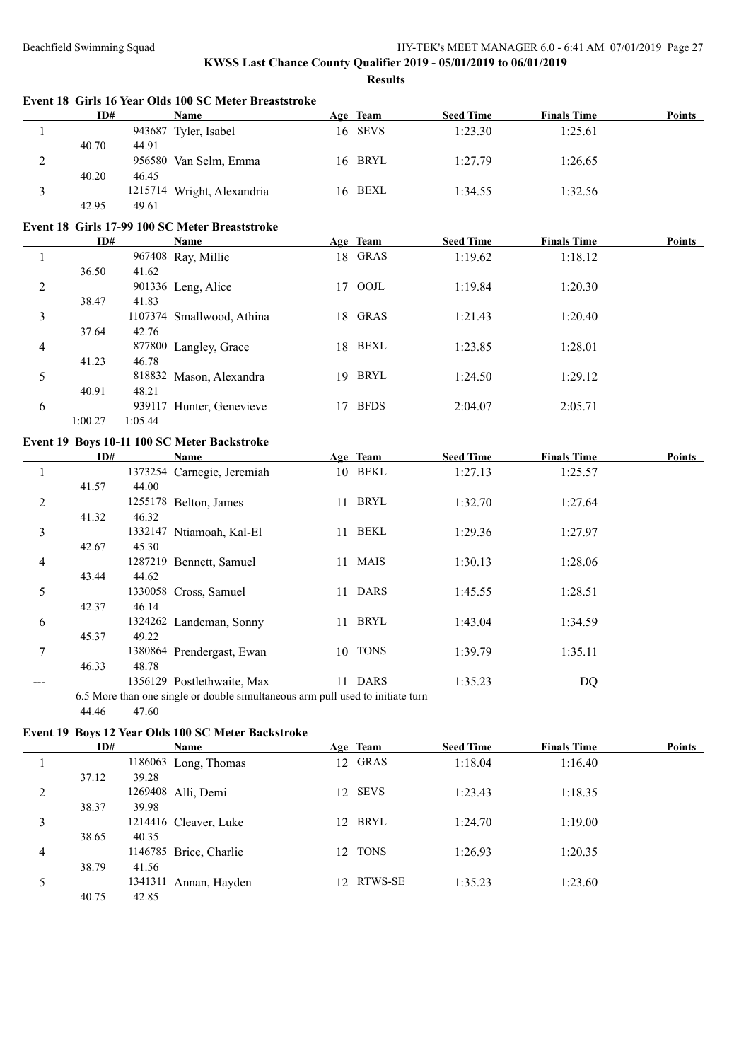**KWSS Last Chance County Qualifier 2019 - 05/01/2019 to 06/01/2019**

**Results**

### Event 18 Girls 16 Year Olds 100 SC Meter Breaststroke

| | ID# | Name | Age | Team | Seed Time | Finals Time | Points |
|---|---|---|---|---|---|---|---|
| 1 | 943687 | Tyler, Isabel | 16 | SEVS | 1:23.30 | 1:25.61 | |
| | 40.70 | 44.91 | | | | | |
| 2 | 956580 | Van Selm, Emma | 16 | BRYL | 1:27.79 | 1:26.65 | |
| | 40.20 | 46.45 | | | | | |
| 3 | 1215714 | Wright, Alexandria | 16 | BEXL | 1:34.55 | 1:32.56 | |
| | 42.95 | 49.61 | | | | | |

### Event 18 Girls 17-99 100 SC Meter Breaststroke

| | ID# | Name | Age | Team | Seed Time | Finals Time | Points |
|---|---|---|---|---|---|---|---|
| 1 | 967408 | Ray, Millie | 18 | GRAS | 1:19.62 | 1:18.12 | |
| | 36.50 | 41.62 | | | | | |
| 2 | 901336 | Leng, Alice | 17 | OOJL | 1:19.84 | 1:20.30 | |
| | 38.47 | 41.83 | | | | | |
| 3 | 1107374 | Smallwood, Athina | 18 | GRAS | 1:21.43 | 1:20.40 | |
| | 37.64 | 42.76 | | | | | |
| 4 | 877800 | Langley, Grace | 18 | BEXL | 1:23.85 | 1:28.01 | |
| | 41.23 | 46.78 | | | | | |
| 5 | 818832 | Mason, Alexandra | 19 | BRYL | 1:24.50 | 1:29.12 | |
| | 40.91 | 48.21 | | | | | |
| 6 | 939117 | Hunter, Genevieve | 17 | BFDS | 2:04.07 | 2:05.71 | |
| | 1:00.27 | 1:05.44 | | | | | |

### Event 19 Boys 10-11 100 SC Meter Backstroke

| | ID# | Name | Age | Team | Seed Time | Finals Time | Points |
|---|---|---|---|---|---|---|---|
| 1 | 1373254 | Carnegie, Jeremiah | 10 | BEKL | 1:27.13 | 1:25.57 | |
| | 41.57 | 44.00 | | | | | |
| 2 | 1255178 | Belton, James | 11 | BRYL | 1:32.70 | 1:27.64 | |
| | 41.32 | 46.32 | | | | | |
| 3 | 1332147 | Ntiamoah, Kal-El | 11 | BEKL | 1:29.36 | 1:27.97 | |
| | 42.67 | 45.30 | | | | | |
| 4 | 1287219 | Bennett, Samuel | 11 | MAIS | 1:30.13 | 1:28.06 | |
| | 43.44 | 44.62 | | | | | |
| 5 | 1330058 | Cross, Samuel | 11 | DARS | 1:45.55 | 1:28.51 | |
| | 42.37 | 46.14 | | | | | |
| 6 | 1324262 | Landeman, Sonny | 11 | BRYL | 1:43.04 | 1:34.59 | |
| | 45.37 | 49.22 | | | | | |
| 7 | 1380864 | Prendergast, Ewan | 10 | TONS | 1:39.79 | 1:35.11 | |
| | 46.33 | 48.78 | | | | | |
| --- | 1356129 | Postlethwaite, Max | 11 | DARS | 1:35.23 | DQ | |

6.5 More than one single or double simultaneous arm pull used to initiate turn

44.46 47.60

### Event 19 Boys 12 Year Olds 100 SC Meter Backstroke

| | ID# | Name | Age | Team | Seed Time | Finals Time | Points |
|---|---|---|---|---|---|---|---|
| 1 | 1186063 | Long, Thomas | 12 | GRAS | 1:18.04 | 1:16.40 | |
| | 37.12 | 39.28 | | | | | |
| 2 | 1269408 | Alli, Demi | 12 | SEVS | 1:23.43 | 1:18.35 | |
| | 38.37 | 39.98 | | | | | |
| 3 | 1214416 | Cleaver, Luke | 12 | BRYL | 1:24.70 | 1:19.00 | |
| | 38.65 | 40.35 | | | | | |
| 4 | 1146785 | Brice, Charlie | 12 | TONS | 1:26.93 | 1:20.35 | |
| | 38.79 | 41.56 | | | | | |
| 5 | 1341311 | Annan, Hayden | 12 | RTWS-SE | 1:35.23 | 1:23.60 | |
| | 40.75 | 42.85 | | | | | |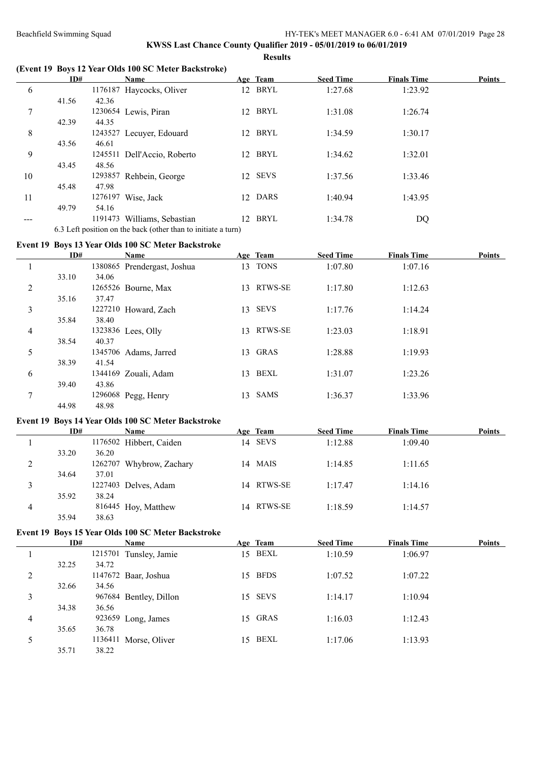**KWSS Last Chance County Qualifier 2019 - 05/01/2019 to 06/01/2019**

**Results**

### (Event 19 Boys 12 Year Olds 100 SC Meter Backstroke)

| | ID# | Name | Age | Team | Seed Time | Finals Time | Points |
|---|---|---|---|---|---|---|---|
| 6 | 1176187 | Haycocks, Oliver | 12 | BRYL | 1:27.68 | 1:23.92 | |
| | 41.56 | 42.36 | | | | | |
| 7 | 1230654 | Lewis, Piran | 12 | BRYL | 1:31.08 | 1:26.74 | |
| | 42.39 | 44.35 | | | | | |
| 8 | 1243527 | Lecuyer, Edouard | 12 | BRYL | 1:34.59 | 1:30.17 | |
| | 43.56 | 46.61 | | | | | |
| 9 | 1245511 | Dell'Accio, Roberto | 12 | BRYL | 1:34.62 | 1:32.01 | |
| | 43.45 | 48.56 | | | | | |
| 10 | 1293857 | Rehbein, George | 12 | SEVS | 1:37.56 | 1:33.46 | |
| | 45.48 | 47.98 | | | | | |
| 11 | 1276197 | Wise, Jack | 12 | DARS | 1:40.94 | 1:43.95 | |
| | 49.79 | 54.16 | | | | | |
| --- | 1191473 | Williams, Sebastian | 12 | BRYL | 1:34.78 | DQ | |
| | 6.3 Left position on the back (other than to initiate a turn) | | | | | | |

### Event 19 Boys 13 Year Olds 100 SC Meter Backstroke

| | ID# | Name | Age | Team | Seed Time | Finals Time | Points |
|---|---|---|---|---|---|---|---|
| 1 | 1380865 | Prendergast, Joshua | 13 | TONS | 1:07.80 | 1:07.16 | |
| | 33.10 | 34.06 | | | | | |
| 2 | 1265526 | Bourne, Max | 13 | RTWS-SE | 1:17.80 | 1:12.63 | |
| | 35.16 | 37.47 | | | | | |
| 3 | 1227210 | Howard, Zach | 13 | SEVS | 1:17.76 | 1:14.24 | |
| | 35.84 | 38.40 | | | | | |
| 4 | 1323836 | Lees, Olly | 13 | RTWS-SE | 1:23.03 | 1:18.91 | |
| | 38.54 | 40.37 | | | | | |
| 5 | 1345706 | Adams, Jarred | 13 | GRAS | 1:28.88 | 1:19.93 | |
| | 38.39 | 41.54 | | | | | |
| 6 | 1344169 | Zouali, Adam | 13 | BEXL | 1:31.07 | 1:23.26 | |
| | 39.40 | 43.86 | | | | | |
| 7 | 1296068 | Pegg, Henry | 13 | SAMS | 1:36.37 | 1:33.96 | |
| | 44.98 | 48.98 | | | | | |

### Event 19 Boys 14 Year Olds 100 SC Meter Backstroke

| | ID# | Name | Age | Team | Seed Time | Finals Time | Points |
|---|---|---|---|---|---|---|---|
| 1 | 1176502 | Hibbert, Caiden | 14 | SEVS | 1:12.88 | 1:09.40 | |
| | 33.20 | 36.20 | | | | | |
| 2 | 1262707 | Whybrow, Zachary | 14 | MAIS | 1:14.85 | 1:11.65 | |
| | 34.64 | 37.01 | | | | | |
| 3 | 1227403 | Delves, Adam | 14 | RTWS-SE | 1:17.47 | 1:14.16 | |
| | 35.92 | 38.24 | | | | | |
| 4 | 816445 | Hoy, Matthew | 14 | RTWS-SE | 1:18.59 | 1:14.57 | |
| | 35.94 | 38.63 | | | | | |

### Event 19 Boys 15 Year Olds 100 SC Meter Backstroke

| | ID# | Name | Age | Team | Seed Time | Finals Time | Points |
|---|---|---|---|---|---|---|---|
| 1 | 1215701 | Tunsley, Jamie | 15 | BEXL | 1:10.59 | 1:06.97 | |
| | 32.25 | 34.72 | | | | | |
| 2 | 1147672 | Baar, Joshua | 15 | BFDS | 1:07.52 | 1:07.22 | |
| | 32.66 | 34.56 | | | | | |
| 3 | 967684 | Bentley, Dillon | 15 | SEVS | 1:14.17 | 1:10.94 | |
| | 34.38 | 36.56 | | | | | |
| 4 | 923659 | Long, James | 15 | GRAS | 1:16.03 | 1:12.43 | |
| | 35.65 | 36.78 | | | | | |
| 5 | 1136411 | Morse, Oliver | 15 | BEXL | 1:17.06 | 1:13.93 | |
| | 35.71 | 38.22 | | | | | |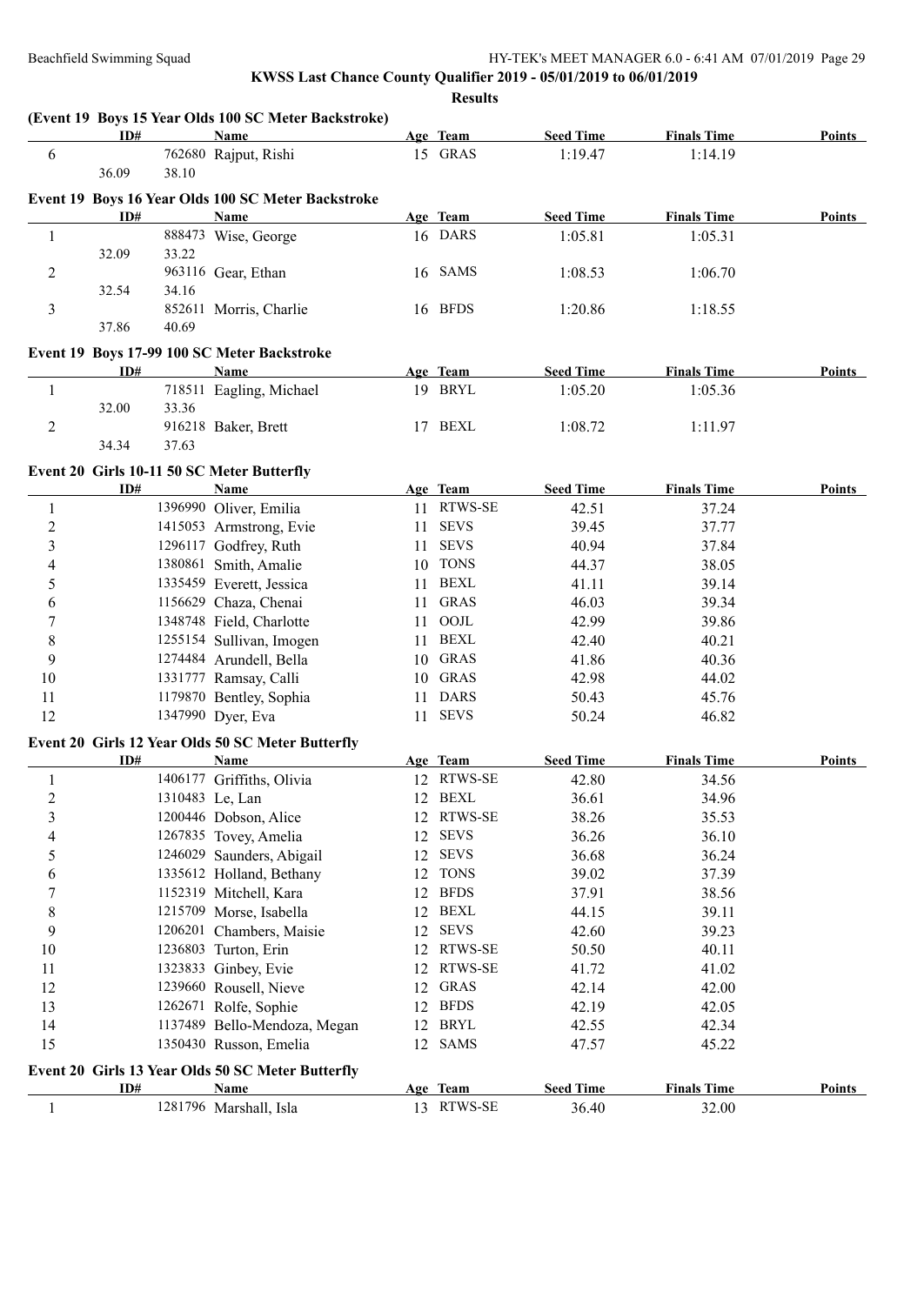**KWSS Last Chance County Qualifier 2019 - 05/01/2019 to 06/01/2019**

**Results**

### (Event 19 Boys 15 Year Olds 100 SC Meter Backstroke)

| | ID# | Name | Age | Team | Seed Time | Finals Time | Points |
|---|---|---|---|---|---|---|---|
| 6 | 762680 | Rajput, Rishi | 15 | GRAS | 1:19.47 | 1:14.19 | |
| | 36.09 | 38.10 | | | | | |

### Event 19 Boys 16 Year Olds 100 SC Meter Backstroke

| | ID# | Name | Age | Team | Seed Time | Finals Time | Points |
|---|---|---|---|---|---|---|---|
| 1 | 888473 | Wise, George | 16 | DARS | 1:05.81 | 1:05.31 | |
| | 32.09 | 33.22 | | | | | |
| 2 | 963116 | Gear, Ethan | 16 | SAMS | 1:08.53 | 1:06.70 | |
| | 32.54 | 34.16 | | | | | |
| 3 | 852611 | Morris, Charlie | 16 | BFDS | 1:20.86 | 1:18.55 | |
| | 37.86 | 40.69 | | | | | |

### Event 19 Boys 17-99 100 SC Meter Backstroke

| | ID# | Name | Age | Team | Seed Time | Finals Time | Points |
|---|---|---|---|---|---|---|---|
| 1 | 718511 | Eagling, Michael | 19 | BRYL | 1:05.20 | 1:05.36 | |
| | 32.00 | 33.36 | | | | | |
| 2 | 916218 | Baker, Brett | 17 | BEXL | 1:08.72 | 1:11.97 | |
| | 34.34 | 37.63 | | | | | |

### Event 20 Girls 10-11 50 SC Meter Butterfly

| | ID# | Name | Age | Team | Seed Time | Finals Time | Points |
|---|---|---|---|---|---|---|---|
| 1 | 1396990 | Oliver, Emilia | 11 | RTWS-SE | 42.51 | 37.24 | |
| 2 | 1415053 | Armstrong, Evie | 11 | SEVS | 39.45 | 37.77 | |
| 3 | 1296117 | Godfrey, Ruth | 11 | SEVS | 40.94 | 37.84 | |
| 4 | 1380861 | Smith, Amalie | 10 | TONS | 44.37 | 38.05 | |
| 5 | 1335459 | Everett, Jessica | 11 | BEXL | 41.11 | 39.14 | |
| 6 | 1156629 | Chaza, Chenai | 11 | GRAS | 46.03 | 39.34 | |
| 7 | 1348748 | Field, Charlotte | 11 | OOJL | 42.99 | 39.86 | |
| 8 | 1255154 | Sullivan, Imogen | 11 | BEXL | 42.40 | 40.21 | |
| 9 | 1274484 | Arundell, Bella | 10 | GRAS | 41.86 | 40.36 | |
| 10 | 1331777 | Ramsay, Calli | 10 | GRAS | 42.98 | 44.02 | |
| 11 | 1179870 | Bentley, Sophia | 11 | DARS | 50.43 | 45.76 | |
| 12 | 1347990 | Dyer, Eva | 11 | SEVS | 50.24 | 46.82 | |

### Event 20 Girls 12 Year Olds 50 SC Meter Butterfly

| | ID# | Name | Age | Team | Seed Time | Finals Time | Points |
|---|---|---|---|---|---|---|---|
| 1 | 1406177 | Griffiths, Olivia | 12 | RTWS-SE | 42.80 | 34.56 | |
| 2 | 1310483 | Le, Lan | 12 | BEXL | 36.61 | 34.96 | |
| 3 | 1200446 | Dobson, Alice | 12 | RTWS-SE | 38.26 | 35.53 | |
| 4 | 1267835 | Tovey, Amelia | 12 | SEVS | 36.26 | 36.10 | |
| 5 | 1246029 | Saunders, Abigail | 12 | SEVS | 36.68 | 36.24 | |
| 6 | 1335612 | Holland, Bethany | 12 | TONS | 39.02 | 37.39 | |
| 7 | 1152319 | Mitchell, Kara | 12 | BFDS | 37.91 | 38.56 | |
| 8 | 1215709 | Morse, Isabella | 12 | BEXL | 44.15 | 39.11 | |
| 9 | 1206201 | Chambers, Maisie | 12 | SEVS | 42.60 | 39.23 | |
| 10 | 1236803 | Turton, Erin | 12 | RTWS-SE | 50.50 | 40.11 | |
| 11 | 1323833 | Ginbey, Evie | 12 | RTWS-SE | 41.72 | 41.02 | |
| 12 | 1239660 | Rousell, Nieve | 12 | GRAS | 42.14 | 42.00 | |
| 13 | 1262671 | Rolfe, Sophie | 12 | BFDS | 42.19 | 42.05 | |
| 14 | 1137489 | Bello-Mendoza, Megan | 12 | BRYL | 42.55 | 42.34 | |
| 15 | 1350430 | Russon, Emelia | 12 | SAMS | 47.57 | 45.22 | |

### Event 20 Girls 13 Year Olds 50 SC Meter Butterfly

| | ID# | Name | Age | Team | Seed Time | Finals Time | Points |
|---|---|---|---|---|---|---|---|
| 1 | 1281796 | Marshall, Isla | 13 | RTWS-SE | 36.40 | 32.00 | |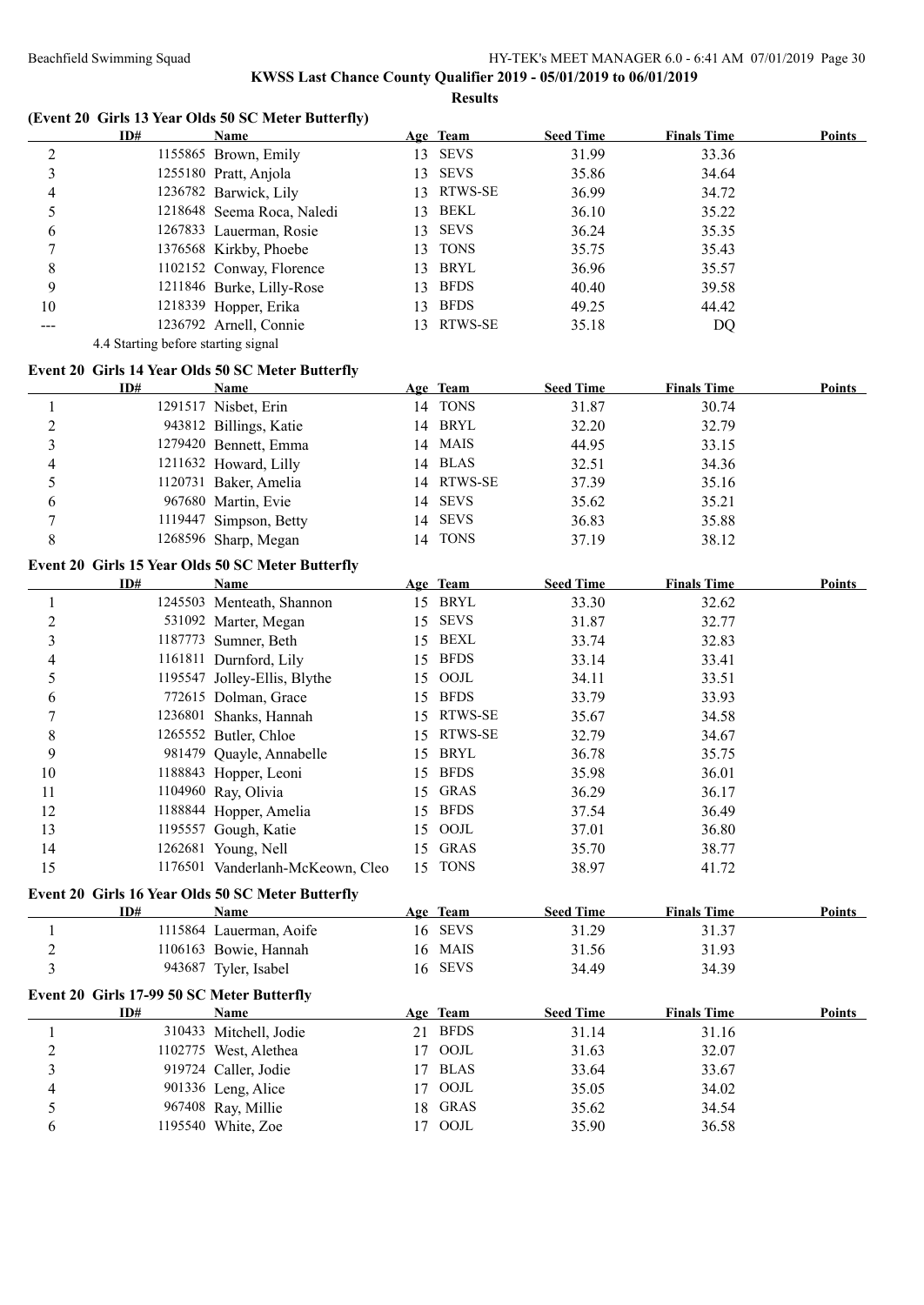**KWSS Last Chance County Qualifier 2019 - 05/01/2019 to 06/01/2019**

**Results**

### (Event 20 Girls 13 Year Olds 50 SC Meter Butterfly)

| | ID# | Name | Age | Team | Seed Time | Finals Time | Points |
|---|---|---|---|---|---|---|---|
| 2 | 1155865 | Brown, Emily | 13 | SEVS | 31.99 | 33.36 | |
| 3 | 1255180 | Pratt, Anjola | 13 | SEVS | 35.86 | 34.64 | |
| 4 | 1236782 | Barwick, Lily | 13 | RTWS-SE | 36.99 | 34.72 | |
| 5 | 1218648 | Seema Roca, Naledi | 13 | BEKL | 36.10 | 35.22 | |
| 6 | 1267833 | Lauerman, Rosie | 13 | SEVS | 36.24 | 35.35 | |
| 7 | 1376568 | Kirkby, Phoebe | 13 | TONS | 35.75 | 35.43 | |
| 8 | 1102152 | Conway, Florence | 13 | BRYL | 36.96 | 35.57 | |
| 9 | 1211846 | Burke, Lilly-Rose | 13 | BFDS | 40.40 | 39.58 | |
| 10 | 1218339 | Hopper, Erika | 13 | BFDS | 49.25 | 44.42 | |
| --- | 1236792 | Arnell, Connie | 13 | RTWS-SE | 35.18 | DQ | |

4.4 Starting before starting signal

### Event 20 Girls 14 Year Olds 50 SC Meter Butterfly

| | ID# | Name | Age | Team | Seed Time | Finals Time | Points |
|---|---|---|---|---|---|---|---|
| 1 | 1291517 | Nisbet, Erin | 14 | TONS | 31.87 | 30.74 | |
| 2 | 943812 | Billings, Katie | 14 | BRYL | 32.20 | 32.79 | |
| 3 | 1279420 | Bennett, Emma | 14 | MAIS | 44.95 | 33.15 | |
| 4 | 1211632 | Howard, Lilly | 14 | BLAS | 32.51 | 34.36 | |
| 5 | 1120731 | Baker, Amelia | 14 | RTWS-SE | 37.39 | 35.16 | |
| 6 | 967680 | Martin, Evie | 14 | SEVS | 35.62 | 35.21 | |
| 7 | 1119447 | Simpson, Betty | 14 | SEVS | 36.83 | 35.88 | |
| 8 | 1268596 | Sharp, Megan | 14 | TONS | 37.19 | 38.12 | |

### Event 20 Girls 15 Year Olds 50 SC Meter Butterfly

| | ID# | Name | Age | Team | Seed Time | Finals Time | Points |
|---|---|---|---|---|---|---|---|
| 1 | 1245503 | Menteath, Shannon | 15 | BRYL | 33.30 | 32.62 | |
| 2 | 531092 | Marter, Megan | 15 | SEVS | 31.87 | 32.77 | |
| 3 | 1187773 | Sumner, Beth | 15 | BEXL | 33.74 | 32.83 | |
| 4 | 1161811 | Durnford, Lily | 15 | BFDS | 33.14 | 33.41 | |
| 5 | 1195547 | Jolley-Ellis, Blythe | 15 | OOJL | 34.11 | 33.51 | |
| 6 | 772615 | Dolman, Grace | 15 | BFDS | 33.79 | 33.93 | |
| 7 | 1236801 | Shanks, Hannah | 15 | RTWS-SE | 35.67 | 34.58 | |
| 8 | 1265552 | Butler, Chloe | 15 | RTWS-SE | 32.79 | 34.67 | |
| 9 | 981479 | Quayle, Annabelle | 15 | BRYL | 36.78 | 35.75 | |
| 10 | 1188843 | Hopper, Leoni | 15 | BFDS | 35.98 | 36.01 | |
| 11 | 1104960 | Ray, Olivia | 15 | GRAS | 36.29 | 36.17 | |
| 12 | 1188844 | Hopper, Amelia | 15 | BFDS | 37.54 | 36.49 | |
| 13 | 1195557 | Gough, Katie | 15 | OOJL | 37.01 | 36.80 | |
| 14 | 1262681 | Young, Nell | 15 | GRAS | 35.70 | 38.77 | |
| 15 | 1176501 | Vanderlanh-McKeown, Cleo | 15 | TONS | 38.97 | 41.72 | |

### Event 20 Girls 16 Year Olds 50 SC Meter Butterfly

| | ID# | Name | Age | Team | Seed Time | Finals Time | Points |
|---|---|---|---|---|---|---|---|
| 1 | 1115864 | Lauerman, Aoife | 16 | SEVS | 31.29 | 31.37 | |
| 2 | 1106163 | Bowie, Hannah | 16 | MAIS | 31.56 | 31.93 | |
| 3 | 943687 | Tyler, Isabel | 16 | SEVS | 34.49 | 34.39 | |

### Event 20 Girls 17-99 50 SC Meter Butterfly

| | ID# | Name | Age | Team | Seed Time | Finals Time | Points |
|---|---|---|---|---|---|---|---|
| 1 | 310433 | Mitchell, Jodie | 21 | BFDS | 31.14 | 31.16 | |
| 2 | 1102775 | West, Alethea | 17 | OOJL | 31.63 | 32.07 | |
| 3 | 919724 | Caller, Jodie | 17 | BLAS | 33.64 | 33.67 | |
| 4 | 901336 | Leng, Alice | 17 | OOJL | 35.05 | 34.02 | |
| 5 | 967408 | Ray, Millie | 18 | GRAS | 35.62 | 34.54 | |
| 6 | 1195540 | White, Zoe | 17 | OOJL | 35.90 | 36.58 | |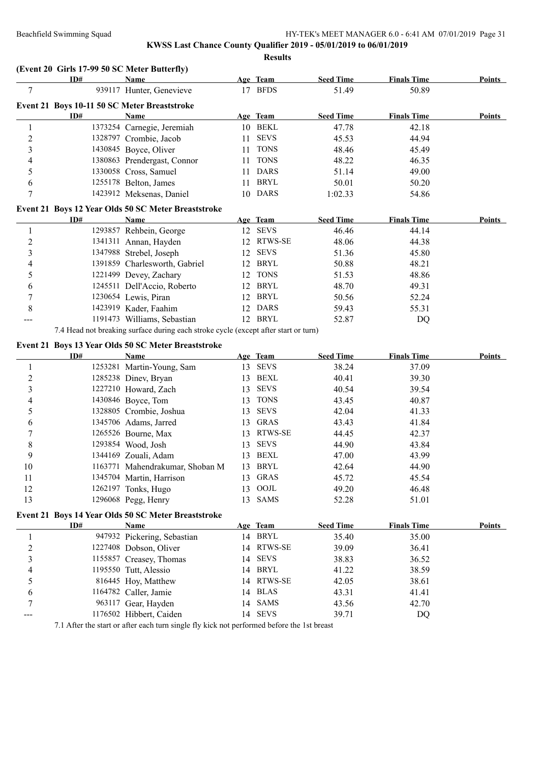**KWSS Last Chance County Qualifier 2019 - 05/01/2019 to 06/01/2019**

**Results**

### (Event 20 Girls 17-99 50 SC Meter Butterfly)

| | ID# | Name | Age | Team | Seed Time | Finals Time | Points |
|---|---|---|---|---|---|---|---|
| 7 | 939117 | Hunter, Genevieve | 17 | BFDS | 51.49 | 50.89 | |

### Event 21 Boys 10-11 50 SC Meter Breaststroke

| | ID# | Name | Age | Team | Seed Time | Finals Time | Points |
|---|---|---|---|---|---|---|---|
| 1 | 1373254 | Carnegie, Jeremiah | 10 | BEKL | 47.78 | 42.18 | |
| 2 | 1328797 | Crombie, Jacob | 11 | SEVS | 45.53 | 44.94 | |
| 3 | 1430845 | Boyce, Oliver | 11 | TONS | 48.46 | 45.49 | |
| 4 | 1380863 | Prendergast, Connor | 11 | TONS | 48.22 | 46.35 | |
| 5 | 1330058 | Cross, Samuel | 11 | DARS | 51.14 | 49.00 | |
| 6 | 1255178 | Belton, James | 11 | BRYL | 50.01 | 50.20 | |
| 7 | 1423912 | Meksenas, Daniel | 10 | DARS | 1:02.33 | 54.86 | |

### Event 21 Boys 12 Year Olds 50 SC Meter Breaststroke

| | ID# | Name | Age | Team | Seed Time | Finals Time | Points |
|---|---|---|---|---|---|---|---|
| 1 | 1293857 | Rehbein, George | 12 | SEVS | 46.46 | 44.14 | |
| 2 | 1341311 | Annan, Hayden | 12 | RTWS-SE | 48.06 | 44.38 | |
| 3 | 1347988 | Strebel, Joseph | 12 | SEVS | 51.36 | 45.80 | |
| 4 | 1391859 | Charlesworth, Gabriel | 12 | BRYL | 50.88 | 48.21 | |
| 5 | 1221499 | Devey, Zachary | 12 | TONS | 51.53 | 48.86 | |
| 6 | 1245511 | Dell'Accio, Roberto | 12 | BRYL | 48.70 | 49.31 | |
| 7 | 1230654 | Lewis, Piran | 12 | BRYL | 50.56 | 52.24 | |
| 8 | 1423919 | Kader, Faahim | 12 | DARS | 59.43 | 55.31 | |
| --- | 1191473 | Williams, Sebastian | 12 | BRYL | 52.87 | DQ | |

7.4 Head not breaking surface during each stroke cycle (except after start or turn)

### Event 21 Boys 13 Year Olds 50 SC Meter Breaststroke

| | ID# | Name | Age | Team | Seed Time | Finals Time | Points |
|---|---|---|---|---|---|---|---|
| 1 | 1253281 | Martin-Young, Sam | 13 | SEVS | 38.24 | 37.09 | |
| 2 | 1285238 | Dinev, Bryan | 13 | BEXL | 40.41 | 39.30 | |
| 3 | 1227210 | Howard, Zach | 13 | SEVS | 40.54 | 39.54 | |
| 4 | 1430846 | Boyce, Tom | 13 | TONS | 43.45 | 40.87 | |
| 5 | 1328805 | Crombie, Joshua | 13 | SEVS | 42.04 | 41.33 | |
| 6 | 1345706 | Adams, Jarred | 13 | GRAS | 43.43 | 41.84 | |
| 7 | 1265526 | Bourne, Max | 13 | RTWS-SE | 44.45 | 42.37 | |
| 8 | 1293854 | Wood, Josh | 13 | SEVS | 44.90 | 43.84 | |
| 9 | 1344169 | Zouali, Adam | 13 | BEXL | 47.00 | 43.99 | |
| 10 | 1163771 | Mahendrakumar, Shoban M | 13 | BRYL | 42.64 | 44.90 | |
| 11 | 1345704 | Martin, Harrison | 13 | GRAS | 45.72 | 45.54 | |
| 12 | 1262197 | Tonks, Hugo | 13 | OOJL | 49.20 | 46.48 | |
| 13 | 1296068 | Pegg, Henry | 13 | SAMS | 52.28 | 51.01 | |

### Event 21 Boys 14 Year Olds 50 SC Meter Breaststroke

| | ID# | Name | Age | Team | Seed Time | Finals Time | Points |
|---|---|---|---|---|---|---|---|
| 1 | 947932 | Pickering, Sebastian | 14 | BRYL | 35.40 | 35.00 | |
| 2 | 1227408 | Dobson, Oliver | 14 | RTWS-SE | 39.09 | 36.41 | |
| 3 | 1155857 | Creasey, Thomas | 14 | SEVS | 38.83 | 36.52 | |
| 4 | 1195550 | Tutt, Alessio | 14 | BRYL | 41.22 | 38.59 | |
| 5 | 816445 | Hoy, Matthew | 14 | RTWS-SE | 42.05 | 38.61 | |
| 6 | 1164782 | Caller, Jamie | 14 | BLAS | 43.31 | 41.41 | |
| 7 | 963117 | Gear, Hayden | 14 | SAMS | 43.56 | 42.70 | |
| --- | 1176502 | Hibbert, Caiden | 14 | SEVS | 39.71 | DQ | |

7.1 After the start or after each turn single fly kick not performed before the 1st breast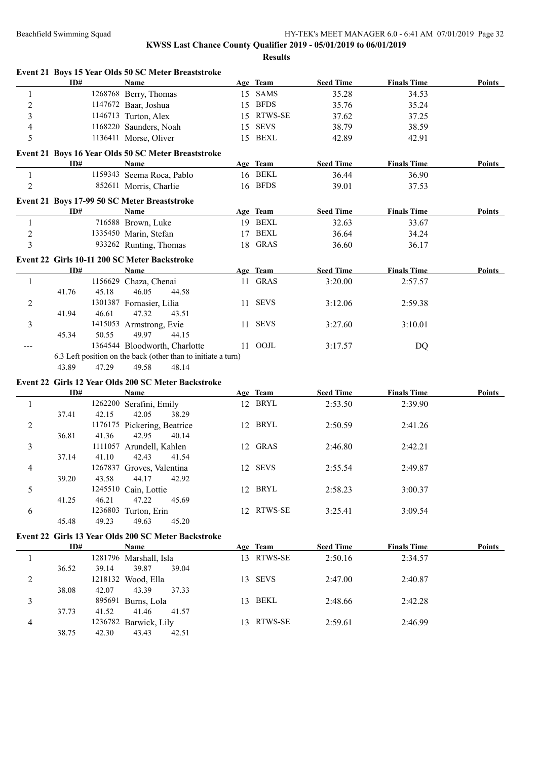## KWSS Last Chance County Qualifier 2019 - 05/01/2019 to 06/01/2019

### Results

**Event 21 Boys 15 Year Olds 50 SC Meter Breaststroke**

| | ID# | Name | Age | Team | Seed Time | Finals Time | Points |
|---|---|---|---|---|---|---|---|
| 1 | 1268768 | Berry, Thomas | 15 | SAMS | 35.28 | 34.53 | |
| 2 | 1147672 | Baar, Joshua | 15 | BFDS | 35.76 | 35.24 | |
| 3 | 1146713 | Turton, Alex | 15 | RTWS-SE | 37.62 | 37.25 | |
| 4 | 1168220 | Saunders, Noah | 15 | SEVS | 38.79 | 38.59 | |
| 5 | 1136411 | Morse, Oliver | 15 | BEXL | 42.89 | 42.91 | |

**Event 21 Boys 16 Year Olds 50 SC Meter Breaststroke**

| | ID# | Name | Age | Team | Seed Time | Finals Time | Points |
|---|---|---|---|---|---|---|---|
| 1 | 1159343 | Seema Roca, Pablo | 16 | BEKL | 36.44 | 36.90 | |
| 2 | 852611 | Morris, Charlie | 16 | BFDS | 39.01 | 37.53 | |

**Event 21 Boys 17-99 50 SC Meter Breaststroke**

| | ID# | Name | Age | Team | Seed Time | Finals Time | Points |
|---|---|---|---|---|---|---|---|
| 1 | 716588 | Brown, Luke | 19 | BEXL | 32.63 | 33.67 | |
| 2 | 1335450 | Marin, Stefan | 17 | BEXL | 36.64 | 34.24 | |
| 3 | 933262 | Runting, Thomas | 18 | GRAS | 36.60 | 36.17 | |

**Event 22 Girls 10-11 200 SC Meter Backstroke**

| | ID# | Name | Age | Team | Seed Time | Finals Time | Points |
|---|---|---|---|---|---|---|---|
| 1 | 1156629 | Chaza, Chenai | 11 | GRAS | 3:20.00 | 2:57.57 | |
| | 41.76 | 45.18 46.05 44.58 | | | | | |
| 2 | 1301387 | Fornasier, Lilia | 11 | SEVS | 3:12.06 | 2:59.38 | |
| | 41.94 | 46.61 47.32 43.51 | | | | | |
| 3 | 1415053 | Armstrong, Evie | 11 | SEVS | 3:27.60 | 3:10.01 | |
| | 45.34 | 50.55 49.97 44.15 | | | | | |
| --- | 1364544 | Bloodworth, Charlotte | 11 | OOJL | 3:17.57 | DQ | |
| | | 6.3 Left position on the back (other than to initiate a turn) | | | | | |
| | 43.89 | 47.29 49.58 48.14 | | | | | |

**Event 22 Girls 12 Year Olds 200 SC Meter Backstroke**

| | ID# | Name | Age | Team | Seed Time | Finals Time | Points |
|---|---|---|---|---|---|---|---|
| 1 | 1262200 | Serafini, Emily | 12 | BRYL | 2:53.50 | 2:39.90 | |
| | 37.41 | 42.15 42.05 38.29 | | | | | |
| 2 | 1176175 | Pickering, Beatrice | 12 | BRYL | 2:50.59 | 2:41.26 | |
| | 36.81 | 41.36 42.95 40.14 | | | | | |
| 3 | 1111057 | Arundell, Kahlen | 12 | GRAS | 2:46.80 | 2:42.21 | |
| | 37.14 | 41.10 42.43 41.54 | | | | | |
| 4 | 1267837 | Groves, Valentina | 12 | SEVS | 2:55.54 | 2:49.87 | |
| | 39.20 | 43.58 44.17 42.92 | | | | | |
| 5 | 1245510 | Cain, Lottie | 12 | BRYL | 2:58.23 | 3:00.37 | |
| | 41.25 | 46.21 47.22 45.69 | | | | | |
| 6 | 1236803 | Turton, Erin | 12 | RTWS-SE | 3:25.41 | 3:09.54 | |
| | 45.48 | 49.23 49.63 45.20 | | | | | |

**Event 22 Girls 13 Year Olds 200 SC Meter Backstroke**

| | ID# | Name | Age | Team | Seed Time | Finals Time | Points |
|---|---|---|---|---|---|---|---|
| 1 | 1281796 | Marshall, Isla | 13 | RTWS-SE | 2:50.16 | 2:34.57 | |
| | 36.52 | 39.14 39.87 39.04 | | | | | |
| 2 | 1218132 | Wood, Ella | 13 | SEVS | 2:47.00 | 2:40.87 | |
| | 38.08 | 42.07 43.39 37.33 | | | | | |
| 3 | 895691 | Burns, Lola | 13 | BEKL | 2:48.66 | 2:42.28 | |
| | 37.73 | 41.52 41.46 41.57 | | | | | |
| 4 | 1236782 | Barwick, Lily | 13 | RTWS-SE | 2:59.61 | 2:46.99 | |
| | 38.75 | 42.30 43.43 42.51 | | | | | |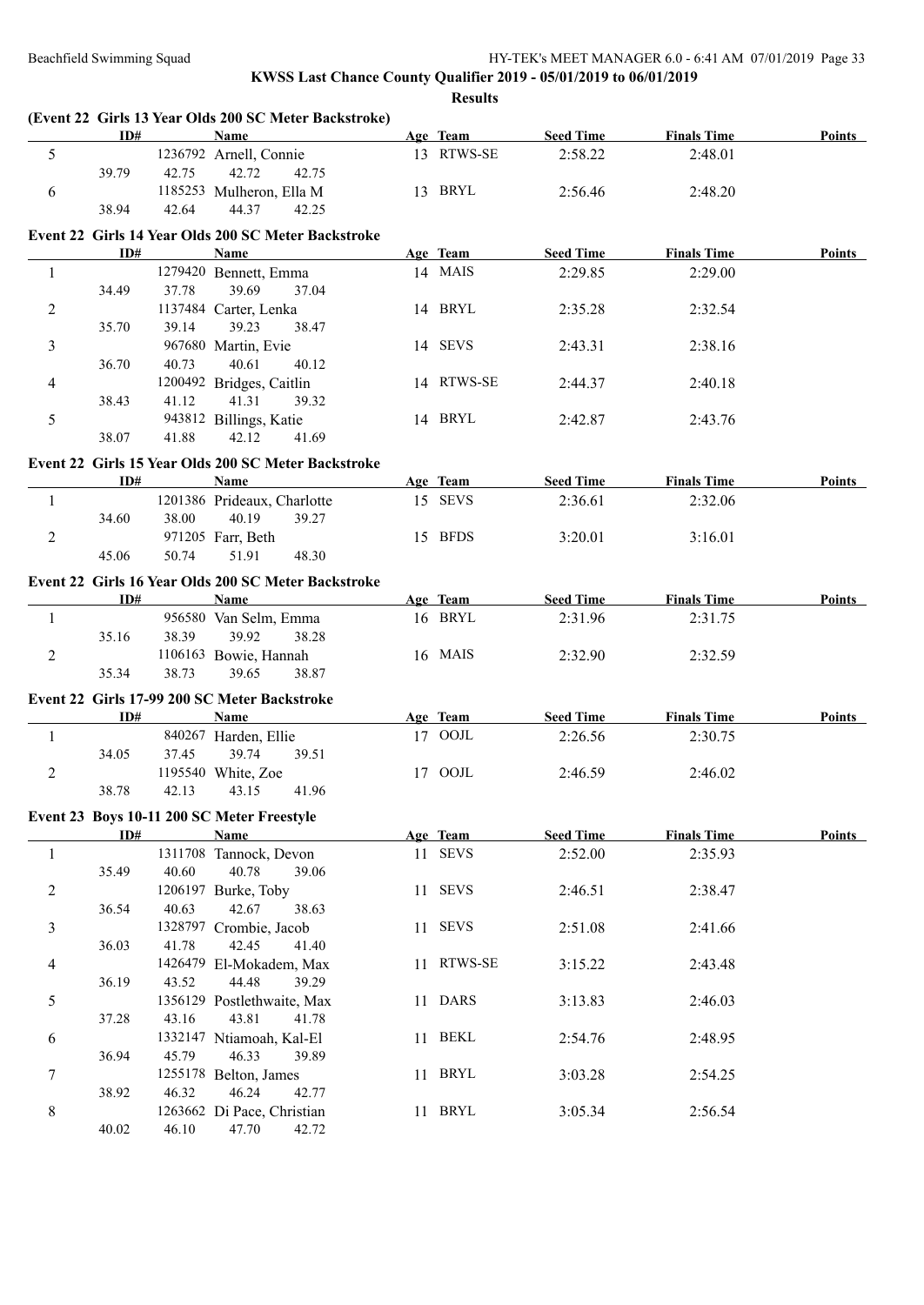KWSS Last Chance County Qualifier 2019 - 05/01/2019 to 06/01/2019

**Results**

### (Event 22 Girls 13 Year Olds 200 SC Meter Backstroke)

| | ID# | Name | Age | Team | Seed Time | Finals Time | Points |
|---|---|---|---|---|---|---|---|
| 5 | 1236792 | Arnell, Connie | 13 | RTWS-SE | 2:58.22 | 2:48.01 | |
| | 39.79 42.75 42.72 42.75 | | | | | | |
| 6 | 1185253 | Mulheron, Ella M | 13 | BRYL | 2:56.46 | 2:48.20 | |
| | 38.94 42.64 44.37 42.25 | | | | | | |

### Event 22 Girls 14 Year Olds 200 SC Meter Backstroke

| | ID# | Name | Age | Team | Seed Time | Finals Time | Points |
|---|---|---|---|---|---|---|---|
| 1 | 1279420 | Bennett, Emma | 14 | MAIS | 2:29.85 | 2:29.00 | |
| | 34.49 37.78 39.69 37.04 | | | | | | |
| 2 | 1137484 | Carter, Lenka | 14 | BRYL | 2:35.28 | 2:32.54 | |
| | 35.70 39.14 39.23 38.47 | | | | | | |
| 3 | 967680 | Martin, Evie | 14 | SEVS | 2:43.31 | 2:38.16 | |
| | 36.70 40.73 40.61 40.12 | | | | | | |
| 4 | 1200492 | Bridges, Caitlin | 14 | RTWS-SE | 2:44.37 | 2:40.18 | |
| | 38.43 41.12 41.31 39.32 | | | | | | |
| 5 | 943812 | Billings, Katie | 14 | BRYL | 2:42.87 | 2:43.76 | |
| | 38.07 41.88 42.12 41.69 | | | | | | |

### Event 22 Girls 15 Year Olds 200 SC Meter Backstroke

| | ID# | Name | Age | Team | Seed Time | Finals Time | Points |
|---|---|---|---|---|---|---|---|
| 1 | 1201386 | Prideaux, Charlotte | 15 | SEVS | 2:36.61 | 2:32.06 | |
| | 34.60 38.00 40.19 39.27 | | | | | | |
| 2 | 971205 | Farr, Beth | 15 | BFDS | 3:20.01 | 3:16.01 | |
| | 45.06 50.74 51.91 48.30 | | | | | | |

### Event 22 Girls 16 Year Olds 200 SC Meter Backstroke

| | ID# | Name | Age | Team | Seed Time | Finals Time | Points |
|---|---|---|---|---|---|---|---|
| 1 | 956580 | Van Selm, Emma | 16 | BRYL | 2:31.96 | 2:31.75 | |
| | 35.16 38.39 39.92 38.28 | | | | | | |
| 2 | 1106163 | Bowie, Hannah | 16 | MAIS | 2:32.90 | 2:32.59 | |
| | 35.34 38.73 39.65 38.87 | | | | | | |

### Event 22 Girls 17-99 200 SC Meter Backstroke

| | ID# | Name | Age | Team | Seed Time | Finals Time | Points |
|---|---|---|---|---|---|---|---|
| 1 | 840267 | Harden, Ellie | 17 | OOJL | 2:26.56 | 2:30.75 | |
| | 34.05 37.45 39.74 39.51 | | | | | | |
| 2 | 1195540 | White, Zoe | 17 | OOJL | 2:46.59 | 2:46.02 | |
| | 38.78 42.13 43.15 41.96 | | | | | | |

### Event 23 Boys 10-11 200 SC Meter Freestyle

| | ID# | Name | Age | Team | Seed Time | Finals Time | Points |
|---|---|---|---|---|---|---|---|
| 1 | 1311708 | Tannock, Devon | 11 | SEVS | 2:52.00 | 2:35.93 | |
| | 35.49 40.60 40.78 39.06 | | | | | | |
| 2 | 1206197 | Burke, Toby | 11 | SEVS | 2:46.51 | 2:38.47 | |
| | 36.54 40.63 42.67 38.63 | | | | | | |
| 3 | 1328797 | Crombie, Jacob | 11 | SEVS | 2:51.08 | 2:41.66 | |
| | 36.03 41.78 42.45 41.40 | | | | | | |
| 4 | 1426479 | El-Mokadem, Max | 11 | RTWS-SE | 3:15.22 | 2:43.48 | |
| | 36.19 43.52 44.48 39.29 | | | | | | |
| 5 | 1356129 | Postlethwaite, Max | 11 | DARS | 3:13.83 | 2:46.03 | |
| | 37.28 43.16 43.81 41.78 | | | | | | |
| 6 | 1332147 | Ntiamoah, Kal-El | 11 | BEKL | 2:54.76 | 2:48.95 | |
| | 36.94 45.79 46.33 39.89 | | | | | | |
| 7 | 1255178 | Belton, James | 11 | BRYL | 3:03.28 | 2:54.25 | |
| | 38.92 46.32 46.24 42.77 | | | | | | |
| 8 | 1263662 | Di Pace, Christian | 11 | BRYL | 3:05.34 | 2:56.54 | |
| | 40.02 46.10 47.70 42.72 | | | | | | |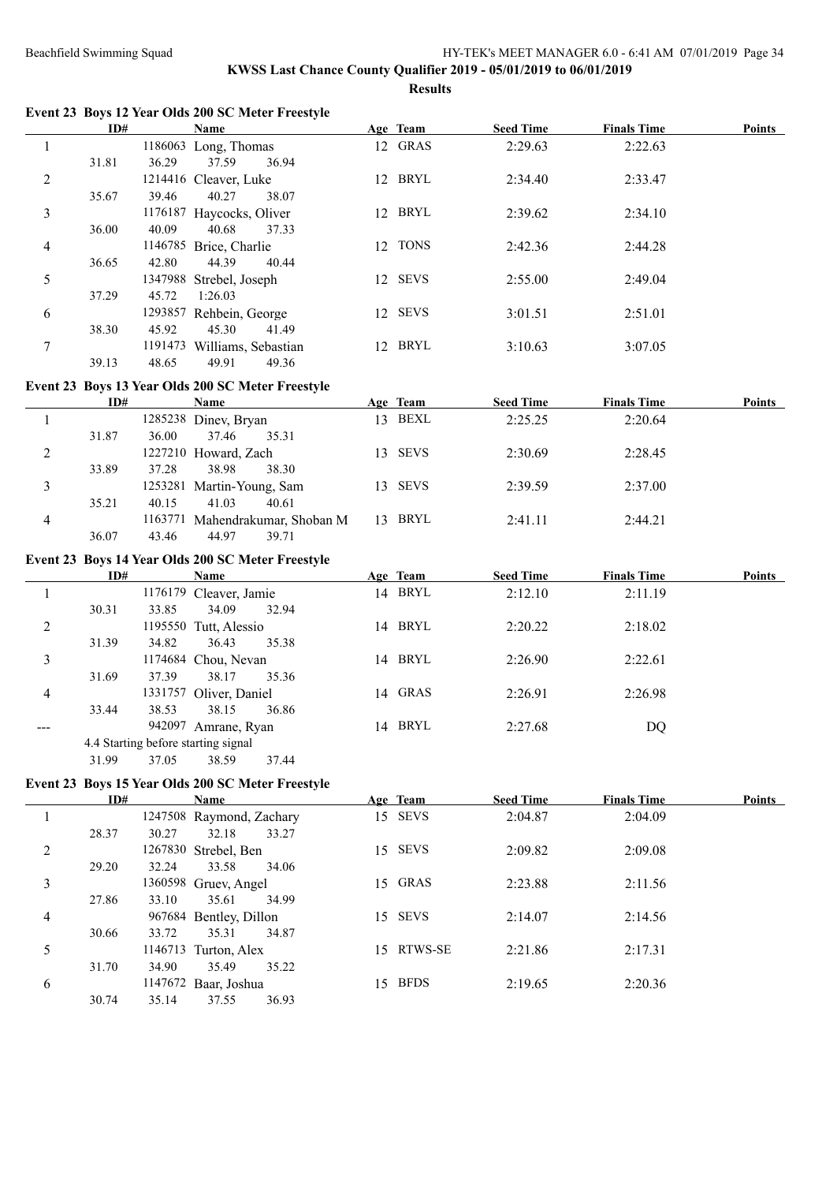KWSS Last Chance County Qualifier 2019 - 05/01/2019 to 06/01/2019

**Results**

### Event 23 Boys 12 Year Olds 200 SC Meter Freestyle

| | ID# | Name | Age | Team | Seed Time | Finals Time | Points |
|---|---|---|---|---|---|---|---|
| 1 | 1186063 | Long, Thomas | 12 | GRAS | 2:29.63 | 2:22.63 | |
| | 31.81 36.29 37.59 36.94 | | | | | | |
| 2 | 1214416 | Cleaver, Luke | 12 | BRYL | 2:34.40 | 2:33.47 | |
| | 35.67 39.46 40.27 38.07 | | | | | | |
| 3 | 1176187 | Haycocks, Oliver | 12 | BRYL | 2:39.62 | 2:34.10 | |
| | 36.00 40.09 40.68 37.33 | | | | | | |
| 4 | 1146785 | Brice, Charlie | 12 | TONS | 2:42.36 | 2:44.28 | |
| | 36.65 42.80 44.39 40.44 | | | | | | |
| 5 | 1347988 | Strebel, Joseph | 12 | SEVS | 2:55.00 | 2:49.04 | |
| | 37.29 45.72 1:26.03 | | | | | | |
| 6 | 1293857 | Rehbein, George | 12 | SEVS | 3:01.51 | 2:51.01 | |
| | 38.30 45.92 45.30 41.49 | | | | | | |
| 7 | 1191473 | Williams, Sebastian | 12 | BRYL | 3:10.63 | 3:07.05 | |
| | 39.13 48.65 49.91 49.36 | | | | | | |

### Event 23 Boys 13 Year Olds 200 SC Meter Freestyle

| | ID# | Name | Age | Team | Seed Time | Finals Time | Points |
|---|---|---|---|---|---|---|---|
| 1 | 1285238 | Dinev, Bryan | 13 | BEXL | 2:25.25 | 2:20.64 | |
| | 31.87 36.00 37.46 35.31 | | | | | | |
| 2 | 1227210 | Howard, Zach | 13 | SEVS | 2:30.69 | 2:28.45 | |
| | 33.89 37.28 38.98 38.30 | | | | | | |
| 3 | 1253281 | Martin-Young, Sam | 13 | SEVS | 2:39.59 | 2:37.00 | |
| | 35.21 40.15 41.03 40.61 | | | | | | |
| 4 | 1163771 | Mahendrakumar, Shoban M | 13 | BRYL | 2:41.11 | 2:44.21 | |
| | 36.07 43.46 44.97 39.71 | | | | | | |

### Event 23 Boys 14 Year Olds 200 SC Meter Freestyle

| | ID# | Name | Age | Team | Seed Time | Finals Time | Points |
|---|---|---|---|---|---|---|---|
| 1 | 1176179 | Cleaver, Jamie | 14 | BRYL | 2:12.10 | 2:11.19 | |
| | 30.31 33.85 34.09 32.94 | | | | | | |
| 2 | 1195550 | Tutt, Alessio | 14 | BRYL | 2:20.22 | 2:18.02 | |
| | 31.39 34.82 36.43 35.38 | | | | | | |
| 3 | 1174684 | Chou, Nevan | 14 | BRYL | 2:26.90 | 2:22.61 | |
| | 31.69 37.39 38.17 35.36 | | | | | | |
| 4 | 1331757 | Oliver, Daniel | 14 | GRAS | 2:26.91 | 2:26.98 | |
| | 33.44 38.53 38.15 36.86 | | | | | | |
| --- | 942097 | Amrane, Ryan | 14 | BRYL | 2:27.68 | DQ | |
| | 4.4 Starting before starting signal | | | | | | |
| | 31.99 37.05 38.59 37.44 | | | | | | |

### Event 23 Boys 15 Year Olds 200 SC Meter Freestyle

| | ID# | Name | Age | Team | Seed Time | Finals Time | Points |
|---|---|---|---|---|---|---|---|
| 1 | 1247508 | Raymond, Zachary | 15 | SEVS | 2:04.87 | 2:04.09 | |
| | 28.37 30.27 32.18 33.27 | | | | | | |
| 2 | 1267830 | Strebel, Ben | 15 | SEVS | 2:09.82 | 2:09.08 | |
| | 29.20 32.24 33.58 34.06 | | | | | | |
| 3 | 1360598 | Gruev, Angel | 15 | GRAS | 2:23.88 | 2:11.56 | |
| | 27.86 33.10 35.61 34.99 | | | | | | |
| 4 | 967684 | Bentley, Dillon | 15 | SEVS | 2:14.07 | 2:14.56 | |
| | 30.66 33.72 35.31 34.87 | | | | | | |
| 5 | 1146713 | Turton, Alex | 15 | RTWS-SE | 2:21.86 | 2:17.31 | |
| | 31.70 34.90 35.49 35.22 | | | | | | |
| 6 | 1147672 | Baar, Joshua | 15 | BFDS | 2:19.65 | 2:20.36 | |
| | 30.74 35.14 37.55 36.93 | | | | | | |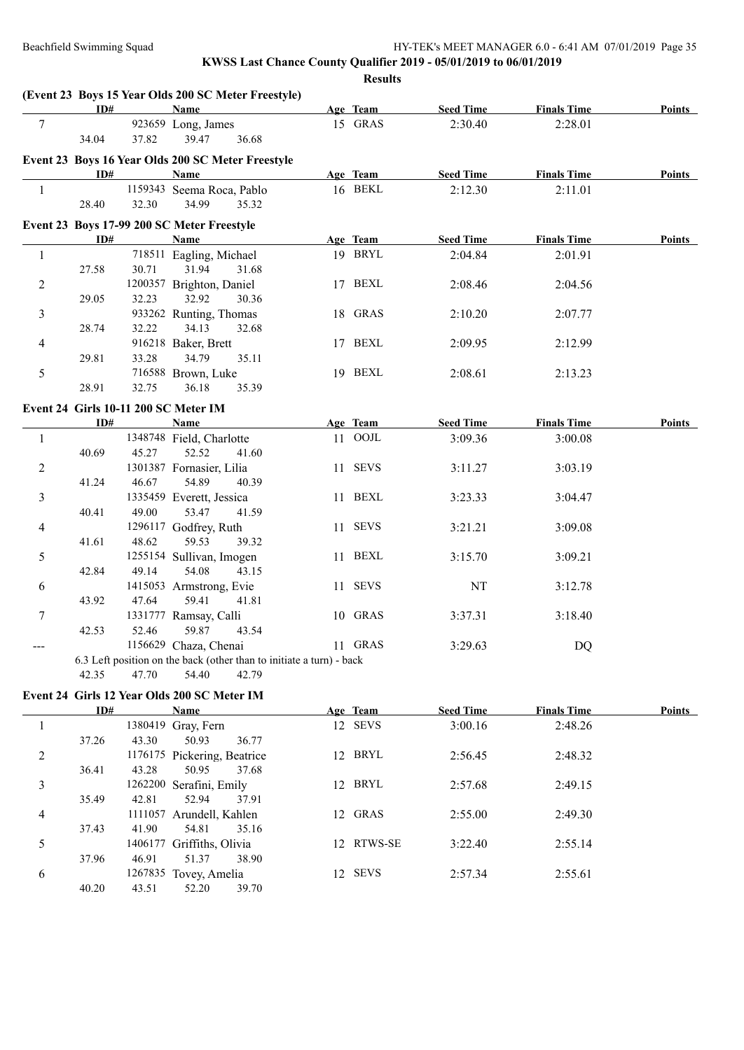**KWSS Last Chance County Qualifier 2019 - 05/01/2019 to 06/01/2019**

**Results**

### (Event 23 Boys 15 Year Olds 200 SC Meter Freestyle)

| | ID# | Name | Age | Team | Seed Time | Finals Time | Points |
|---|---|---|---|---|---|---|---|
| 7 | 923659 | Long, James | 15 | GRAS | 2:30.40 | 2:28.01 | |
| | | 34.04 37.82 39.47 36.68 | | | | | |

### Event 23 Boys 16 Year Olds 200 SC Meter Freestyle

| | ID# | Name | Age | Team | Seed Time | Finals Time | Points |
|---|---|---|---|---|---|---|---|
| 1 | 1159343 | Seema Roca, Pablo | 16 | BEKL | 2:12.30 | 2:11.01 | |
| | | 28.40 32.30 34.99 35.32 | | | | | |

### Event 23 Boys 17-99 200 SC Meter Freestyle

| | ID# | Name | Age | Team | Seed Time | Finals Time | Points |
|---|---|---|---|---|---|---|---|
| 1 | 718511 | Eagling, Michael | 19 | BRYL | 2:04.84 | 2:01.91 | |
| | | 27.58 30.71 31.94 31.68 | | | | | |
| 2 | 1200357 | Brighton, Daniel | 17 | BEXL | 2:08.46 | 2:04.56 | |
| | | 29.05 32.23 32.92 30.36 | | | | | |
| 3 | 933262 | Runting, Thomas | 18 | GRAS | 2:10.20 | 2:07.77 | |
| | | 28.74 32.22 34.13 32.68 | | | | | |
| 4 | 916218 | Baker, Brett | 17 | BEXL | 2:09.95 | 2:12.99 | |
| | | 29.81 33.28 34.79 35.11 | | | | | |
| 5 | 716588 | Brown, Luke | 19 | BEXL | 2:08.61 | 2:13.23 | |
| | | 28.91 32.75 36.18 35.39 | | | | | |

### Event 24 Girls 10-11 200 SC Meter IM

| | ID# | Name | Age | Team | Seed Time | Finals Time | Points |
|---|---|---|---|---|---|---|---|
| 1 | 1348748 | Field, Charlotte | 11 | OOJL | 3:09.36 | 3:00.08 | |
| | | 40.69 45.27 52.52 41.60 | | | | | |
| 2 | 1301387 | Fornasier, Lilia | 11 | SEVS | 3:11.27 | 3:03.19 | |
| | | 41.24 46.67 54.89 40.39 | | | | | |
| 3 | 1335459 | Everett, Jessica | 11 | BEXL | 3:23.33 | 3:04.47 | |
| | | 40.41 49.00 53.47 41.59 | | | | | |
| 4 | 1296117 | Godfrey, Ruth | 11 | SEVS | 3:21.21 | 3:09.08 | |
| | | 41.61 48.62 59.53 39.32 | | | | | |
| 5 | 1255154 | Sullivan, Imogen | 11 | BEXL | 3:15.70 | 3:09.21 | |
| | | 42.84 49.14 54.08 43.15 | | | | | |
| 6 | 1415053 | Armstrong, Evie | 11 | SEVS | NT | 3:12.78 | |
| | | 43.92 47.64 59.41 41.81 | | | | | |
| 7 | 1331777 | Ramsay, Calli | 10 | GRAS | 3:37.31 | 3:18.40 | |
| | | 42.53 52.46 59.87 43.54 | | | | | |
| --- | 1156629 | Chaza, Chenai | 11 | GRAS | 3:29.63 | DQ | |
| | | 6.3 Left position on the back (other than to initiate a turn) - back | | | | | |
| | | 42.35 47.70 54.40 42.79 | | | | | |

### Event 24 Girls 12 Year Olds 200 SC Meter IM

| | ID# | Name | Age | Team | Seed Time | Finals Time | Points |
|---|---|---|---|---|---|---|---|
| 1 | 1380419 | Gray, Fern | 12 | SEVS | 3:00.16 | 2:48.26 | |
| | | 37.26 43.30 50.93 36.77 | | | | | |
| 2 | 1176175 | Pickering, Beatrice | 12 | BRYL | 2:56.45 | 2:48.32 | |
| | | 36.41 43.28 50.95 37.68 | | | | | |
| 3 | 1262200 | Serafini, Emily | 12 | BRYL | 2:57.68 | 2:49.15 | |
| | | 35.49 42.81 52.94 37.91 | | | | | |
| 4 | 1111057 | Arundell, Kahlen | 12 | GRAS | 2:55.00 | 2:49.30 | |
| | | 37.43 41.90 54.81 35.16 | | | | | |
| 5 | 1406177 | Griffiths, Olivia | 12 | RTWS-SE | 3:22.40 | 2:55.14 | |
| | | 37.96 46.91 51.37 38.90 | | | | | |
| 6 | 1267835 | Tovey, Amelia | 12 | SEVS | 2:57.34 | 2:55.61 | |
| | | 40.20 43.51 52.20 39.70 | | | | | |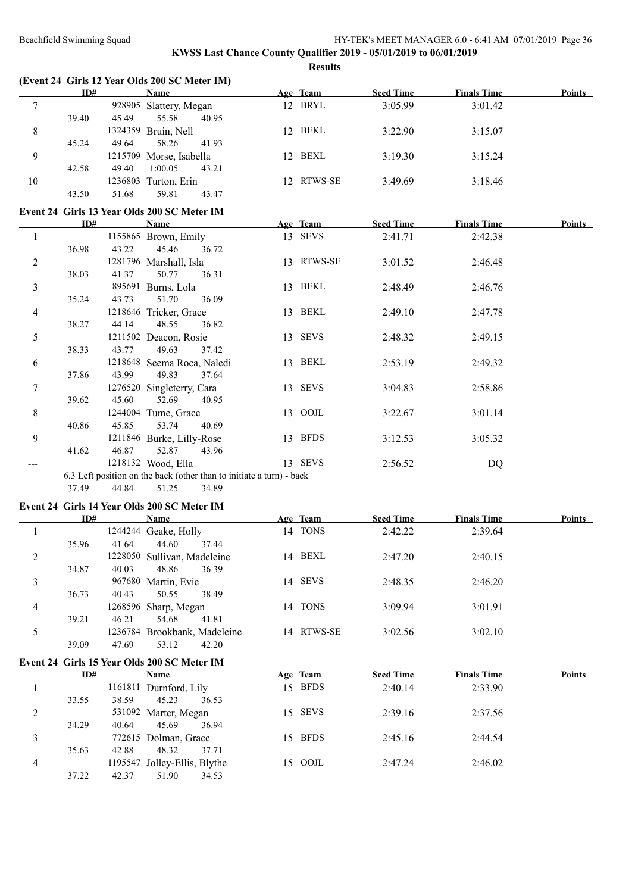**KWSS Last Chance County Qualifier 2019 - 05/01/2019 to 06/01/2019**

**Results**

### (Event 24 Girls 12 Year Olds 200 SC Meter IM)

| | ID# | Name | Age | Team | Seed Time | Finals Time | Points |
|---|---|---|---|---|---|---|---|
| 7 | 928905 | Slattery, Megan | 12 | BRYL | 3:05.99 | 3:01.42 | |
| | 39.40 45.49 55.58 40.95 | | | | | | |
| 8 | 1324359 | Bruin, Nell | 12 | BEKL | 3:22.90 | 3:15.07 | |
| | 45.24 49.64 58.26 41.93 | | | | | | |
| 9 | 1215709 | Morse, Isabella | 12 | BEXL | 3:19.30 | 3:15.24 | |
| | 42.58 49.40 1:00.05 43.21 | | | | | | |
| 10 | 1236803 | Turton, Erin | 12 | RTWS-SE | 3:49.69 | 3:18.46 | |
| | 43.50 51.68 59.81 43.47 | | | | | | |

### Event 24 Girls 13 Year Olds 200 SC Meter IM

| | ID# | Name | Age | Team | Seed Time | Finals Time | Points |
|---|---|---|---|---|---|---|---|
| 1 | 1155865 | Brown, Emily | 13 | SEVS | 2:41.71 | 2:42.38 | |
| | 36.98 43.22 45.46 36.72 | | | | | | |
| 2 | 1281796 | Marshall, Isla | 13 | RTWS-SE | 3:01.52 | 2:46.48 | |
| | 38.03 41.37 50.77 36.31 | | | | | | |
| 3 | 895691 | Burns, Lola | 13 | BEKL | 2:48.49 | 2:46.76 | |
| | 35.24 43.73 51.70 36.09 | | | | | | |
| 4 | 1218646 | Tricker, Grace | 13 | BEKL | 2:49.10 | 2:47.78 | |
| | 38.27 44.14 48.55 36.82 | | | | | | |
| 5 | 1211502 | Deacon, Rosie | 13 | SEVS | 2:48.32 | 2:49.15 | |
| | 38.33 43.77 49.63 37.42 | | | | | | |
| 6 | 1218648 | Seema Roca, Naledi | 13 | BEKL | 2:53.19 | 2:49.32 | |
| | 37.86 43.99 49.83 37.64 | | | | | | |
| 7 | 1276520 | Singleterry, Cara | 13 | SEVS | 3:04.83 | 2:58.86 | |
| | 39.62 45.60 52.69 40.95 | | | | | | |
| 8 | 1244004 | Tume, Grace | 13 | OOJL | 3:22.67 | 3:01.14 | |
| | 40.86 45.85 53.74 40.69 | | | | | | |
| 9 | 1211846 | Burke, Lilly-Rose | 13 | BFDS | 3:12.53 | 3:05.32 | |
| | 41.62 46.87 52.87 43.96 | | | | | | |
| --- | 1218132 | Wood, Ella | 13 | SEVS | 2:56.52 | DQ | |
| | 6.3 Left position on the back (other than to initiate a turn) - back | | | | | | |
| | 37.49 44.84 51.25 34.89 | | | | | | |

### Event 24 Girls 14 Year Olds 200 SC Meter IM

| | ID# | Name | Age | Team | Seed Time | Finals Time | Points |
|---|---|---|---|---|---|---|---|
| 1 | 1244244 | Geake, Holly | 14 | TONS | 2:42.22 | 2:39.64 | |
| | 35.96 41.64 44.60 37.44 | | | | | | |
| 2 | 1228050 | Sullivan, Madeleine | 14 | BEXL | 2:47.20 | 2:40.15 | |
| | 34.87 40.03 48.86 36.39 | | | | | | |
| 3 | 967680 | Martin, Evie | 14 | SEVS | 2:48.35 | 2:46.20 | |
| | 36.73 40.43 50.55 38.49 | | | | | | |
| 4 | 1268596 | Sharp, Megan | 14 | TONS | 3:09.94 | 3:01.91 | |
| | 39.21 46.21 54.68 41.81 | | | | | | |
| 5 | 1236784 | Brookbank, Madeleine | 14 | RTWS-SE | 3:02.56 | 3:02.10 | |
| | 39.09 47.69 53.12 42.20 | | | | | | |

### Event 24 Girls 15 Year Olds 200 SC Meter IM

| | ID# | Name | Age | Team | Seed Time | Finals Time | Points |
|---|---|---|---|---|---|---|---|
| 1 | 1161811 | Durnford, Lily | 15 | BFDS | 2:40.14 | 2:33.90 | |
| | 33.55 38.59 45.23 36.53 | | | | | | |
| 2 | 531092 | Marter, Megan | 15 | SEVS | 2:39.16 | 2:37.56 | |
| | 34.29 40.64 45.69 36.94 | | | | | | |
| 3 | 772615 | Dolman, Grace | 15 | BFDS | 2:45.16 | 2:44.54 | |
| | 35.63 42.88 48.32 37.71 | | | | | | |
| 4 | 1195547 | Jolley-Ellis, Blythe | 15 | OOJL | 2:47.24 | 2:46.02 | |
| | 37.22 42.37 51.90 34.53 | | | | | | |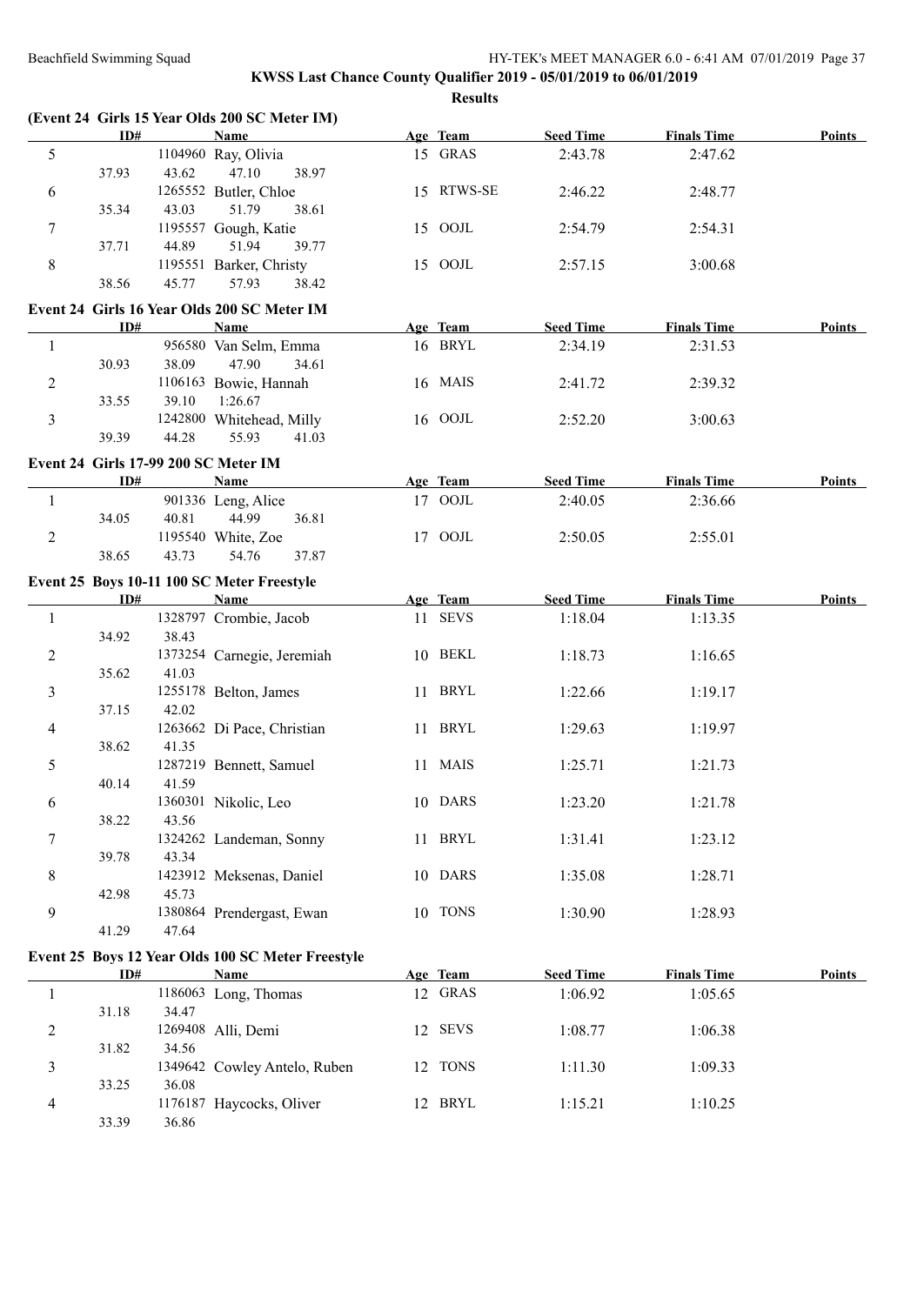**KWSS Last Chance County Qualifier 2019 - 05/01/2019 to 06/01/2019**

**Results**

### (Event 24 Girls 15 Year Olds 200 SC Meter IM)

| | ID# | Name | Age | Team | Seed Time | Finals Time | Points |
|---|---|---|---|---|---|---|---|
| 5 | 1104960 | Ray, Olivia | 15 | GRAS | 2:43.78 | 2:47.62 | |
| | 37.93 43.62 47.10 38.97 | | | | | | |
| 6 | 1265552 | Butler, Chloe | 15 | RTWS-SE | 2:46.22 | 2:48.77 | |
| | 35.34 43.03 51.79 38.61 | | | | | | |
| 7 | 1195557 | Gough, Katie | 15 | OOJL | 2:54.79 | 2:54.31 | |
| | 37.71 44.89 51.94 39.77 | | | | | | |
| 8 | 1195551 | Barker, Christy | 15 | OOJL | 2:57.15 | 3:00.68 | |
| | 38.56 45.77 57.93 38.42 | | | | | | |

### Event 24 Girls 16 Year Olds 200 SC Meter IM

| | ID# | Name | Age | Team | Seed Time | Finals Time | Points |
|---|---|---|---|---|---|---|---|
| 1 | 956580 | Van Selm, Emma | 16 | BRYL | 2:34.19 | 2:31.53 | |
| | 30.93 38.09 47.90 34.61 | | | | | | |
| 2 | 1106163 | Bowie, Hannah | 16 | MAIS | 2:41.72 | 2:39.32 | |
| | 33.55 39.10 1:26.67 | | | | | | |
| 3 | 1242800 | Whitehead, Milly | 16 | OOJL | 2:52.20 | 3:00.63 | |
| | 39.39 44.28 55.93 41.03 | | | | | | |

### Event 24 Girls 17-99 200 SC Meter IM

| | ID# | Name | Age | Team | Seed Time | Finals Time | Points |
|---|---|---|---|---|---|---|---|
| 1 | 901336 | Leng, Alice | 17 | OOJL | 2:40.05 | 2:36.66 | |
| | 34.05 40.81 44.99 36.81 | | | | | | |
| 2 | 1195540 | White, Zoe | 17 | OOJL | 2:50.05 | 2:55.01 | |
| | 38.65 43.73 54.76 37.87 | | | | | | |

### Event 25 Boys 10-11 100 SC Meter Freestyle

| | ID# | Name | Age | Team | Seed Time | Finals Time | Points |
|---|---|---|---|---|---|---|---|
| 1 | 1328797 | Crombie, Jacob | 11 | SEVS | 1:18.04 | 1:13.35 | |
| | 34.92 38.43 | | | | | | |
| 2 | 1373254 | Carnegie, Jeremiah | 10 | BEKL | 1:18.73 | 1:16.65 | |
| | 35.62 41.03 | | | | | | |
| 3 | 1255178 | Belton, James | 11 | BRYL | 1:22.66 | 1:19.17 | |
| | 37.15 42.02 | | | | | | |
| 4 | 1263662 | Di Pace, Christian | 11 | BRYL | 1:29.63 | 1:19.97 | |
| | 38.62 41.35 | | | | | | |
| 5 | 1287219 | Bennett, Samuel | 11 | MAIS | 1:25.71 | 1:21.73 | |
| | 40.14 41.59 | | | | | | |
| 6 | 1360301 | Nikolic, Leo | 10 | DARS | 1:23.20 | 1:21.78 | |
| | 38.22 43.56 | | | | | | |
| 7 | 1324262 | Landeman, Sonny | 11 | BRYL | 1:31.41 | 1:23.12 | |
| | 39.78 43.34 | | | | | | |
| 8 | 1423912 | Meksenas, Daniel | 10 | DARS | 1:35.08 | 1:28.71 | |
| | 42.98 45.73 | | | | | | |
| 9 | 1380864 | Prendergast, Ewan | 10 | TONS | 1:30.90 | 1:28.93 | |
| | 41.29 47.64 | | | | | | |

### Event 25 Boys 12 Year Olds 100 SC Meter Freestyle

| | ID# | Name | Age | Team | Seed Time | Finals Time | Points |
|---|---|---|---|---|---|---|---|
| 1 | 1186063 | Long, Thomas | 12 | GRAS | 1:06.92 | 1:05.65 | |
| | 31.18 34.47 | | | | | | |
| 2 | 1269408 | Alli, Demi | 12 | SEVS | 1:08.77 | 1:06.38 | |
| | 31.82 34.56 | | | | | | |
| 3 | 1349642 | Cowley Antelo, Ruben | 12 | TONS | 1:11.30 | 1:09.33 | |
| | 33.25 36.08 | | | | | | |
| 4 | 1176187 | Haycocks, Oliver | 12 | BRYL | 1:15.21 | 1:10.25 | |
| | 33.39 36.86 | | | | | | |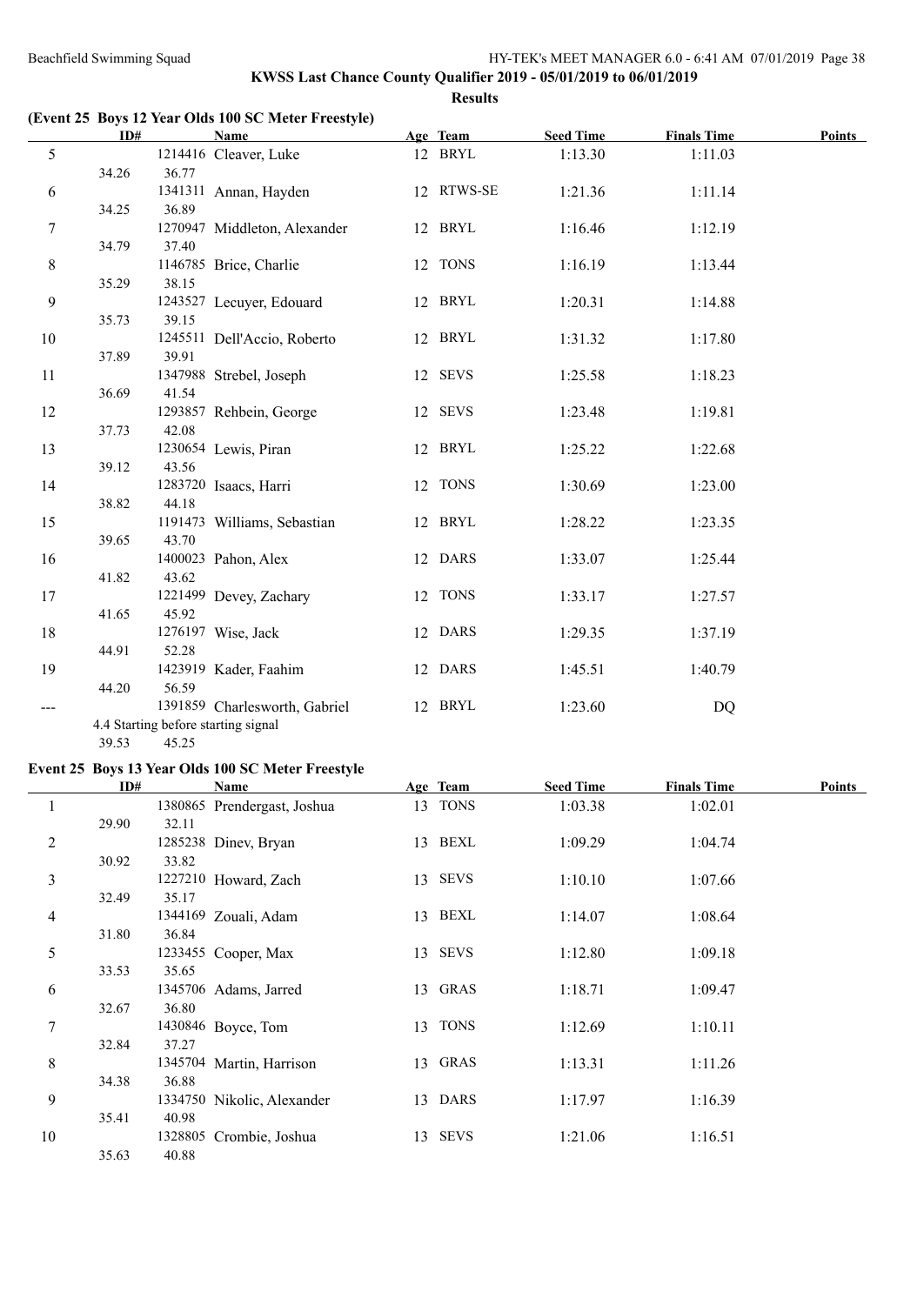**KWSS Last Chance County Qualifier 2019 - 05/01/2019 to 06/01/2019**

**Results**

### (Event 25 Boys 12 Year Olds 100 SC Meter Freestyle)

| | ID# | Name | Age | Team | Seed Time | Finals Time | Points |
|---|---|---|---|---|---|---|---|
| 5 | 1214416 | Cleaver, Luke | 12 | BRYL | 1:13.30 | 1:11.03 | |
| | 34.26 | 36.77 | | | | | |
| 6 | 1341311 | Annan, Hayden | 12 | RTWS-SE | 1:21.36 | 1:11.14 | |
| | 34.25 | 36.89 | | | | | |
| 7 | 1270947 | Middleton, Alexander | 12 | BRYL | 1:16.46 | 1:12.19 | |
| | 34.79 | 37.40 | | | | | |
| 8 | 1146785 | Brice, Charlie | 12 | TONS | 1:16.19 | 1:13.44 | |
| | 35.29 | 38.15 | | | | | |
| 9 | 1243527 | Lecuyer, Edouard | 12 | BRYL | 1:20.31 | 1:14.88 | |
| | 35.73 | 39.15 | | | | | |
| 10 | 1245511 | Dell'Accio, Roberto | 12 | BRYL | 1:31.32 | 1:17.80 | |
| | 37.89 | 39.91 | | | | | |
| 11 | 1347988 | Strebel, Joseph | 12 | SEVS | 1:25.58 | 1:18.23 | |
| | 36.69 | 41.54 | | | | | |
| 12 | 1293857 | Rehbein, George | 12 | SEVS | 1:23.48 | 1:19.81 | |
| | 37.73 | 42.08 | | | | | |
| 13 | 1230654 | Lewis, Piran | 12 | BRYL | 1:25.22 | 1:22.68 | |
| | 39.12 | 43.56 | | | | | |
| 14 | 1283720 | Isaacs, Harri | 12 | TONS | 1:30.69 | 1:23.00 | |
| | 38.82 | 44.18 | | | | | |
| 15 | 1191473 | Williams, Sebastian | 12 | BRYL | 1:28.22 | 1:23.35 | |
| | 39.65 | 43.70 | | | | | |
| 16 | 1400023 | Pahon, Alex | 12 | DARS | 1:33.07 | 1:25.44 | |
| | 41.82 | 43.62 | | | | | |
| 17 | 1221499 | Devey, Zachary | 12 | TONS | 1:33.17 | 1:27.57 | |
| | 41.65 | 45.92 | | | | | |
| 18 | 1276197 | Wise, Jack | 12 | DARS | 1:29.35 | 1:37.19 | |
| | 44.91 | 52.28 | | | | | |
| 19 | 1423919 | Kader, Faahim | 12 | DARS | 1:45.51 | 1:40.79 | |
| | 44.20 | 56.59 | | | | | |
| --- | 1391859 | Charlesworth, Gabriel | 12 | BRYL | 1:23.60 | DQ | |
| | 4.4 Starting before starting signal | | | | | | |
| | 39.53 | 45.25 | | | | | |

### Event 25 Boys 13 Year Olds 100 SC Meter Freestyle

| | ID# | Name | Age | Team | Seed Time | Finals Time | Points |
|---|---|---|---|---|---|---|---|
| 1 | 1380865 | Prendergast, Joshua | 13 | TONS | 1:03.38 | 1:02.01 | |
| | 29.90 | 32.11 | | | | | |
| 2 | 1285238 | Dinev, Bryan | 13 | BEXL | 1:09.29 | 1:04.74 | |
| | 30.92 | 33.82 | | | | | |
| 3 | 1227210 | Howard, Zach | 13 | SEVS | 1:10.10 | 1:07.66 | |
| | 32.49 | 35.17 | | | | | |
| 4 | 1344169 | Zouali, Adam | 13 | BEXL | 1:14.07 | 1:08.64 | |
| | 31.80 | 36.84 | | | | | |
| 5 | 1233455 | Cooper, Max | 13 | SEVS | 1:12.80 | 1:09.18 | |
| | 33.53 | 35.65 | | | | | |
| 6 | 1345706 | Adams, Jarred | 13 | GRAS | 1:18.71 | 1:09.47 | |
| | 32.67 | 36.80 | | | | | |
| 7 | 1430846 | Boyce, Tom | 13 | TONS | 1:12.69 | 1:10.11 | |
| | 32.84 | 37.27 | | | | | |
| 8 | 1345704 | Martin, Harrison | 13 | GRAS | 1:13.31 | 1:11.26 | |
| | 34.38 | 36.88 | | | | | |
| 9 | 1334750 | Nikolic, Alexander | 13 | DARS | 1:17.97 | 1:16.39 | |
| | 35.41 | 40.98 | | | | | |
| 10 | 1328805 | Crombie, Joshua | 13 | SEVS | 1:21.06 | 1:16.51 | |
| | 35.63 | 40.88 | | | | | |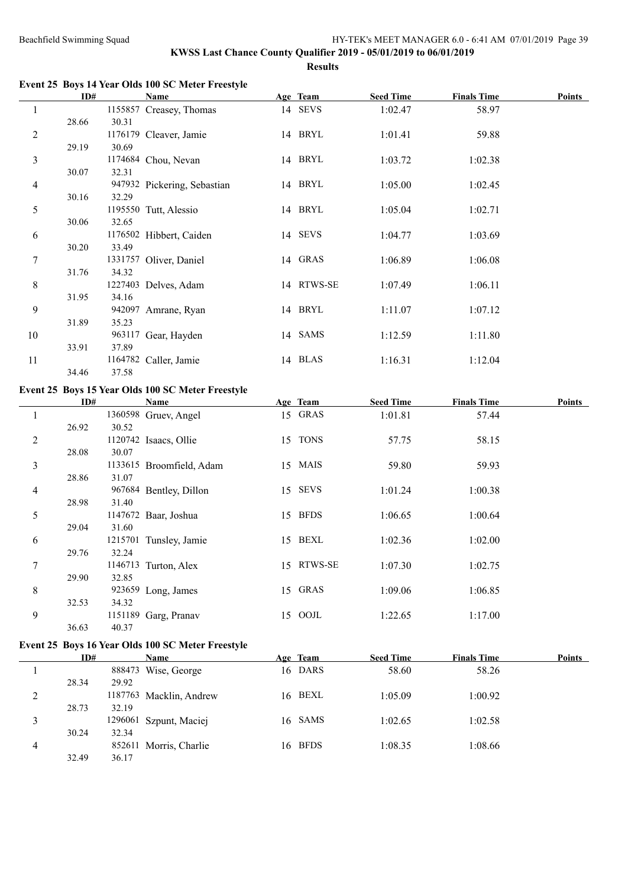**KWSS Last Chance County Qualifier 2019 - 05/01/2019 to 06/01/2019**

**Results**

### Event 25 Boys 14 Year Olds 100 SC Meter Freestyle

| | ID# | Name | Age | Team | Seed Time | Finals Time | Points |
|---|---|---|---|---|---|---|---|
| 1 | 1155857 | Creasey, Thomas | 14 | SEVS | 1:02.47 | 58.97 | |
| | 28.66 | 30.31 | | | | | |
| 2 | 1176179 | Cleaver, Jamie | 14 | BRYL | 1:01.41 | 59.88 | |
| | 29.19 | 30.69 | | | | | |
| 3 | 1174684 | Chou, Nevan | 14 | BRYL | 1:03.72 | 1:02.38 | |
| | 30.07 | 32.31 | | | | | |
| 4 | 947932 | Pickering, Sebastian | 14 | BRYL | 1:05.00 | 1:02.45 | |
| | 30.16 | 32.29 | | | | | |
| 5 | 1195550 | Tutt, Alessio | 14 | BRYL | 1:05.04 | 1:02.71 | |
| | 30.06 | 32.65 | | | | | |
| 6 | 1176502 | Hibbert, Caiden | 14 | SEVS | 1:04.77 | 1:03.69 | |
| | 30.20 | 33.49 | | | | | |
| 7 | 1331757 | Oliver, Daniel | 14 | GRAS | 1:06.89 | 1:06.08 | |
| | 31.76 | 34.32 | | | | | |
| 8 | 1227403 | Delves, Adam | 14 | RTWS-SE | 1:07.49 | 1:06.11 | |
| | 31.95 | 34.16 | | | | | |
| 9 | 942097 | Amrane, Ryan | 14 | BRYL | 1:11.07 | 1:07.12 | |
| | 31.89 | 35.23 | | | | | |
| 10 | 963117 | Gear, Hayden | 14 | SAMS | 1:12.59 | 1:11.80 | |
| | 33.91 | 37.89 | | | | | |
| 11 | 1164782 | Caller, Jamie | 14 | BLAS | 1:16.31 | 1:12.04 | |
| | 34.46 | 37.58 | | | | | |

### Event 25 Boys 15 Year Olds 100 SC Meter Freestyle

| | ID# | Name | Age | Team | Seed Time | Finals Time | Points |
|---|---|---|---|---|---|---|---|
| 1 | 1360598 | Gruev, Angel | 15 | GRAS | 1:01.81 | 57.44 | |
| | 26.92 | 30.52 | | | | | |
| 2 | 1120742 | Isaacs, Ollie | 15 | TONS | 57.75 | 58.15 | |
| | 28.08 | 30.07 | | | | | |
| 3 | 1133615 | Broomfield, Adam | 15 | MAIS | 59.80 | 59.93 | |
| | 28.86 | 31.07 | | | | | |
| 4 | 967684 | Bentley, Dillon | 15 | SEVS | 1:01.24 | 1:00.38 | |
| | 28.98 | 31.40 | | | | | |
| 5 | 1147672 | Baar, Joshua | 15 | BFDS | 1:06.65 | 1:00.64 | |
| | 29.04 | 31.60 | | | | | |
| 6 | 1215701 | Tunsley, Jamie | 15 | BEXL | 1:02.36 | 1:02.00 | |
| | 29.76 | 32.24 | | | | | |
| 7 | 1146713 | Turton, Alex | 15 | RTWS-SE | 1:07.30 | 1:02.75 | |
| | 29.90 | 32.85 | | | | | |
| 8 | 923659 | Long, James | 15 | GRAS | 1:09.06 | 1:06.85 | |
| | 32.53 | 34.32 | | | | | |
| 9 | 1151189 | Garg, Pranav | 15 | OOJL | 1:22.65 | 1:17.00 | |
| | 36.63 | 40.37 | | | | | |

### Event 25 Boys 16 Year Olds 100 SC Meter Freestyle

| | ID# | Name | Age | Team | Seed Time | Finals Time | Points |
|---|---|---|---|---|---|---|---|
| 1 | 888473 | Wise, George | 16 | DARS | 58.60 | 58.26 | |
| | 28.34 | 29.92 | | | | | |
| 2 | 1187763 | Macklin, Andrew | 16 | BEXL | 1:05.09 | 1:00.92 | |
| | 28.73 | 32.19 | | | | | |
| 3 | 1296061 | Szpunt, Maciej | 16 | SAMS | 1:02.65 | 1:02.58 | |
| | 30.24 | 32.34 | | | | | |
| 4 | 852611 | Morris, Charlie | 16 | BFDS | 1:08.35 | 1:08.66 | |
| | 32.49 | 36.17 | | | | | |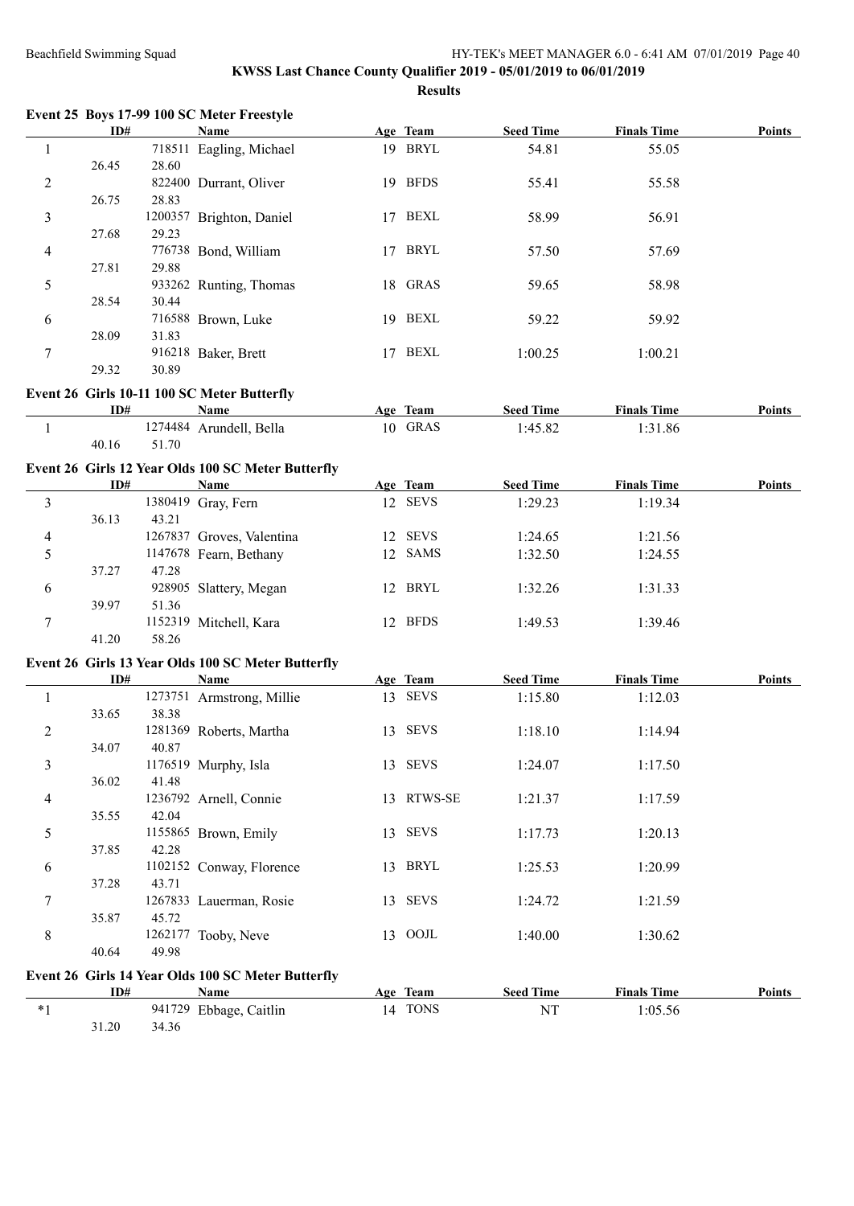**KWSS Last Chance County Qualifier 2019 - 05/01/2019 to 06/01/2019**

**Results**

### Event 25 Boys 17-99 100 SC Meter Freestyle

| | ID# | Name | Age | Team | Seed Time | Finals Time | Points |
|---|---|---|---|---|---|---|---|
| 1 | 718511 | Eagling, Michael | 19 | BRYL | 54.81 | 55.05 | |
| | 26.45 | 28.60 | | | | | |
| 2 | 822400 | Durrant, Oliver | 19 | BFDS | 55.41 | 55.58 | |
| | 26.75 | 28.83 | | | | | |
| 3 | 1200357 | Brighton, Daniel | 17 | BEXL | 58.99 | 56.91 | |
| | 27.68 | 29.23 | | | | | |
| 4 | 776738 | Bond, William | 17 | BRYL | 57.50 | 57.69 | |
| | 27.81 | 29.88 | | | | | |
| 5 | 933262 | Runting, Thomas | 18 | GRAS | 59.65 | 58.98 | |
| | 28.54 | 30.44 | | | | | |
| 6 | 716588 | Brown, Luke | 19 | BEXL | 59.22 | 59.92 | |
| | 28.09 | 31.83 | | | | | |
| 7 | 916218 | Baker, Brett | 17 | BEXL | 1:00.25 | 1:00.21 | |
| | 29.32 | 30.89 | | | | | |

### Event 26 Girls 10-11 100 SC Meter Butterfly

| | ID# | Name | Age | Team | Seed Time | Finals Time | Points |
|---|---|---|---|---|---|---|---|
| 1 | 1274484 | Arundell, Bella | 10 | GRAS | 1:45.82 | 1:31.86 | |
| | 40.16 | 51.70 | | | | | |

### Event 26 Girls 12 Year Olds 100 SC Meter Butterfly

| | ID# | Name | Age | Team | Seed Time | Finals Time | Points |
|---|---|---|---|---|---|---|---|
| 3 | 1380419 | Gray, Fern | 12 | SEVS | 1:29.23 | 1:19.34 | |
| | 36.13 | 43.21 | | | | | |
| 4 | 1267837 | Groves, Valentina | 12 | SEVS | 1:24.65 | 1:21.56 | |
| 5 | 1147678 | Fearn, Bethany | 12 | SAMS | 1:32.50 | 1:24.55 | |
| | 37.27 | 47.28 | | | | | |
| 6 | 928905 | Slattery, Megan | 12 | BRYL | 1:32.26 | 1:31.33 | |
| | 39.97 | 51.36 | | | | | |
| 7 | 1152319 | Mitchell, Kara | 12 | BFDS | 1:49.53 | 1:39.46 | |
| | 41.20 | 58.26 | | | | | |

### Event 26 Girls 13 Year Olds 100 SC Meter Butterfly

| | ID# | Name | Age | Team | Seed Time | Finals Time | Points |
|---|---|---|---|---|---|---|---|
| 1 | 1273751 | Armstrong, Millie | 13 | SEVS | 1:15.80 | 1:12.03 | |
| | 33.65 | 38.38 | | | | | |
| 2 | 1281369 | Roberts, Martha | 13 | SEVS | 1:18.10 | 1:14.94 | |
| | 34.07 | 40.87 | | | | | |
| 3 | 1176519 | Murphy, Isla | 13 | SEVS | 1:24.07 | 1:17.50 | |
| | 36.02 | 41.48 | | | | | |
| 4 | 1236792 | Arnell, Connie | 13 | RTWS-SE | 1:21.37 | 1:17.59 | |
| | 35.55 | 42.04 | | | | | |
| 5 | 1155865 | Brown, Emily | 13 | SEVS | 1:17.73 | 1:20.13 | |
| | 37.85 | 42.28 | | | | | |
| 6 | 1102152 | Conway, Florence | 13 | BRYL | 1:25.53 | 1:20.99 | |
| | 37.28 | 43.71 | | | | | |
| 7 | 1267833 | Lauerman, Rosie | 13 | SEVS | 1:24.72 | 1:21.59 | |
| | 35.87 | 45.72 | | | | | |
| 8 | 1262177 | Tooby, Neve | 13 | OOJL | 1:40.00 | 1:30.62 | |
| | 40.64 | 49.98 | | | | | |

### Event 26 Girls 14 Year Olds 100 SC Meter Butterfly

| | ID# | Name | Age | Team | Seed Time | Finals Time | Points |
|---|---|---|---|---|---|---|---|
| *1 | 941729 | Ebbage, Caitlin | 14 | TONS | NT | 1:05.56 | |
| | 31.20 | 34.36 | | | | | |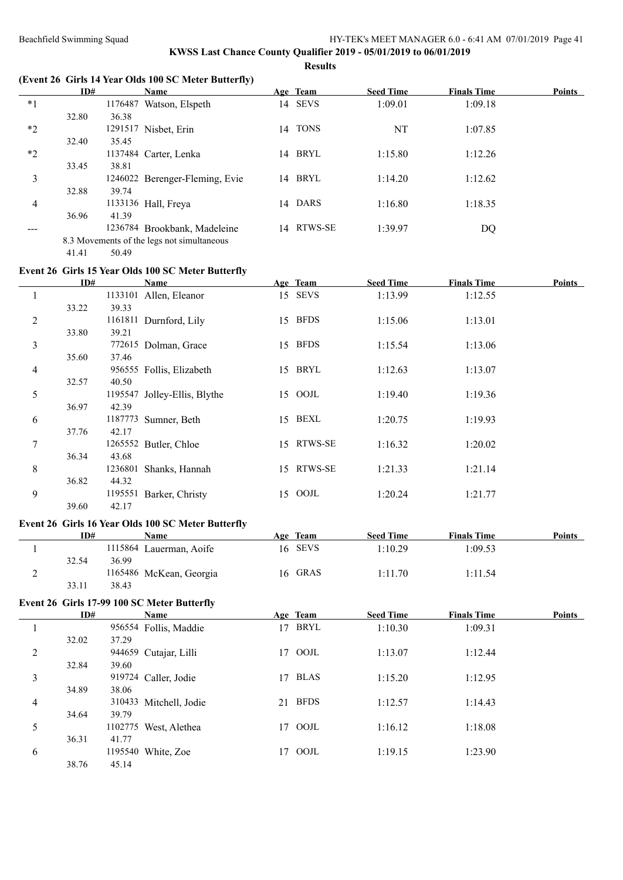## KWSS Last Chance County Qualifier 2019 - 05/01/2019 to 06/01/2019

### Results

#### (Event 26 Girls 14 Year Olds 100 SC Meter Butterfly)

| | ID# | Name | Age | Team | Seed Time | Finals Time | Points |
|---|---|---|---|---|---|---|---|
| *1 | 1176487 | Watson, Elspeth | 14 | SEVS | 1:09.01 | 1:09.18 | |
| | 32.80 | 36.38 | | | | | |
| *2 | 1291517 | Nisbet, Erin | 14 | TONS | NT | 1:07.85 | |
| | 32.40 | 35.45 | | | | | |
| *2 | 1137484 | Carter, Lenka | 14 | BRYL | 1:15.80 | 1:12.26 | |
| | 33.45 | 38.81 | | | | | |
| 3 | 1246022 | Berenger-Fleming, Evie | 14 | BRYL | 1:14.20 | 1:12.62 | |
| | 32.88 | 39.74 | | | | | |
| 4 | 1133136 | Hall, Freya | 14 | DARS | 1:16.80 | 1:18.35 | |
| | 36.96 | 41.39 | | | | | |
| --- | 1236784 | Brookbank, Madeleine | 14 | RTWS-SE | 1:39.97 | DQ | |
| | 8.3 Movements of the legs not simultaneous | | | | | | |
| | 41.41 | 50.49 | | | | | |

#### Event 26 Girls 15 Year Olds 100 SC Meter Butterfly

| | ID# | Name | Age | Team | Seed Time | Finals Time | Points |
|---|---|---|---|---|---|---|---|
| 1 | 1133101 | Allen, Eleanor | 15 | SEVS | 1:13.99 | 1:12.55 | |
| | 33.22 | 39.33 | | | | | |
| 2 | 1161811 | Durnford, Lily | 15 | BFDS | 1:15.06 | 1:13.01 | |
| | 33.80 | 39.21 | | | | | |
| 3 | 772615 | Dolman, Grace | 15 | BFDS | 1:15.54 | 1:13.06 | |
| | 35.60 | 37.46 | | | | | |
| 4 | 956555 | Follis, Elizabeth | 15 | BRYL | 1:12.63 | 1:13.07 | |
| | 32.57 | 40.50 | | | | | |
| 5 | 1195547 | Jolley-Ellis, Blythe | 15 | OOJL | 1:19.40 | 1:19.36 | |
| | 36.97 | 42.39 | | | | | |
| 6 | 1187773 | Sumner, Beth | 15 | BEXL | 1:20.75 | 1:19.93 | |
| | 37.76 | 42.17 | | | | | |
| 7 | 1265552 | Butler, Chloe | 15 | RTWS-SE | 1:16.32 | 1:20.02 | |
| | 36.34 | 43.68 | | | | | |
| 8 | 1236801 | Shanks, Hannah | 15 | RTWS-SE | 1:21.33 | 1:21.14 | |
| | 36.82 | 44.32 | | | | | |
| 9 | 1195551 | Barker, Christy | 15 | OOJL | 1:20.24 | 1:21.77 | |
| | 39.60 | 42.17 | | | | | |

#### Event 26 Girls 16 Year Olds 100 SC Meter Butterfly

| | ID# | Name | Age | Team | Seed Time | Finals Time | Points |
|---|---|---|---|---|---|---|---|
| 1 | 1115864 | Lauerman, Aoife | 16 | SEVS | 1:10.29 | 1:09.53 | |
| | 32.54 | 36.99 | | | | | |
| 2 | 1165486 | McKean, Georgia | 16 | GRAS | 1:11.70 | 1:11.54 | |
| | 33.11 | 38.43 | | | | | |

#### Event 26 Girls 17-99 100 SC Meter Butterfly

| | ID# | Name | Age | Team | Seed Time | Finals Time | Points |
|---|---|---|---|---|---|---|---|
| 1 | 956554 | Follis, Maddie | 17 | BRYL | 1:10.30 | 1:09.31 | |
| | 32.02 | 37.29 | | | | | |
| 2 | 944659 | Cutajar, Lilli | 17 | OOJL | 1:13.07 | 1:12.44 | |
| | 32.84 | 39.60 | | | | | |
| 3 | 919724 | Caller, Jodie | 17 | BLAS | 1:15.20 | 1:12.95 | |
| | 34.89 | 38.06 | | | | | |
| 4 | 310433 | Mitchell, Jodie | 21 | BFDS | 1:12.57 | 1:14.43 | |
| | 34.64 | 39.79 | | | | | |
| 5 | 1102775 | West, Alethea | 17 | OOJL | 1:16.12 | 1:18.08 | |
| | 36.31 | 41.77 | | | | | |
| 6 | 1195540 | White, Zoe | 17 | OOJL | 1:19.15 | 1:23.90 | |
| | 38.76 | 45.14 | | | | | |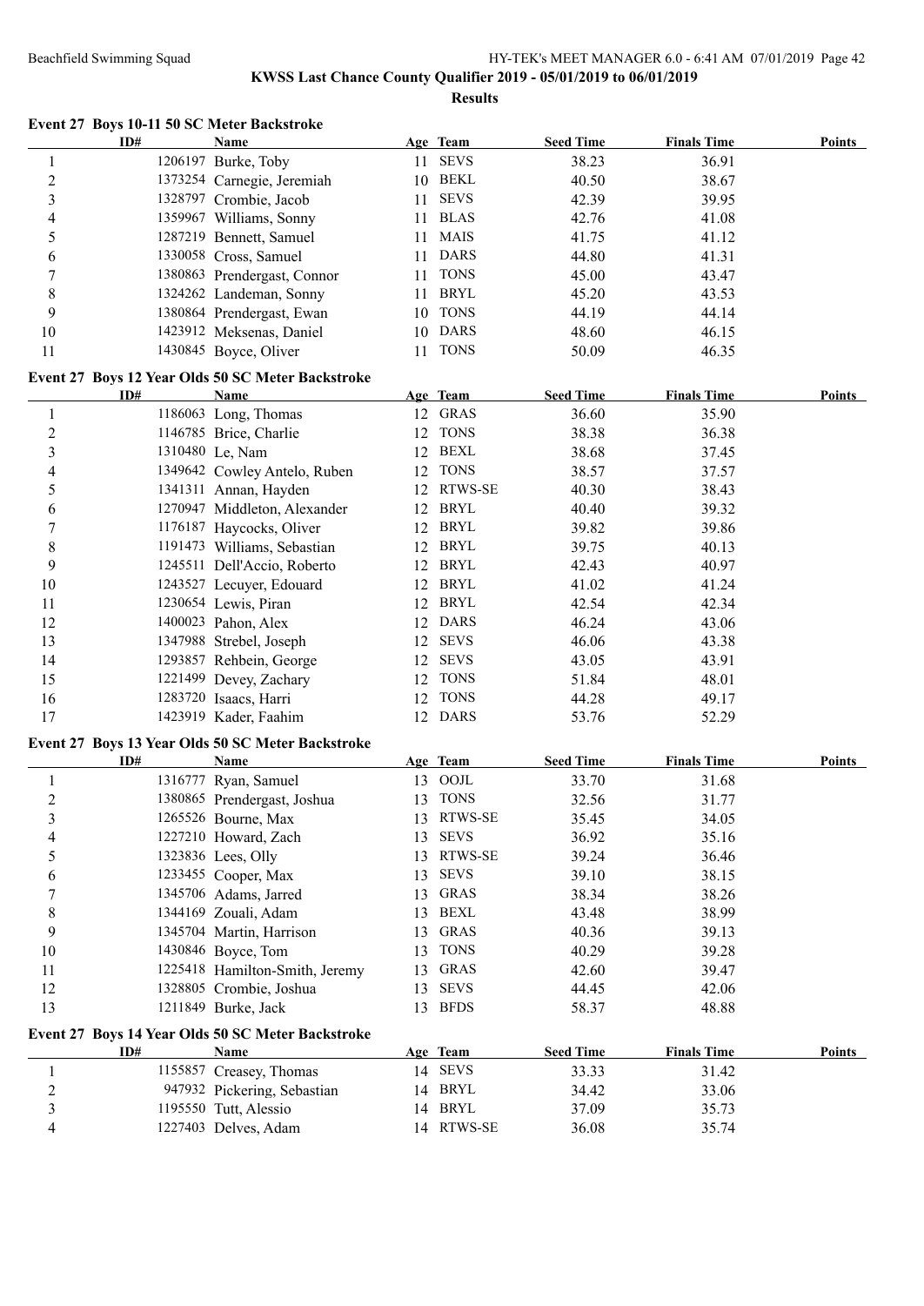## Event 27 Boys 10-11 50 SC Meter Backstroke

| | ID# | Name | Age | Team | Seed Time | Finals Time | Points |
|---|---|---|---|---|---|---|---|
| 1 | 1206197 | Burke, Toby | 11 | SEVS | 38.23 | 36.91 | |
| 2 | 1373254 | Carnegie, Jeremiah | 10 | BEKL | 40.50 | 38.67 | |
| 3 | 1328797 | Crombie, Jacob | 11 | SEVS | 42.39 | 39.95 | |
| 4 | 1359967 | Williams, Sonny | 11 | BLAS | 42.76 | 41.08 | |
| 5 | 1287219 | Bennett, Samuel | 11 | MAIS | 41.75 | 41.12 | |
| 6 | 1330058 | Cross, Samuel | 11 | DARS | 44.80 | 41.31 | |
| 7 | 1380863 | Prendergast, Connor | 11 | TONS | 45.00 | 43.47 | |
| 8 | 1324262 | Landeman, Sonny | 11 | BRYL | 45.20 | 43.53 | |
| 9 | 1380864 | Prendergast, Ewan | 10 | TONS | 44.19 | 44.14 | |
| 10 | 1423912 | Meksenas, Daniel | 10 | DARS | 48.60 | 46.15 | |
| 11 | 1430845 | Boyce, Oliver | 11 | TONS | 50.09 | 46.35 | |

## Event 27 Boys 12 Year Olds 50 SC Meter Backstroke

| | ID# | Name | Age | Team | Seed Time | Finals Time | Points |
|---|---|---|---|---|---|---|---|
| 1 | 1186063 | Long, Thomas | 12 | GRAS | 36.60 | 35.90 | |
| 2 | 1146785 | Brice, Charlie | 12 | TONS | 38.38 | 36.38 | |
| 3 | 1310480 | Le, Nam | 12 | BEXL | 38.68 | 37.45 | |
| 4 | 1349642 | Cowley Antelo, Ruben | 12 | TONS | 38.57 | 37.57 | |
| 5 | 1341311 | Annan, Hayden | 12 | RTWS-SE | 40.30 | 38.43 | |
| 6 | 1270947 | Middleton, Alexander | 12 | BRYL | 40.40 | 39.32 | |
| 7 | 1176187 | Haycocks, Oliver | 12 | BRYL | 39.82 | 39.86 | |
| 8 | 1191473 | Williams, Sebastian | 12 | BRYL | 39.75 | 40.13 | |
| 9 | 1245511 | Dell'Accio, Roberto | 12 | BRYL | 42.43 | 40.97 | |
| 10 | 1243527 | Lecuyer, Edouard | 12 | BRYL | 41.02 | 41.24 | |
| 11 | 1230654 | Lewis, Piran | 12 | BRYL | 42.54 | 42.34 | |
| 12 | 1400023 | Pahon, Alex | 12 | DARS | 46.24 | 43.06 | |
| 13 | 1347988 | Strebel, Joseph | 12 | SEVS | 46.06 | 43.38 | |
| 14 | 1293857 | Rehbein, George | 12 | SEVS | 43.05 | 43.91 | |
| 15 | 1221499 | Devey, Zachary | 12 | TONS | 51.84 | 48.01 | |
| 16 | 1283720 | Isaacs, Harri | 12 | TONS | 44.28 | 49.17 | |
| 17 | 1423919 | Kader, Faahim | 12 | DARS | 53.76 | 52.29 | |

## Event 27 Boys 13 Year Olds 50 SC Meter Backstroke

| | ID# | Name | Age | Team | Seed Time | Finals Time | Points |
|---|---|---|---|---|---|---|---|
| 1 | 1316777 | Ryan, Samuel | 13 | OOJL | 33.70 | 31.68 | |
| 2 | 1380865 | Prendergast, Joshua | 13 | TONS | 32.56 | 31.77 | |
| 3 | 1265526 | Bourne, Max | 13 | RTWS-SE | 35.45 | 34.05 | |
| 4 | 1227210 | Howard, Zach | 13 | SEVS | 36.92 | 35.16 | |
| 5 | 1323836 | Lees, Olly | 13 | RTWS-SE | 39.24 | 36.46 | |
| 6 | 1233455 | Cooper, Max | 13 | SEVS | 39.10 | 38.15 | |
| 7 | 1345706 | Adams, Jarred | 13 | GRAS | 38.34 | 38.26 | |
| 8 | 1344169 | Zouali, Adam | 13 | BEXL | 43.48 | 38.99 | |
| 9 | 1345704 | Martin, Harrison | 13 | GRAS | 40.36 | 39.13 | |
| 10 | 1430846 | Boyce, Tom | 13 | TONS | 40.29 | 39.28 | |
| 11 | 1225418 | Hamilton-Smith, Jeremy | 13 | GRAS | 42.60 | 39.47 | |
| 12 | 1328805 | Crombie, Joshua | 13 | SEVS | 44.45 | 42.06 | |
| 13 | 1211849 | Burke, Jack | 13 | BFDS | 58.37 | 48.88 | |

## Event 27 Boys 14 Year Olds 50 SC Meter Backstroke

| | ID# | Name | Age | Team | Seed Time | Finals Time | Points |
|---|---|---|---|---|---|---|---|
| 1 | 1155857 | Creasey, Thomas | 14 | SEVS | 33.33 | 31.42 | |
| 2 | 947932 | Pickering, Sebastian | 14 | BRYL | 34.42 | 33.06 | |
| 3 | 1195550 | Tutt, Alessio | 14 | BRYL | 37.09 | 35.73 | |
| 4 | 1227403 | Delves, Adam | 14 | RTWS-SE | 36.08 | 35.74 | |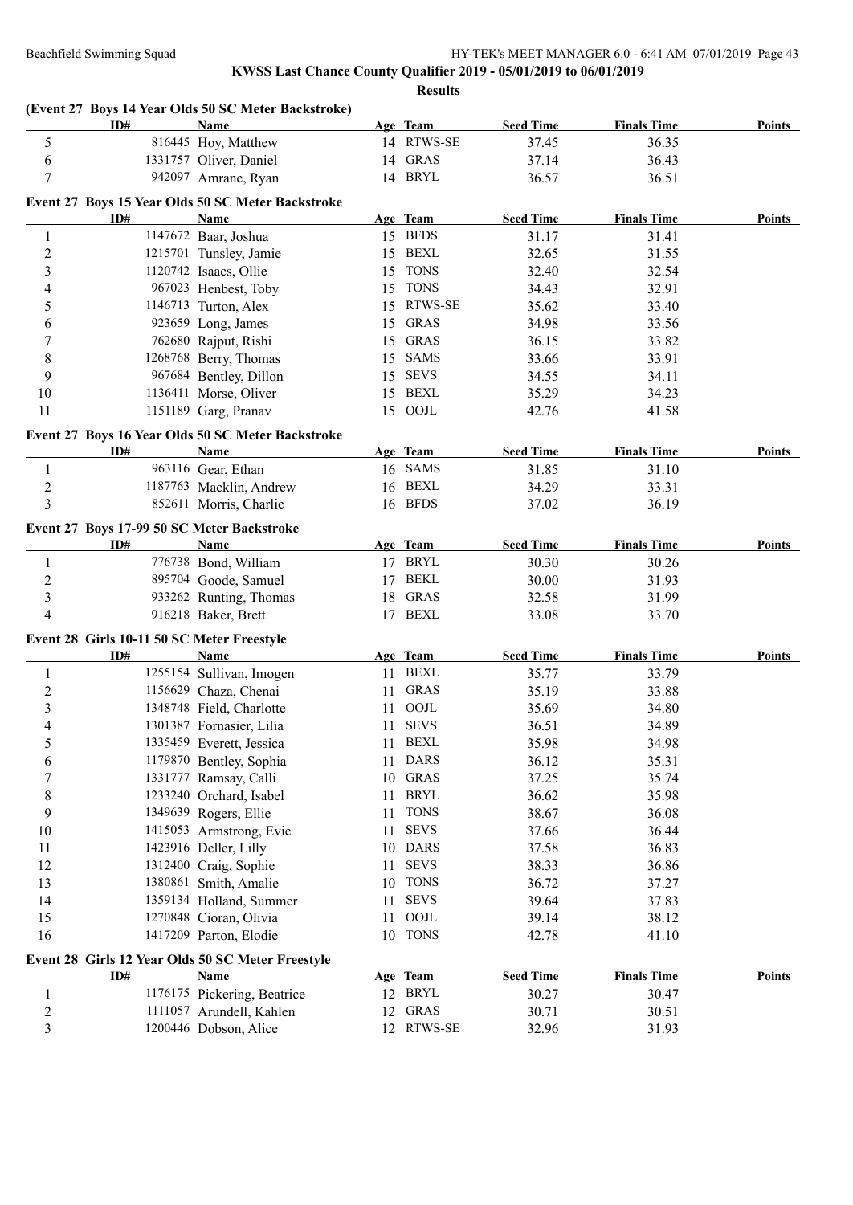**KWSS Last Chance County Qualifier 2019 - 05/01/2019 to 06/01/2019**

**Results**

### (Event 27 Boys 14 Year Olds 50 SC Meter Backstroke)

| | ID# | Name | Age | Team | Seed Time | Finals Time | Points |
|---|---|---|---|---|---|---|---|
| 5 | 816445 | Hoy, Matthew | 14 | RTWS-SE | 37.45 | 36.35 | |
| 6 | 1331757 | Oliver, Daniel | 14 | GRAS | 37.14 | 36.43 | |
| 7 | 942097 | Amrane, Ryan | 14 | BRYL | 36.57 | 36.51 | |

### Event 27 Boys 15 Year Olds 50 SC Meter Backstroke

| | ID# | Name | Age | Team | Seed Time | Finals Time | Points |
|---|---|---|---|---|---|---|---|
| 1 | 1147672 | Baar, Joshua | 15 | BFDS | 31.17 | 31.41 | |
| 2 | 1215701 | Tunsley, Jamie | 15 | BEXL | 32.65 | 31.55 | |
| 3 | 1120742 | Isaacs, Ollie | 15 | TONS | 32.40 | 32.54 | |
| 4 | 967023 | Henbest, Toby | 15 | TONS | 34.43 | 32.91 | |
| 5 | 1146713 | Turton, Alex | 15 | RTWS-SE | 35.62 | 33.40 | |
| 6 | 923659 | Long, James | 15 | GRAS | 34.98 | 33.56 | |
| 7 | 762680 | Rajput, Rishi | 15 | GRAS | 36.15 | 33.82 | |
| 8 | 1268768 | Berry, Thomas | 15 | SAMS | 33.66 | 33.91 | |
| 9 | 967684 | Bentley, Dillon | 15 | SEVS | 34.55 | 34.11 | |
| 10 | 1136411 | Morse, Oliver | 15 | BEXL | 35.29 | 34.23 | |
| 11 | 1151189 | Garg, Pranav | 15 | OOJL | 42.76 | 41.58 | |

### Event 27 Boys 16 Year Olds 50 SC Meter Backstroke

| | ID# | Name | Age | Team | Seed Time | Finals Time | Points |
|---|---|---|---|---|---|---|---|
| 1 | 963116 | Gear, Ethan | 16 | SAMS | 31.85 | 31.10 | |
| 2 | 1187763 | Macklin, Andrew | 16 | BEXL | 34.29 | 33.31 | |
| 3 | 852611 | Morris, Charlie | 16 | BFDS | 37.02 | 36.19 | |

### Event 27 Boys 17-99 50 SC Meter Backstroke

| | ID# | Name | Age | Team | Seed Time | Finals Time | Points |
|---|---|---|---|---|---|---|---|
| 1 | 776738 | Bond, William | 17 | BRYL | 30.30 | 30.26 | |
| 2 | 895704 | Goode, Samuel | 17 | BEKL | 30.00 | 31.93 | |
| 3 | 933262 | Runting, Thomas | 18 | GRAS | 32.58 | 31.99 | |
| 4 | 916218 | Baker, Brett | 17 | BEXL | 33.08 | 33.70 | |

### Event 28 Girls 10-11 50 SC Meter Freestyle

| | ID# | Name | Age | Team | Seed Time | Finals Time | Points |
|---|---|---|---|---|---|---|---|
| 1 | 1255154 | Sullivan, Imogen | 11 | BEXL | 35.77 | 33.79 | |
| 2 | 1156629 | Chaza, Chenai | 11 | GRAS | 35.19 | 33.88 | |
| 3 | 1348748 | Field, Charlotte | 11 | OOJL | 35.69 | 34.80 | |
| 4 | 1301387 | Fornasier, Lilia | 11 | SEVS | 36.51 | 34.89 | |
| 5 | 1335459 | Everett, Jessica | 11 | BEXL | 35.98 | 34.98 | |
| 6 | 1179870 | Bentley, Sophia | 11 | DARS | 36.12 | 35.31 | |
| 7 | 1331777 | Ramsay, Calli | 10 | GRAS | 37.25 | 35.74 | |
| 8 | 1233240 | Orchard, Isabel | 11 | BRYL | 36.62 | 35.98 | |
| 9 | 1349639 | Rogers, Ellie | 11 | TONS | 38.67 | 36.08 | |
| 10 | 1415053 | Armstrong, Evie | 11 | SEVS | 37.66 | 36.44 | |
| 11 | 1423916 | Deller, Lilly | 10 | DARS | 37.58 | 36.83 | |
| 12 | 1312400 | Craig, Sophie | 11 | SEVS | 38.33 | 36.86 | |
| 13 | 1380861 | Smith, Amalie | 10 | TONS | 36.72 | 37.27 | |
| 14 | 1359134 | Holland, Summer | 11 | SEVS | 39.64 | 37.83 | |
| 15 | 1270848 | Cioran, Olivia | 11 | OOJL | 39.14 | 38.12 | |
| 16 | 1417209 | Parton, Elodie | 10 | TONS | 42.78 | 41.10 | |

### Event 28 Girls 12 Year Olds 50 SC Meter Freestyle

| | ID# | Name | Age | Team | Seed Time | Finals Time | Points |
|---|---|---|---|---|---|---|---|
| 1 | 1176175 | Pickering, Beatrice | 12 | BRYL | 30.27 | 30.47 | |
| 2 | 1111057 | Arundell, Kahlen | 12 | GRAS | 30.71 | 30.51 | |
| 3 | 1200446 | Dobson, Alice | 12 | RTWS-SE | 32.96 | 31.93 | |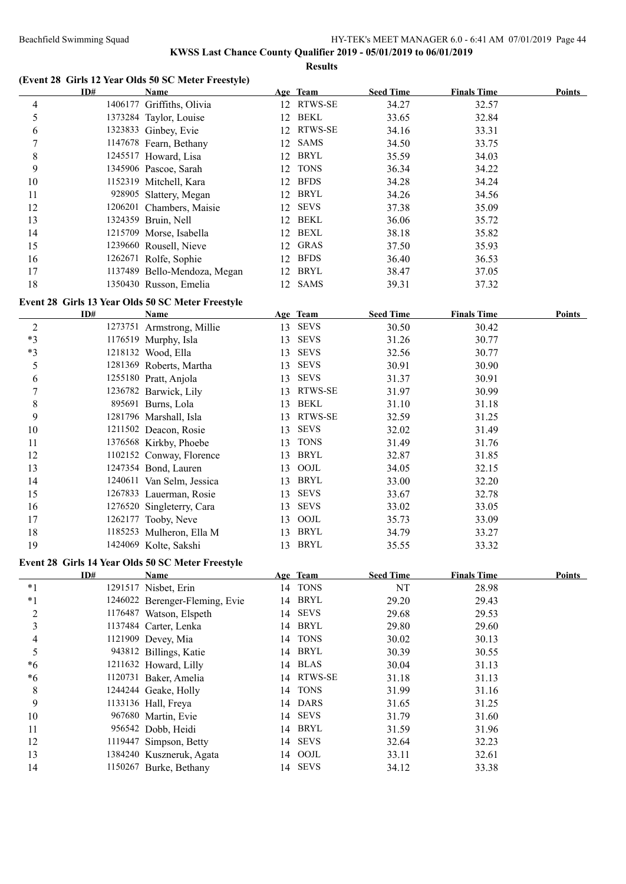**KWSS Last Chance County Qualifier 2019 - 05/01/2019 to 06/01/2019**

**Results**

### (Event 28 Girls 12 Year Olds 50 SC Meter Freestyle)

| | ID# | Name | Age | Team | Seed Time | Finals Time | Points |
|---|---|---|---|---|---|---|---|
| 4 | 1406177 | Griffiths, Olivia | 12 | RTWS-SE | 34.27 | 32.57 | |
| 5 | 1373284 | Taylor, Louise | 12 | BEKL | 33.65 | 32.84 | |
| 6 | 1323833 | Ginbey, Evie | 12 | RTWS-SE | 34.16 | 33.31 | |
| 7 | 1147678 | Fearn, Bethany | 12 | SAMS | 34.50 | 33.75 | |
| 8 | 1245517 | Howard, Lisa | 12 | BRYL | 35.59 | 34.03 | |
| 9 | 1345906 | Pascoe, Sarah | 12 | TONS | 36.34 | 34.22 | |
| 10 | 1152319 | Mitchell, Kara | 12 | BFDS | 34.28 | 34.24 | |
| 11 | 928905 | Slattery, Megan | 12 | BRYL | 34.26 | 34.56 | |
| 12 | 1206201 | Chambers, Maisie | 12 | SEVS | 37.38 | 35.09 | |
| 13 | 1324359 | Bruin, Nell | 12 | BEKL | 36.06 | 35.72 | |
| 14 | 1215709 | Morse, Isabella | 12 | BEXL | 38.18 | 35.82 | |
| 15 | 1239660 | Rousell, Nieve | 12 | GRAS | 37.50 | 35.93 | |
| 16 | 1262671 | Rolfe, Sophie | 12 | BFDS | 36.40 | 36.53 | |
| 17 | 1137489 | Bello-Mendoza, Megan | 12 | BRYL | 38.47 | 37.05 | |
| 18 | 1350430 | Russon, Emelia | 12 | SAMS | 39.31 | 37.32 | |

### Event 28 Girls 13 Year Olds 50 SC Meter Freestyle

| | ID# | Name | Age | Team | Seed Time | Finals Time | Points |
|---|---|---|---|---|---|---|---|
| 2 | 1273751 | Armstrong, Millie | 13 | SEVS | 30.50 | 30.42 | |
| *3 | 1176519 | Murphy, Isla | 13 | SEVS | 31.26 | 30.77 | |
| *3 | 1218132 | Wood, Ella | 13 | SEVS | 32.56 | 30.77 | |
| 5 | 1281369 | Roberts, Martha | 13 | SEVS | 30.91 | 30.90 | |
| 6 | 1255180 | Pratt, Anjola | 13 | SEVS | 31.37 | 30.91 | |
| 7 | 1236782 | Barwick, Lily | 13 | RTWS-SE | 31.97 | 30.99 | |
| 8 | 895691 | Burns, Lola | 13 | BEKL | 31.10 | 31.18 | |
| 9 | 1281796 | Marshall, Isla | 13 | RTWS-SE | 32.59 | 31.25 | |
| 10 | 1211502 | Deacon, Rosie | 13 | SEVS | 32.02 | 31.49 | |
| 11 | 1376568 | Kirkby, Phoebe | 13 | TONS | 31.49 | 31.76 | |
| 12 | 1102152 | Conway, Florence | 13 | BRYL | 32.87 | 31.85 | |
| 13 | 1247354 | Bond, Lauren | 13 | OOJL | 34.05 | 32.15 | |
| 14 | 1240611 | Van Selm, Jessica | 13 | BRYL | 33.00 | 32.20 | |
| 15 | 1267833 | Lauerman, Rosie | 13 | SEVS | 33.67 | 32.78 | |
| 16 | 1276520 | Singleterry, Cara | 13 | SEVS | 33.02 | 33.05 | |
| 17 | 1262177 | Tooby, Neve | 13 | OOJL | 35.73 | 33.09 | |
| 18 | 1185253 | Mulheron, Ella M | 13 | BRYL | 34.79 | 33.27 | |
| 19 | 1424069 | Kolte, Sakshi | 13 | BRYL | 35.55 | 33.32 | |

### Event 28 Girls 14 Year Olds 50 SC Meter Freestyle

| | ID# | Name | Age | Team | Seed Time | Finals Time | Points |
|---|---|---|---|---|---|---|---|
| *1 | 1291517 | Nisbet, Erin | 14 | TONS | NT | 28.98 | |
| *1 | 1246022 | Berenger-Fleming, Evie | 14 | BRYL | 29.20 | 29.43 | |
| 2 | 1176487 | Watson, Elspeth | 14 | SEVS | 29.68 | 29.53 | |
| 3 | 1137484 | Carter, Lenka | 14 | BRYL | 29.80 | 29.60 | |
| 4 | 1121909 | Devey, Mia | 14 | TONS | 30.02 | 30.13 | |
| 5 | 943812 | Billings, Katie | 14 | BRYL | 30.39 | 30.55 | |
| *6 | 1211632 | Howard, Lilly | 14 | BLAS | 30.04 | 31.13 | |
| *6 | 1120731 | Baker, Amelia | 14 | RTWS-SE | 31.18 | 31.13 | |
| 8 | 1244244 | Geake, Holly | 14 | TONS | 31.99 | 31.16 | |
| 9 | 1133136 | Hall, Freya | 14 | DARS | 31.65 | 31.25 | |
| 10 | 967680 | Martin, Evie | 14 | SEVS | 31.79 | 31.60 | |
| 11 | 956542 | Dobb, Heidi | 14 | BRYL | 31.59 | 31.96 | |
| 12 | 1119447 | Simpson, Betty | 14 | SEVS | 32.64 | 32.23 | |
| 13 | 1384240 | Kuszneruk, Agata | 14 | OOJL | 33.11 | 32.61 | |
| 14 | 1150267 | Burke, Bethany | 14 | SEVS | 34.12 | 33.38 | |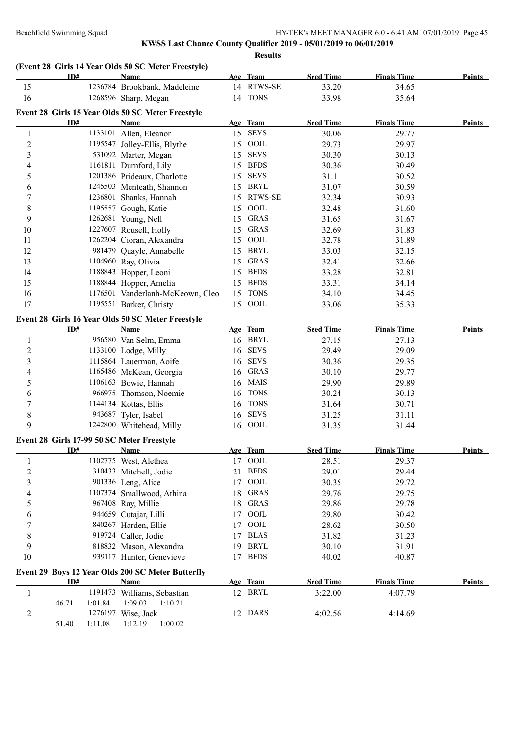**KWSS Last Chance County Qualifier 2019 - 05/01/2019 to 06/01/2019**

**Results**

### (Event 28 Girls 14 Year Olds 50 SC Meter Freestyle)

| | ID# | Name | Age | Team | Seed Time | Finals Time | Points |
|---|---|---|---|---|---|---|---|
| 15 | 1236784 | Brookbank, Madeleine | 14 | RTWS-SE | 33.20 | 34.65 | |
| 16 | 1268596 | Sharp, Megan | 14 | TONS | 33.98 | 35.64 | |

### Event 28 Girls 15 Year Olds 50 SC Meter Freestyle

| | ID# | Name | Age | Team | Seed Time | Finals Time | Points |
|---|---|---|---|---|---|---|---|
| 1 | 1133101 | Allen, Eleanor | 15 | SEVS | 30.06 | 29.77 | |
| 2 | 1195547 | Jolley-Ellis, Blythe | 15 | OOJL | 29.73 | 29.97 | |
| 3 | 531092 | Marter, Megan | 15 | SEVS | 30.30 | 30.13 | |
| 4 | 1161811 | Durnford, Lily | 15 | BFDS | 30.36 | 30.49 | |
| 5 | 1201386 | Prideaux, Charlotte | 15 | SEVS | 31.11 | 30.52 | |
| 6 | 1245503 | Menteath, Shannon | 15 | BRYL | 31.07 | 30.59 | |
| 7 | 1236801 | Shanks, Hannah | 15 | RTWS-SE | 32.34 | 30.93 | |
| 8 | 1195557 | Gough, Katie | 15 | OOJL | 32.48 | 31.60 | |
| 9 | 1262681 | Young, Nell | 15 | GRAS | 31.65 | 31.67 | |
| 10 | 1227607 | Rousell, Holly | 15 | GRAS | 32.69 | 31.83 | |
| 11 | 1262204 | Cioran, Alexandra | 15 | OOJL | 32.78 | 31.89 | |
| 12 | 981479 | Quayle, Annabelle | 15 | BRYL | 33.03 | 32.15 | |
| 13 | 1104960 | Ray, Olivia | 15 | GRAS | 32.41 | 32.66 | |
| 14 | 1188843 | Hopper, Leoni | 15 | BFDS | 33.28 | 32.81 | |
| 15 | 1188844 | Hopper, Amelia | 15 | BFDS | 33.31 | 34.14 | |
| 16 | 1176501 | Vanderlanh-McKeown, Cleo | 15 | TONS | 34.10 | 34.45 | |
| 17 | 1195551 | Barker, Christy | 15 | OOJL | 33.06 | 35.33 | |

### Event 28 Girls 16 Year Olds 50 SC Meter Freestyle

| | ID# | Name | Age | Team | Seed Time | Finals Time | Points |
|---|---|---|---|---|---|---|---|
| 1 | 956580 | Van Selm, Emma | 16 | BRYL | 27.15 | 27.13 | |
| 2 | 1133100 | Lodge, Milly | 16 | SEVS | 29.49 | 29.09 | |
| 3 | 1115864 | Lauerman, Aoife | 16 | SEVS | 30.36 | 29.35 | |
| 4 | 1165486 | McKean, Georgia | 16 | GRAS | 30.10 | 29.77 | |
| 5 | 1106163 | Bowie, Hannah | 16 | MAIS | 29.90 | 29.89 | |
| 6 | 966975 | Thomson, Noemie | 16 | TONS | 30.24 | 30.13 | |
| 7 | 1144134 | Kottas, Ellis | 16 | TONS | 31.64 | 30.71 | |
| 8 | 943687 | Tyler, Isabel | 16 | SEVS | 31.25 | 31.11 | |
| 9 | 1242800 | Whitehead, Milly | 16 | OOJL | 31.35 | 31.44 | |

### Event 28 Girls 17-99 50 SC Meter Freestyle

| | ID# | Name | Age | Team | Seed Time | Finals Time | Points |
|---|---|---|---|---|---|---|---|
| 1 | 1102775 | West, Alethea | 17 | OOJL | 28.51 | 29.37 | |
| 2 | 310433 | Mitchell, Jodie | 21 | BFDS | 29.01 | 29.44 | |
| 3 | 901336 | Leng, Alice | 17 | OOJL | 30.35 | 29.72 | |
| 4 | 1107374 | Smallwood, Athina | 18 | GRAS | 29.76 | 29.75 | |
| 5 | 967408 | Ray, Millie | 18 | GRAS | 29.86 | 29.78 | |
| 6 | 944659 | Cutajar, Lilli | 17 | OOJL | 29.80 | 30.42 | |
| 7 | 840267 | Harden, Ellie | 17 | OOJL | 28.62 | 30.50 | |
| 8 | 919724 | Caller, Jodie | 17 | BLAS | 31.82 | 31.23 | |
| 9 | 818832 | Mason, Alexandra | 19 | BRYL | 30.10 | 31.91 | |
| 10 | 939117 | Hunter, Genevieve | 17 | BFDS | 40.02 | 40.87 | |

### Event 29 Boys 12 Year Olds 200 SC Meter Butterfly

| | ID# | Name | Age | Team | Seed Time | Finals Time | Points |
|---|---|---|---|---|---|---|---|
| 1 | 1191473 | Williams, Sebastian | 12 | BRYL | 3:22.00 | 4:07.79 | |
| | 46.71 | 1:01.84 1:09.03 1:10.21 | | | | | |
| 2 | 1276197 | Wise, Jack | 12 | DARS | 4:02.56 | 4:14.69 | |
| | 51.40 | 1:11.08 1:12.19 1:00.02 | | | | | |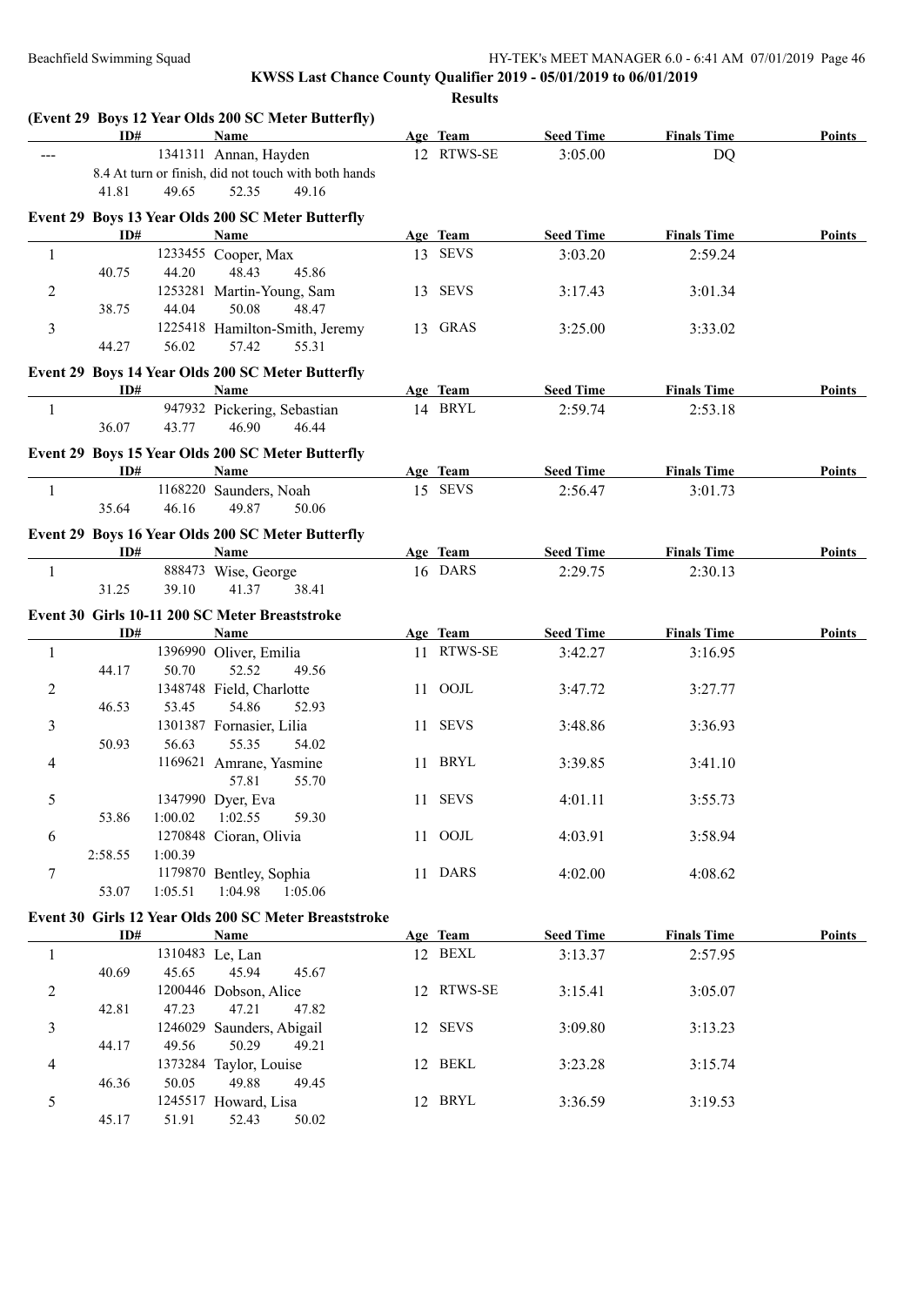**KWSS Last Chance County Qualifier 2019 - 05/01/2019 to 06/01/2019**

**Results**

### (Event 29 Boys 12 Year Olds 200 SC Meter Butterfly)

| | ID# | Name | Age | Team | Seed Time | Finals Time | Points |
|---|---|---|---|---|---|---|---|
| --- | 1341311 | Annan, Hayden | 12 | RTWS-SE | 3:05.00 | DQ | |
| | | 8.4 At turn or finish, did not touch with both hands | | | | | |
| | | 41.81 49.65 52.35 49.16 | | | | | |

### Event 29 Boys 13 Year Olds 200 SC Meter Butterfly

| | ID# | Name | Age | Team | Seed Time | Finals Time | Points |
|---|---|---|---|---|---|---|---|
| 1 | 1233455 | Cooper, Max | 13 | SEVS | 3:03.20 | 2:59.24 | |
| | | 40.75 44.20 48.43 45.86 | | | | | |
| 2 | 1253281 | Martin-Young, Sam | 13 | SEVS | 3:17.43 | 3:01.34 | |
| | | 38.75 44.04 50.08 48.47 | | | | | |
| 3 | 1225418 | Hamilton-Smith, Jeremy | 13 | GRAS | 3:25.00 | 3:33.02 | |
| | | 44.27 56.02 57.42 55.31 | | | | | |

### Event 29 Boys 14 Year Olds 200 SC Meter Butterfly

| | ID# | Name | Age | Team | Seed Time | Finals Time | Points |
|---|---|---|---|---|---|---|---|
| 1 | 947932 | Pickering, Sebastian | 14 | BRYL | 2:59.74 | 2:53.18 | |
| | | 36.07 43.77 46.90 46.44 | | | | | |

### Event 29 Boys 15 Year Olds 200 SC Meter Butterfly

| | ID# | Name | Age | Team | Seed Time | Finals Time | Points |
|---|---|---|---|---|---|---|---|
| 1 | 1168220 | Saunders, Noah | 15 | SEVS | 2:56.47 | 3:01.73 | |
| | | 35.64 46.16 49.87 50.06 | | | | | |

### Event 29 Boys 16 Year Olds 200 SC Meter Butterfly

| | ID# | Name | Age | Team | Seed Time | Finals Time | Points |
|---|---|---|---|---|---|---|---|
| 1 | 888473 | Wise, George | 16 | DARS | 2:29.75 | 2:30.13 | |
| | | 31.25 39.10 41.37 38.41 | | | | | |

### Event 30 Girls 10-11 200 SC Meter Breaststroke

| | ID# | Name | Age | Team | Seed Time | Finals Time | Points |
|---|---|---|---|---|---|---|---|
| 1 | 1396990 | Oliver, Emilia | 11 | RTWS-SE | 3:42.27 | 3:16.95 | |
| | | 44.17 50.70 52.52 49.56 | | | | | |
| 2 | 1348748 | Field, Charlotte | 11 | OOJL | 3:47.72 | 3:27.77 | |
| | | 46.53 53.45 54.86 52.93 | | | | | |
| 3 | 1301387 | Fornasier, Lilia | 11 | SEVS | 3:48.86 | 3:36.93 | |
| | | 50.93 56.63 55.35 54.02 | | | | | |
| 4 | 1169621 | Amrane, Yasmine | 11 | BRYL | 3:39.85 | 3:41.10 | |
| | | 57.81 55.70 | | | | | |
| 5 | 1347990 | Dyer, Eva | 11 | SEVS | 4:01.11 | 3:55.73 | |
| | | 53.86 1:00.02 1:02.55 59.30 | | | | | |
| 6 | 1270848 | Cioran, Olivia | 11 | OOJL | 4:03.91 | 3:58.94 | |
| | | 2:58.55 1:00.39 | | | | | |
| 7 | 1179870 | Bentley, Sophia | 11 | DARS | 4:02.00 | 4:08.62 | |
| | | 53.07 1:05.51 1:04.98 1:05.06 | | | | | |

### Event 30 Girls 12 Year Olds 200 SC Meter Breaststroke

| | ID# | Name | Age | Team | Seed Time | Finals Time | Points |
|---|---|---|---|---|---|---|---|
| 1 | 1310483 | Le, Lan | 12 | BEXL | 3:13.37 | 2:57.95 | |
| | | 40.69 45.65 45.94 45.67 | | | | | |
| 2 | 1200446 | Dobson, Alice | 12 | RTWS-SE | 3:15.41 | 3:05.07 | |
| | | 42.81 47.23 47.21 47.82 | | | | | |
| 3 | 1246029 | Saunders, Abigail | 12 | SEVS | 3:09.80 | 3:13.23 | |
| | | 44.17 49.56 50.29 49.21 | | | | | |
| 4 | 1373284 | Taylor, Louise | 12 | BEKL | 3:23.28 | 3:15.74 | |
| | | 46.36 50.05 49.88 49.45 | | | | | |
| 5 | 1245517 | Howard, Lisa | 12 | BRYL | 3:36.59 | 3:19.53 | |
| | | 45.17 51.91 52.43 50.02 | | | | | |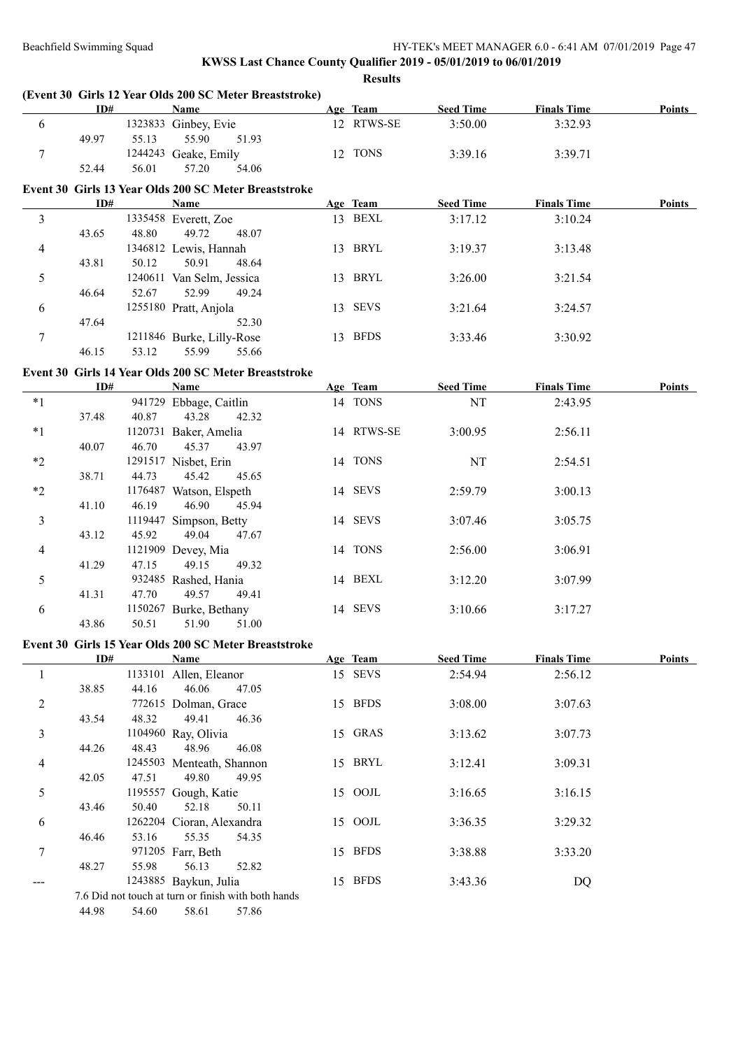**KWSS Last Chance County Qualifier 2019 - 05/01/2019 to 06/01/2019**

**Results**

### (Event 30 Girls 12 Year Olds 200 SC Meter Breaststroke)

| | ID# | Name | Age | Team | Seed Time | Finals Time | Points |
|---|---|---|---|---|---|---|---|
| 6 | 1323833 | Ginbey, Evie | 12 | RTWS-SE | 3:50.00 | 3:32.93 | |
| | 49.97 55.13 55.90 51.93 | | | | | | |
| 7 | 1244243 | Geake, Emily | 12 | TONS | 3:39.16 | 3:39.71 | |
| | 52.44 56.01 57.20 54.06 | | | | | | |

### Event 30 Girls 13 Year Olds 200 SC Meter Breaststroke

| | ID# | Name | Age | Team | Seed Time | Finals Time | Points |
|---|---|---|---|---|---|---|---|
| 3 | 1335458 | Everett, Zoe | 13 | BEXL | 3:17.12 | 3:10.24 | |
| | 43.65 48.80 49.72 48.07 | | | | | | |
| 4 | 1346812 | Lewis, Hannah | 13 | BRYL | 3:19.37 | 3:13.48 | |
| | 43.81 50.12 50.91 48.64 | | | | | | |
| 5 | 1240611 | Van Selm, Jessica | 13 | BRYL | 3:26.00 | 3:21.54 | |
| | 46.64 52.67 52.99 49.24 | | | | | | |
| 6 | 1255180 | Pratt, Anjola | 13 | SEVS | 3:21.64 | 3:24.57 | |
| | 47.64 52.30 | | | | | | |
| 7 | 1211846 | Burke, Lilly-Rose | 13 | BFDS | 3:33.46 | 3:30.92 | |
| | 46.15 53.12 55.99 55.66 | | | | | | |

### Event 30 Girls 14 Year Olds 200 SC Meter Breaststroke

| | ID# | Name | Age | Team | Seed Time | Finals Time | Points |
|---|---|---|---|---|---|---|---|
| *1 | 941729 | Ebbage, Caitlin | 14 | TONS | NT | 2:43.95 | |
| | 37.48 40.87 43.28 42.32 | | | | | | |
| *1 | 1120731 | Baker, Amelia | 14 | RTWS-SE | 3:00.95 | 2:56.11 | |
| | 40.07 46.70 45.37 43.97 | | | | | | |
| *2 | 1291517 | Nisbet, Erin | 14 | TONS | NT | 2:54.51 | |
| | 38.71 44.73 45.42 45.65 | | | | | | |
| *2 | 1176487 | Watson, Elspeth | 14 | SEVS | 2:59.79 | 3:00.13 | |
| | 41.10 46.19 46.90 45.94 | | | | | | |
| 3 | 1119447 | Simpson, Betty | 14 | SEVS | 3:07.46 | 3:05.75 | |
| | 43.12 45.92 49.04 47.67 | | | | | | |
| 4 | 1121909 | Devey, Mia | 14 | TONS | 2:56.00 | 3:06.91 | |
| | 41.29 47.15 49.15 49.32 | | | | | | |
| 5 | 932485 | Rashed, Hania | 14 | BEXL | 3:12.20 | 3:07.99 | |
| | 41.31 47.70 49.57 49.41 | | | | | | |
| 6 | 1150267 | Burke, Bethany | 14 | SEVS | 3:10.66 | 3:17.27 | |
| | 43.86 50.51 51.90 51.00 | | | | | | |

### Event 30 Girls 15 Year Olds 200 SC Meter Breaststroke

| | ID# | Name | Age | Team | Seed Time | Finals Time | Points |
|---|---|---|---|---|---|---|---|
| 1 | 1133101 | Allen, Eleanor | 15 | SEVS | 2:54.94 | 2:56.12 | |
| | 38.85 44.16 46.06 47.05 | | | | | | |
| 2 | 772615 | Dolman, Grace | 15 | BFDS | 3:08.00 | 3:07.63 | |
| | 43.54 48.32 49.41 46.36 | | | | | | |
| 3 | 1104960 | Ray, Olivia | 15 | GRAS | 3:13.62 | 3:07.73 | |
| | 44.26 48.43 48.96 46.08 | | | | | | |
| 4 | 1245503 | Menteath, Shannon | 15 | BRYL | 3:12.41 | 3:09.31 | |
| | 42.05 47.51 49.80 49.95 | | | | | | |
| 5 | 1195557 | Gough, Katie | 15 | OOJL | 3:16.65 | 3:16.15 | |
| | 43.46 50.40 52.18 50.11 | | | | | | |
| 6 | 1262204 | Cioran, Alexandra | 15 | OOJL | 3:36.35 | 3:29.32 | |
| | 46.46 53.16 55.35 54.35 | | | | | | |
| 7 | 971205 | Farr, Beth | 15 | BFDS | 3:38.88 | 3:33.20 | |
| | 48.27 55.98 56.13 52.82 | | | | | | |
| --- | 1243885 | Baykun, Julia | 15 | BFDS | 3:43.36 | DQ | |
| | 7.6 Did not touch at turn or finish with both hands | | | | | | |
| | 44.98 54.60 58.61 57.86 | | | | | | |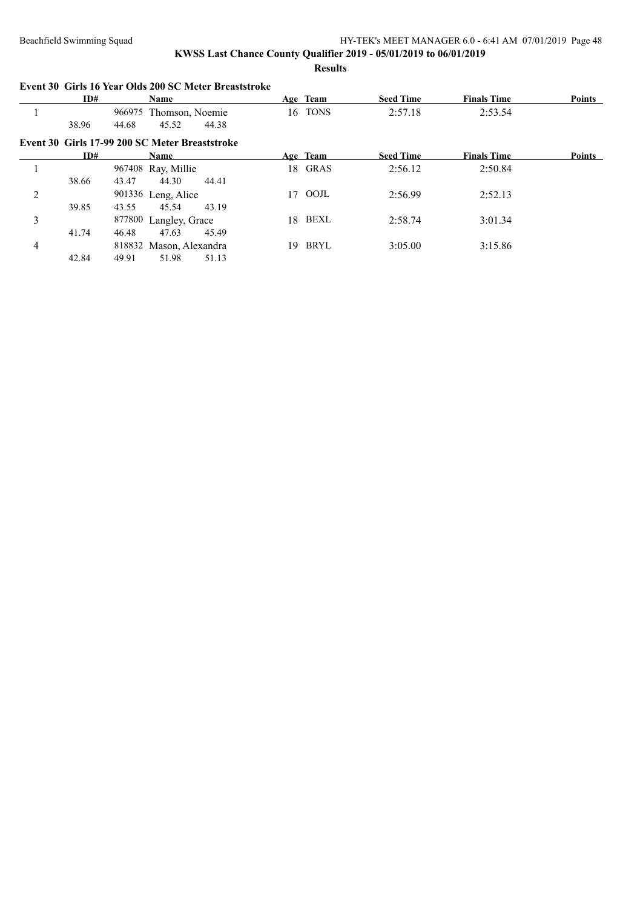**KWSS Last Chance County Qualifier 2019 - 05/01/2019 to 06/01/2019**

**Results**

### Event 30 Girls 16 Year Olds 200 SC Meter Breaststroke

| | ID# | Name | Age | Team | Seed Time | Finals Time | Points |
|---|---|---|---|---|---|---|---|
| 1 | 966975 | Thomson, Noemie | 16 | TONS | 2:57.18 | 2:53.54 | |
| | 38.96 | 44.68 45.52 44.38 | | | | | |

### Event 30 Girls 17-99 200 SC Meter Breaststroke

| | ID# | Name | Age | Team | Seed Time | Finals Time | Points |
|---|---|---|---|---|---|---|---|
| 1 | 967408 | Ray, Millie | 18 | GRAS | 2:56.12 | 2:50.84 | |
| | 38.66 | 43.47 44.30 44.41 | | | | | |
| 2 | 901336 | Leng, Alice | 17 | OOJL | 2:56.99 | 2:52.13 | |
| | 39.85 | 43.55 45.54 43.19 | | | | | |
| 3 | 877800 | Langley, Grace | 18 | BEXL | 2:58.74 | 3:01.34 | |
| | 41.74 | 46.48 47.63 45.49 | | | | | |
| 4 | 818832 | Mason, Alexandra | 19 | BRYL | 3:05.00 | 3:15.86 | |
| | 42.84 | 49.91 51.98 51.13 | | | | | |